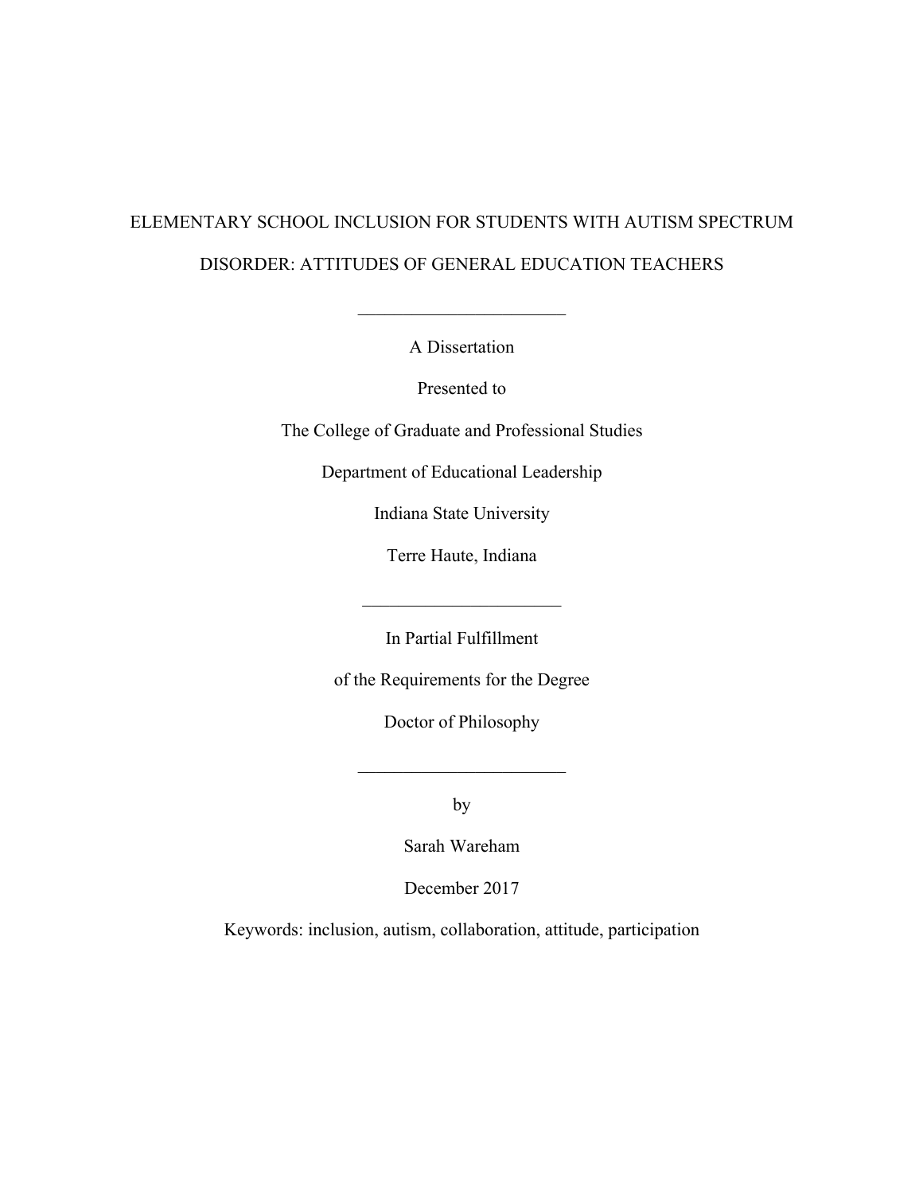# ELEMENTARY SCHOOL INCLUSION FOR STUDENTS WITH AUTISM SPECTRUM DISORDER: ATTITUDES OF GENERAL EDUCATION TEACHERS

---

A Dissertation

Presented to

The College of Graduate and Professional Studies

Department of Educational Leadership

Indiana State University

Terre Haute, Indiana

---

In Partial Fulfillment

of the Requirements for the Degree

Doctor of Philosophy

---

by

Sarah Wareham

December 2017

Keywords: inclusion, autism, collaboration, attitude, participation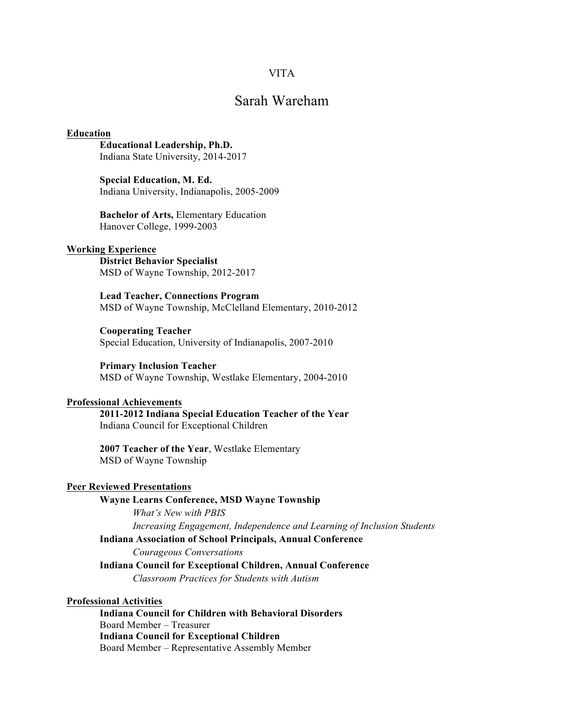VITA

# Sarah Wareham

## Education

**Educational Leadership, Ph.D.**
Indiana State University, 2014-2017

**Special Education, M. Ed.**
Indiana University, Indianapolis, 2005-2009

**Bachelor of Arts,** Elementary Education
Hanover College, 1999-2003

## Working Experience

**District Behavior Specialist**
MSD of Wayne Township, 2012-2017

**Lead Teacher, Connections Program**
MSD of Wayne Township, McClelland Elementary, 2010-2012

**Cooperating Teacher**
Special Education, University of Indianapolis, 2007-2010

**Primary Inclusion Teacher**
MSD of Wayne Township, Westlake Elementary, 2004-2010

## Professional Achievements

**2011-2012 Indiana Special Education Teacher of the Year**
Indiana Council for Exceptional Children

**2007 Teacher of the Year**, Westlake Elementary
MSD of Wayne Township

## Peer Reviewed Presentations

**Wayne Learns Conference, MSD Wayne Township**

*What's New with PBIS*

*Increasing Engagement, Independence and Learning of Inclusion Students*

**Indiana Association of School Principals, Annual Conference**

*Courageous Conversations*

**Indiana Council for Exceptional Children, Annual Conference**

*Classroom Practices for Students with Autism*

## Professional Activities

**Indiana Council for Children with Behavioral Disorders**
Board Member – Treasurer

**Indiana Council for Exceptional Children**
Board Member – Representative Assembly Member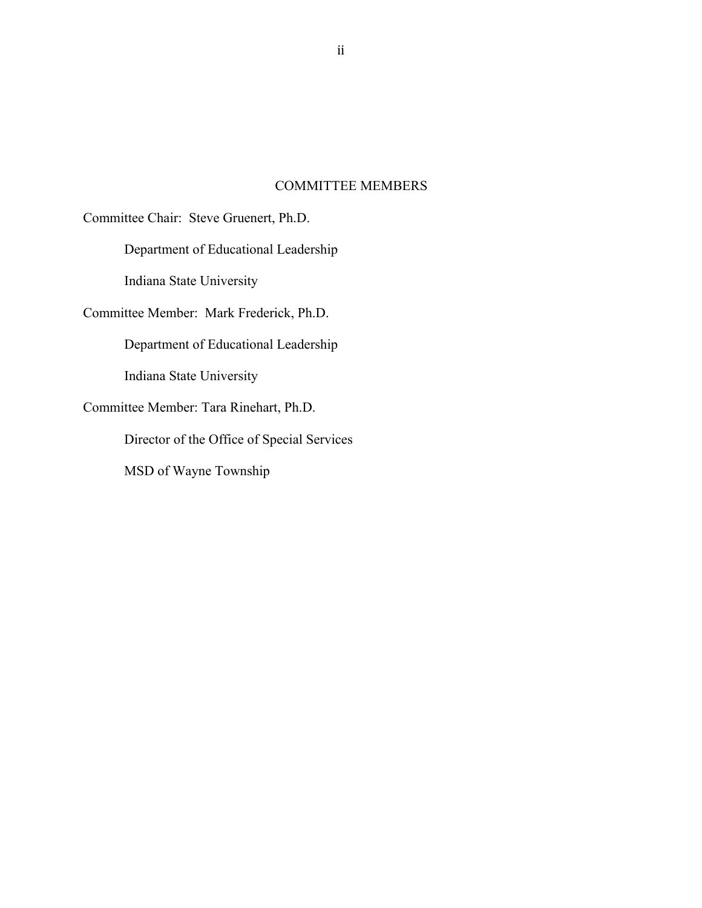# COMMITTEE MEMBERS

Committee Chair: Steve Gruenert, Ph.D.

Department of Educational Leadership

Indiana State University

Committee Member: Mark Frederick, Ph.D.

Department of Educational Leadership

Indiana State University

Committee Member: Tara Rinehart, Ph.D.

Director of the Office of Special Services

MSD of Wayne Township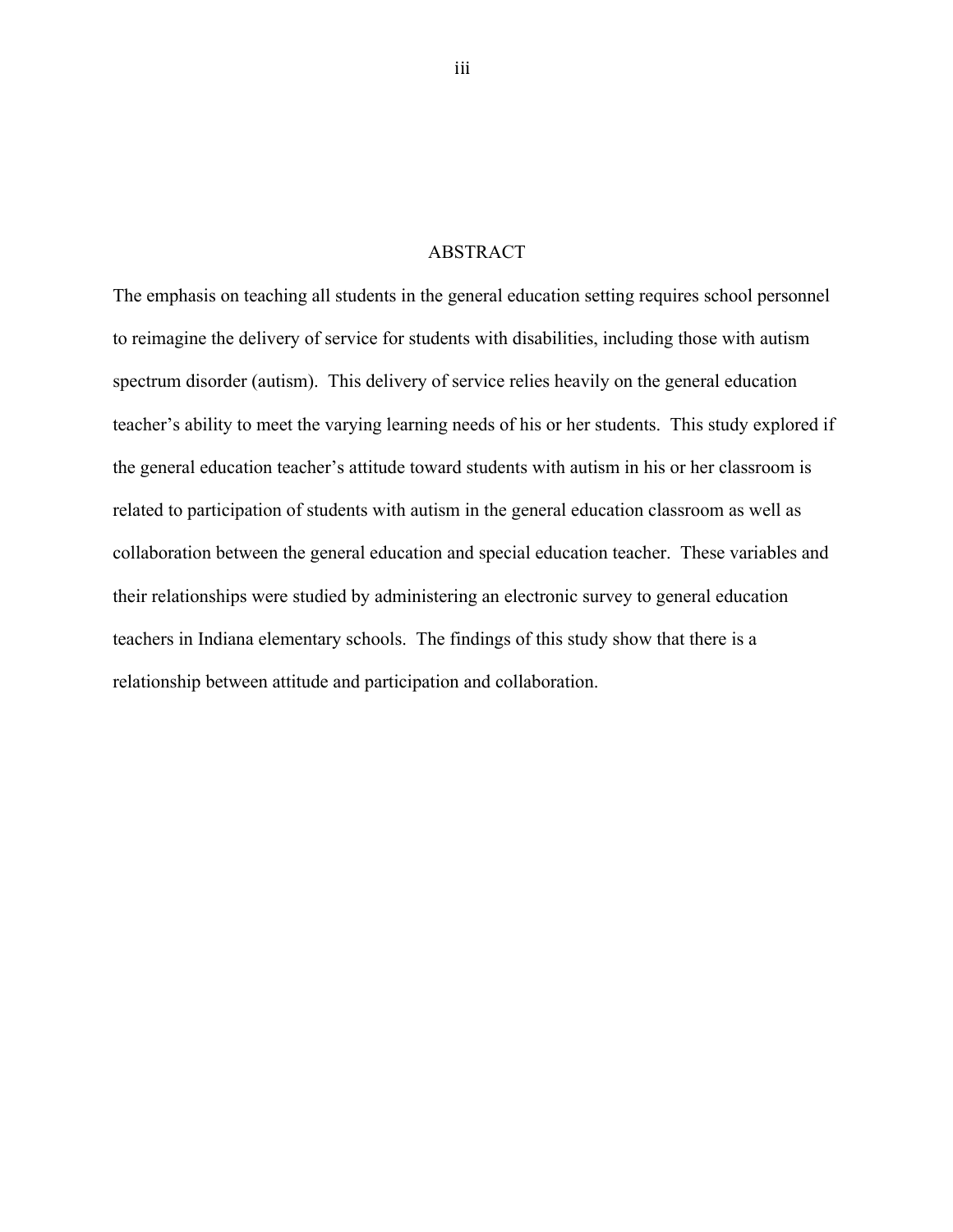# ABSTRACT

The emphasis on teaching all students in the general education setting requires school personnel to reimagine the delivery of service for students with disabilities, including those with autism spectrum disorder (autism). This delivery of service relies heavily on the general education teacher's ability to meet the varying learning needs of his or her students. This study explored if the general education teacher's attitude toward students with autism in his or her classroom is related to participation of students with autism in the general education classroom as well as collaboration between the general education and special education teacher. These variables and their relationships were studied by administering an electronic survey to general education teachers in Indiana elementary schools. The findings of this study show that there is a relationship between attitude and participation and collaboration.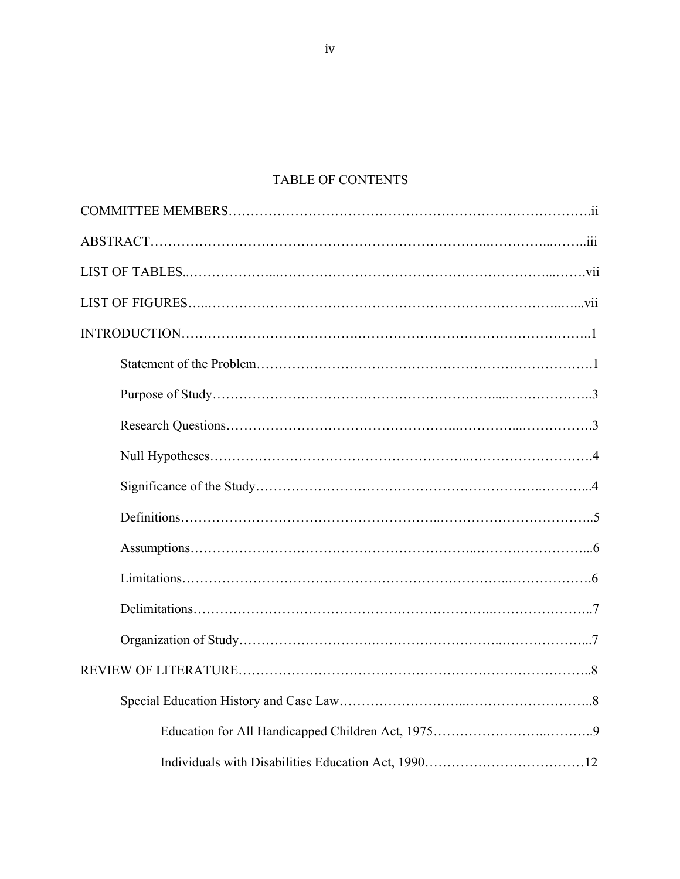# TABLE OF CONTENTS

COMMITTEE MEMBERS……………………………………………………………………….ii

ABSTRACT………………………………………………………………..…………...……..iii

LIST OF TABLES..………………...…………………………………………………...…….vii

LIST OF FIGURES…..……………………………………………………………….…...vii

INTRODUCTION…………………………….……………….…………….………………..1

- Statement of the Problem……………………………………………………………….1
- Purpose of Study……………………………………………………....………………..3
- Research Questions…………………………………….………...…………….3
- Null Hypotheses……………………………………………..……………………….4
- Significance of the Study……………………………………………………..………...4
- Definitions……………………………………………..……………………………..5
- Assumptions…………………………………………………….……………………...6
- Limitations…………………………………………………………….……………….6
- Delimitations……………………………………………………….………………….7
- Organization of Study……………………….……………………..………………...7

REVIEW OF LITERATURE……………………………………………………………………..8

- Special Education History and Case Law……………………..………………………..8
  - Education for All Handicapped Children Act, 1975…………………..………..9
  - Individuals with Disabilities Education Act, 1990………………………………12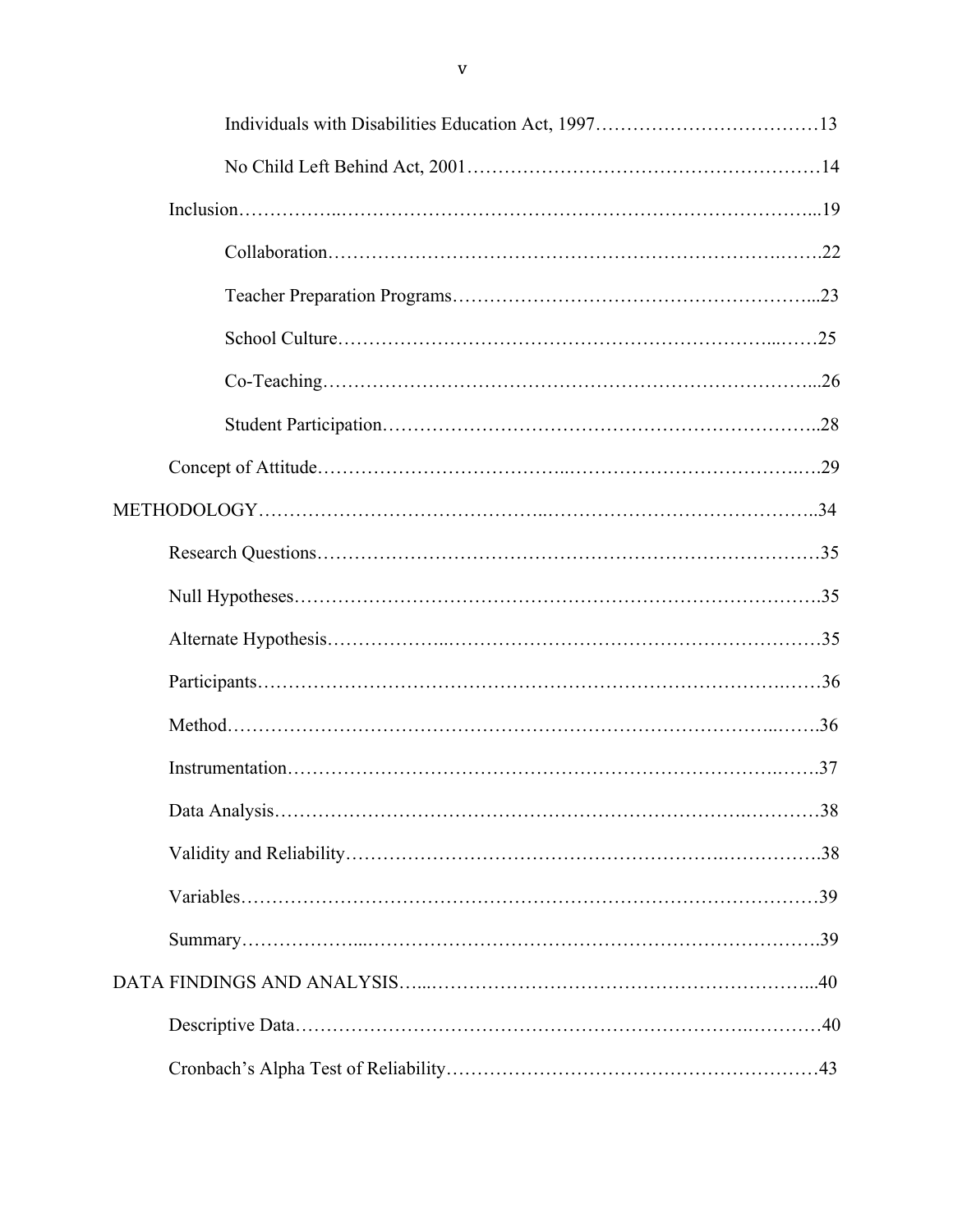Individuals with Disabilities Education Act, 1997……………………………13

No Child Left Behind Act, 2001………………………………………………14

Inclusion……………..…………………………………………………………...19

Collaboration…………………………………………………………….…….22

Teacher Preparation Programs………………………………………………...23

School Culture………………………………………………………...……25

Co-Teaching……………………………………………………………….....26

Student Participation………………………………………………………..28

Concept of Attitude…………………………..………………………………..…29

METHODOLOGY……………………………..……………………………………..34

Research Questions………………………………………………………………35

Null Hypotheses…………………………………………………………………….35

Alternate Hypothesis………………..…………………………………………………35

Participants……………………………………………………………………..……36

Method……………………………………………………………………...…….36

Instrumentation……………………………………………………………….…….37

Data Analysis……………………………………………………………….………38

Validity and Reliability……………………………….……………….…………….38

Variables…………………………………………………………………………39

Summary………………...………………………………………………….…….39

DATA FINDINGS AND ANALYSIS…...………………………………………………...40

Descriptive Data…………………………………………………………….…………40

Cronbach's Alpha Test of Reliability…………………………………………………43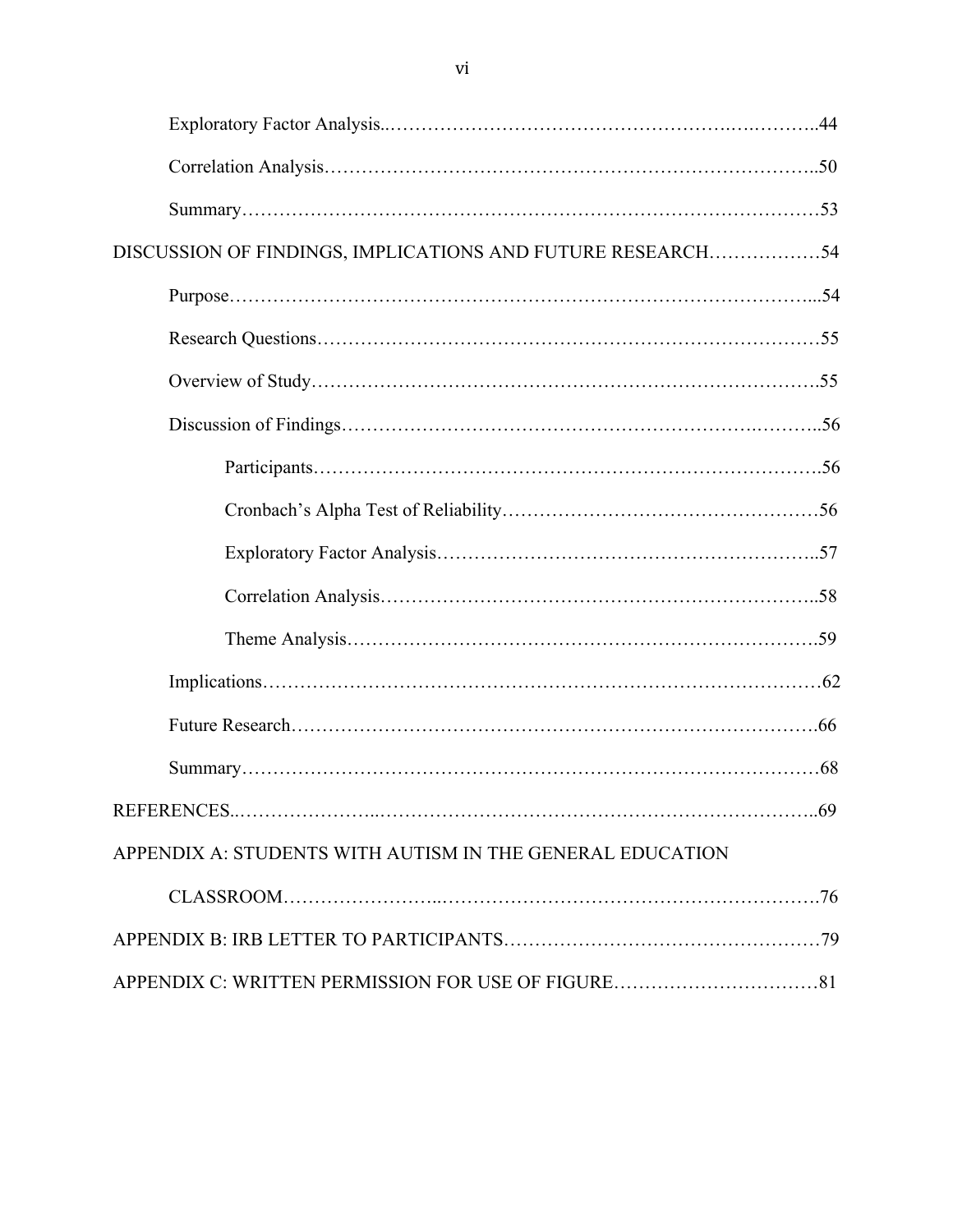Exploratory Factor Analysis..................................................................................44

Correlation Analysis..........................................................................................50

Summary.............................................................................................................53

DISCUSSION OF FINDINGS, IMPLICATIONS AND FUTURE RESEARCH..................54

Purpose...............................................................................................................54

Research Questions.............................................................................................55

Overview of Study...............................................................................................55

Discussion of Findings........................................................................................56

Participants.....................................................................................................56

Cronbach's Alpha Test of Reliability.................................................................56

Exploratory Factor Analysis...............................................................................57

Correlation Analysis..........................................................................................58

Theme Analysis................................................................................................59

Implications.........................................................................................................62

Future Research...................................................................................................66

Summary.............................................................................................................68

REFERENCES...........................................................................................................69

APPENDIX A: STUDENTS WITH AUTISM IN THE GENERAL EDUCATION

CLASSROOM...................................................................................................76

APPENDIX B: IRB LETTER TO PARTICIPANTS...................................................79

APPENDIX C: WRITTEN PERMISSION FOR USE OF FIGURE................................81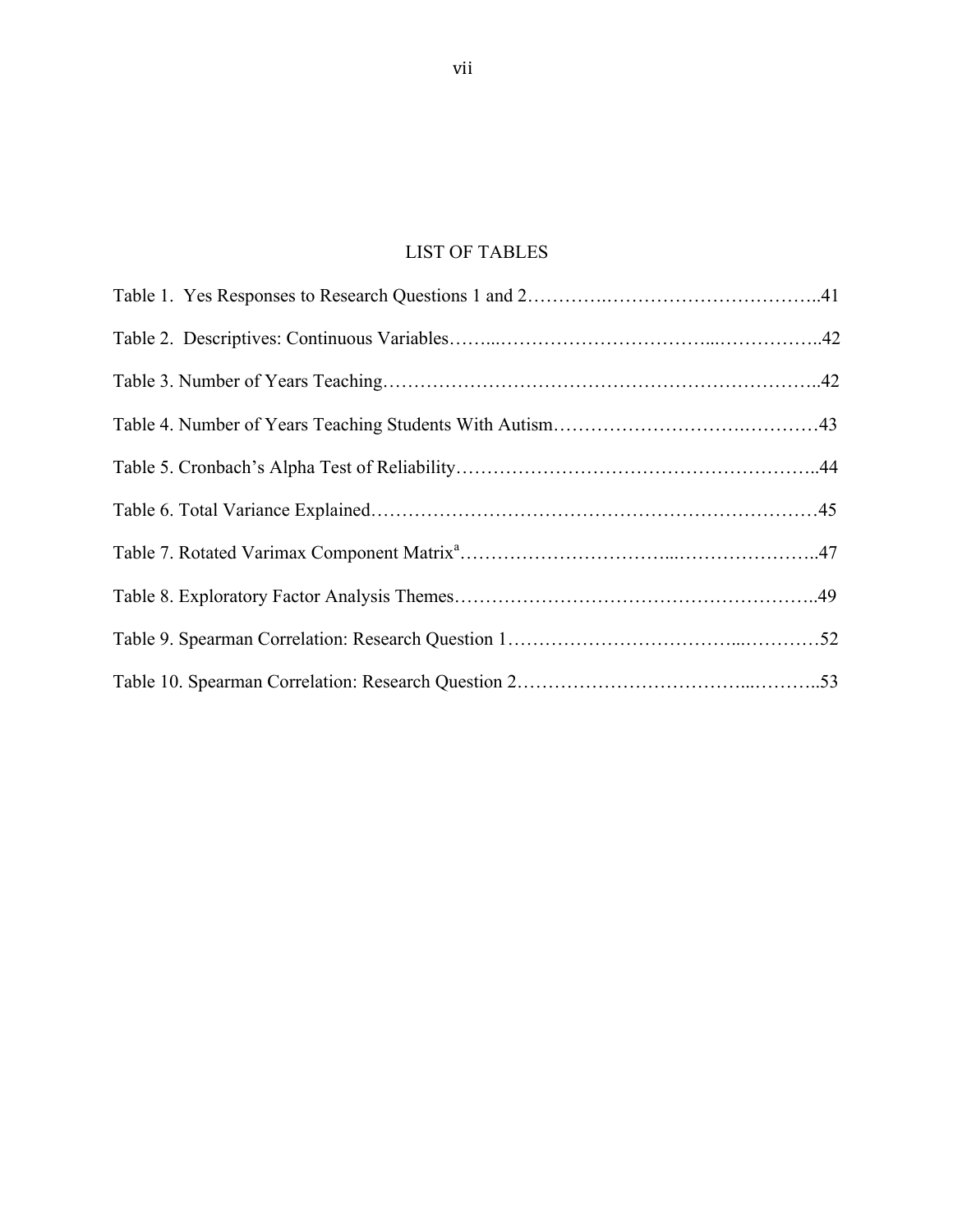# LIST OF TABLES

Table 1. Yes Responses to Research Questions 1 and 2……………………………………………..41

Table 2. Descriptives: Continuous Variables……………………………………………………..42

Table 3. Number of Years Teaching……………………………………………………………..42

Table 4. Number of Years Teaching Students With Autism………………………………………43

Table 5. Cronbach's Alpha Test of Reliability…………………………………………………..44

Table 6. Total Variance Explained………………………………………………………………45

Table 7. Rotated Varimax Component Matrix[a]……………………………………………………..47

Table 8. Exploratory Factor Analysis Themes…………………………………………………..49

Table 9. Spearman Correlation: Research Question 1……………………………………………52

Table 10. Spearman Correlation: Research Question 2…………………………………………..53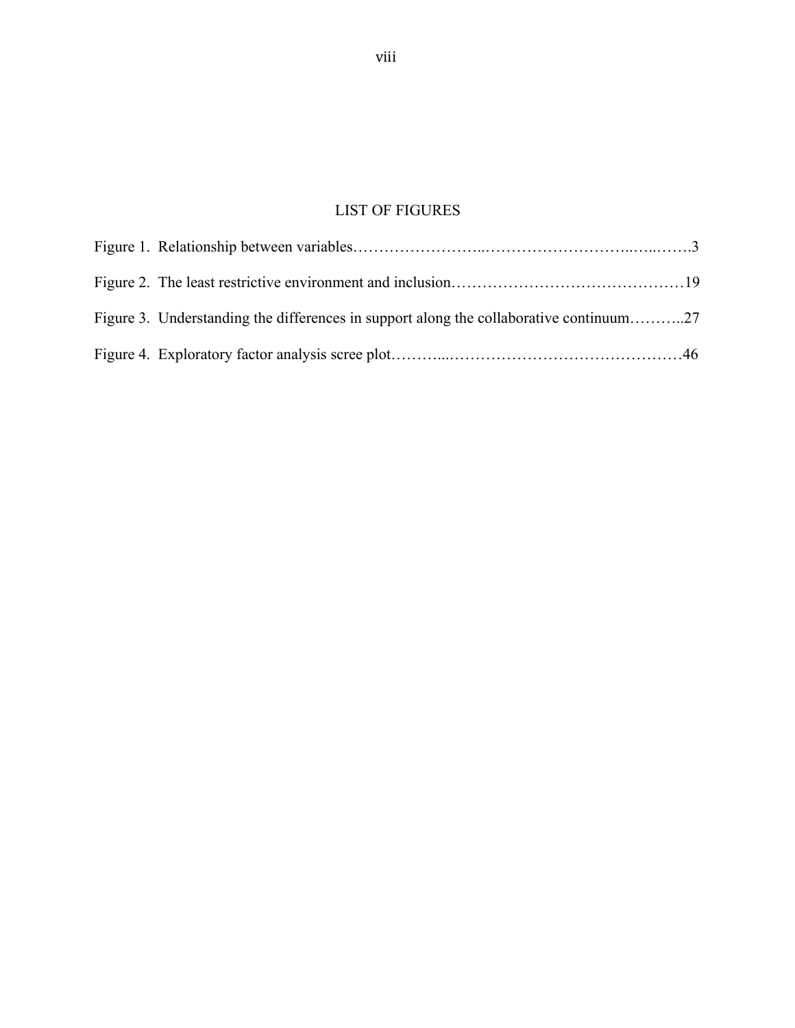# LIST OF FIGURES

Figure 1. Relationship between variables……………………..………………………..…..…….3

Figure 2. The least restrictive environment and inclusion………………………………………19

Figure 3. Understanding the differences in support along the collaborative continuum………..27

Figure 4. Exploratory factor analysis scree plot………...………………………………………46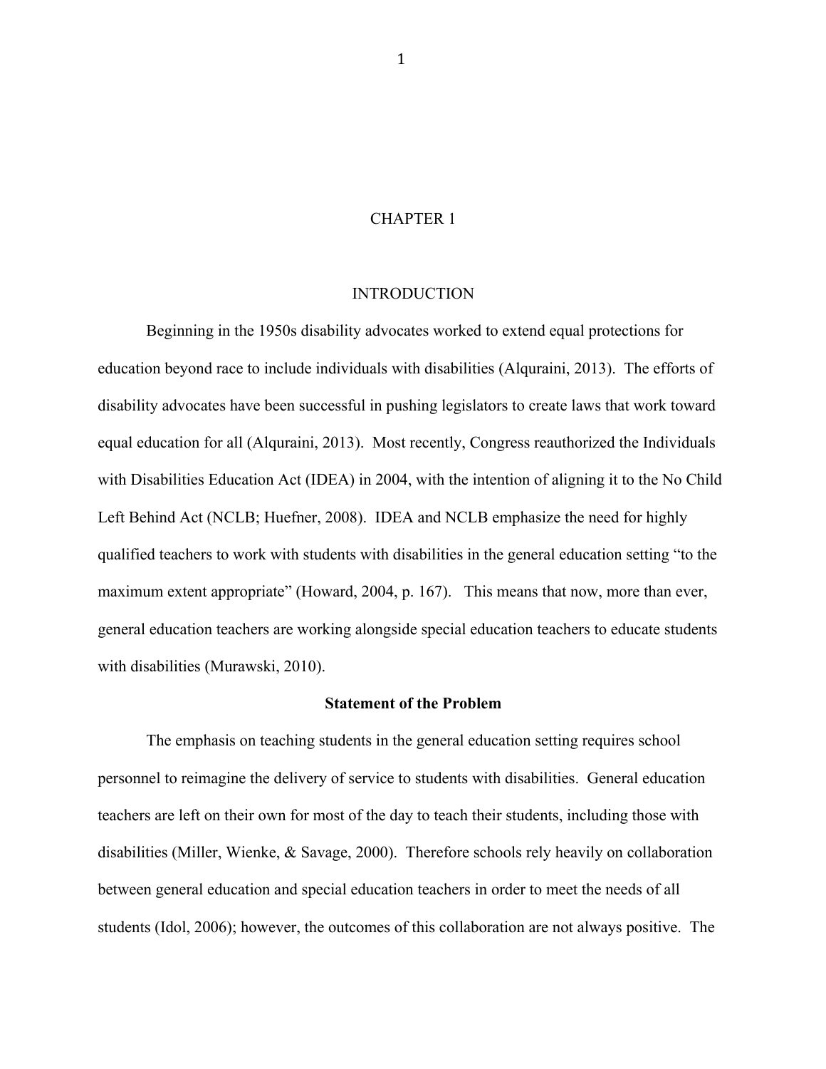# CHAPTER 1

## INTRODUCTION

Beginning in the 1950s disability advocates worked to extend equal protections for education beyond race to include individuals with disabilities (Alquraini, 2013). The efforts of disability advocates have been successful in pushing legislators to create laws that work toward equal education for all (Alquraini, 2013). Most recently, Congress reauthorized the Individuals with Disabilities Education Act (IDEA) in 2004, with the intention of aligning it to the No Child Left Behind Act (NCLB; Huefner, 2008). IDEA and NCLB emphasize the need for highly qualified teachers to work with students with disabilities in the general education setting "to the maximum extent appropriate" (Howard, 2004, p. 167). This means that now, more than ever, general education teachers are working alongside special education teachers to educate students with disabilities (Murawski, 2010).

### Statement of the Problem

The emphasis on teaching students in the general education setting requires school personnel to reimagine the delivery of service to students with disabilities. General education teachers are left on their own for most of the day to teach their students, including those with disabilities (Miller, Wienke, & Savage, 2000). Therefore schools rely heavily on collaboration between general education and special education teachers in order to meet the needs of all students (Idol, 2006); however, the outcomes of this collaboration are not always positive. The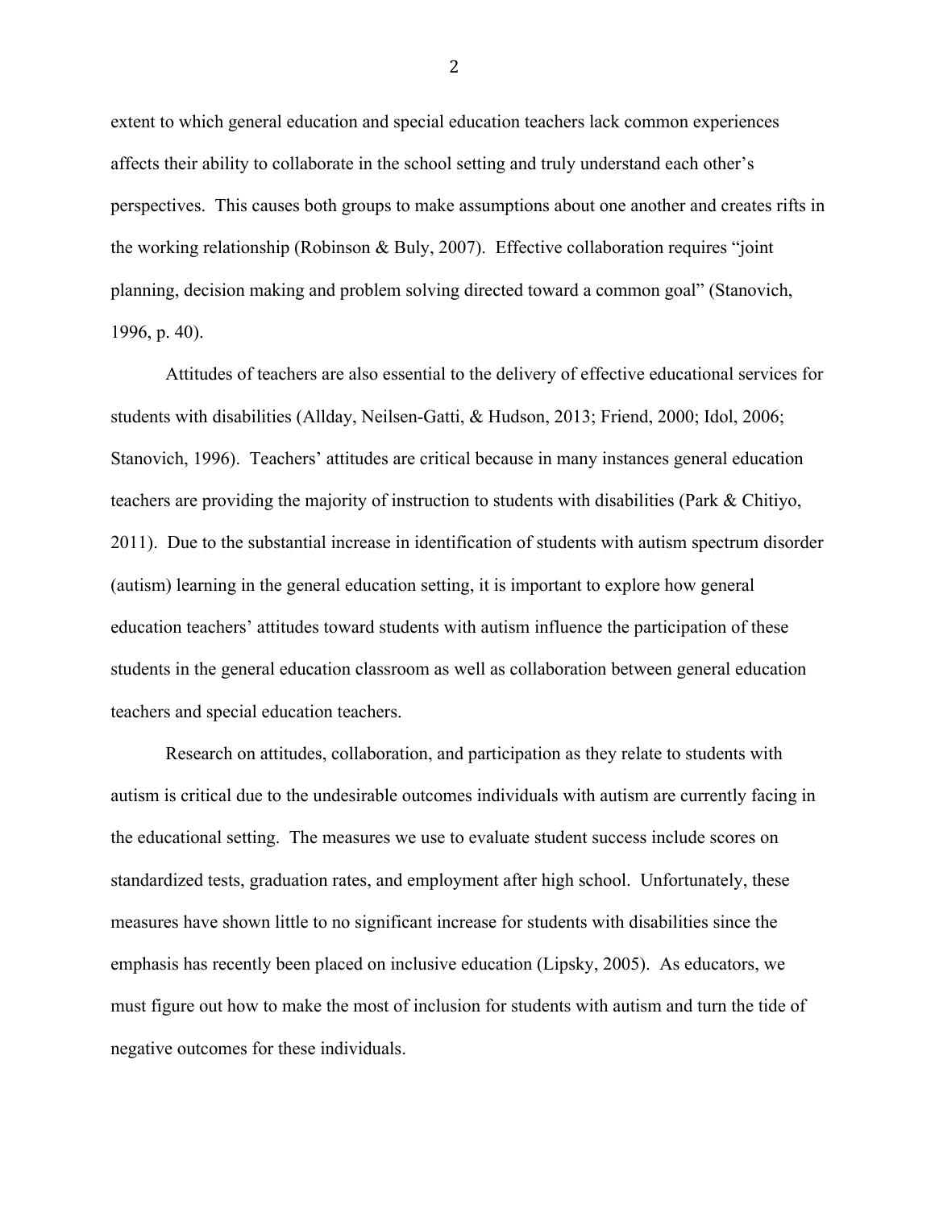extent to which general education and special education teachers lack common experiences affects their ability to collaborate in the school setting and truly understand each other's perspectives. This causes both groups to make assumptions about one another and creates rifts in the working relationship (Robinson & Buly, 2007). Effective collaboration requires "joint planning, decision making and problem solving directed toward a common goal" (Stanovich, 1996, p. 40).

Attitudes of teachers are also essential to the delivery of effective educational services for students with disabilities (Allday, Neilsen-Gatti, & Hudson, 2013; Friend, 2000; Idol, 2006; Stanovich, 1996). Teachers' attitudes are critical because in many instances general education teachers are providing the majority of instruction to students with disabilities (Park & Chitiyo, 2011). Due to the substantial increase in identification of students with autism spectrum disorder (autism) learning in the general education setting, it is important to explore how general education teachers' attitudes toward students with autism influence the participation of these students in the general education classroom as well as collaboration between general education teachers and special education teachers.

Research on attitudes, collaboration, and participation as they relate to students with autism is critical due to the undesirable outcomes individuals with autism are currently facing in the educational setting. The measures we use to evaluate student success include scores on standardized tests, graduation rates, and employment after high school. Unfortunately, these measures have shown little to no significant increase for students with disabilities since the emphasis has recently been placed on inclusive education (Lipsky, 2005). As educators, we must figure out how to make the most of inclusion for students with autism and turn the tide of negative outcomes for these individuals.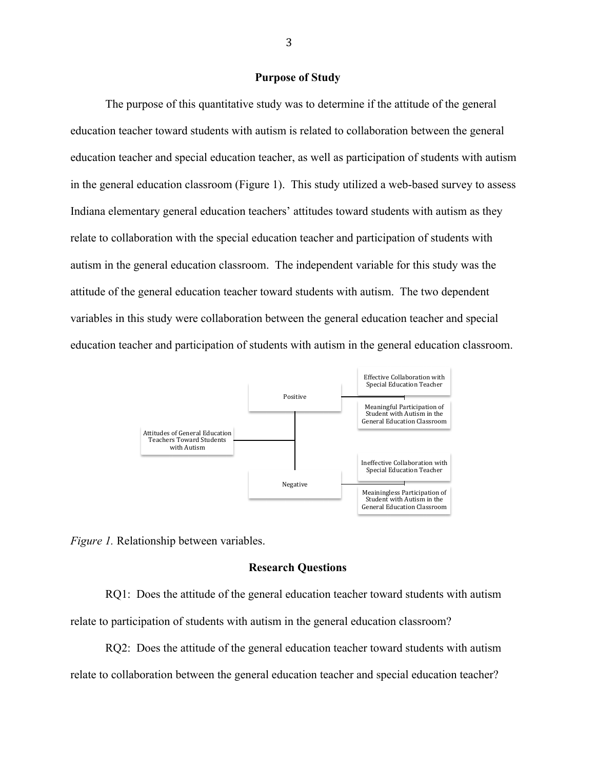## Purpose of Study

The purpose of this quantitative study was to determine if the attitude of the general education teacher toward students with autism is related to collaboration between the general education teacher and special education teacher, as well as participation of students with autism in the general education classroom (Figure 1). This study utilized a web-based survey to assess Indiana elementary general education teachers' attitudes toward students with autism as they relate to collaboration with the special education teacher and participation of students with autism in the general education classroom. The independent variable for this study was the attitude of the general education teacher toward students with autism. The two dependent variables in this study were collaboration between the general education teacher and special education teacher and participation of students with autism in the general education classroom.

Attitudes of General Education Teachers Toward Students with Autism

- Positive
  - Effective Collaboration with Special Education Teacher
  - Meaningful Participation of Student with Autism in the General Education Classroom
- Negative
  - Ineffective Collaboration with Special Education Teacher
  - Meainingless Participation of Student with Autism in the General Education Classroom

*Figure 1.* Relationship between variables.

## Research Questions

RQ1: Does the attitude of the general education teacher toward students with autism relate to participation of students with autism in the general education classroom?

RQ2: Does the attitude of the general education teacher toward students with autism relate to collaboration between the general education teacher and special education teacher?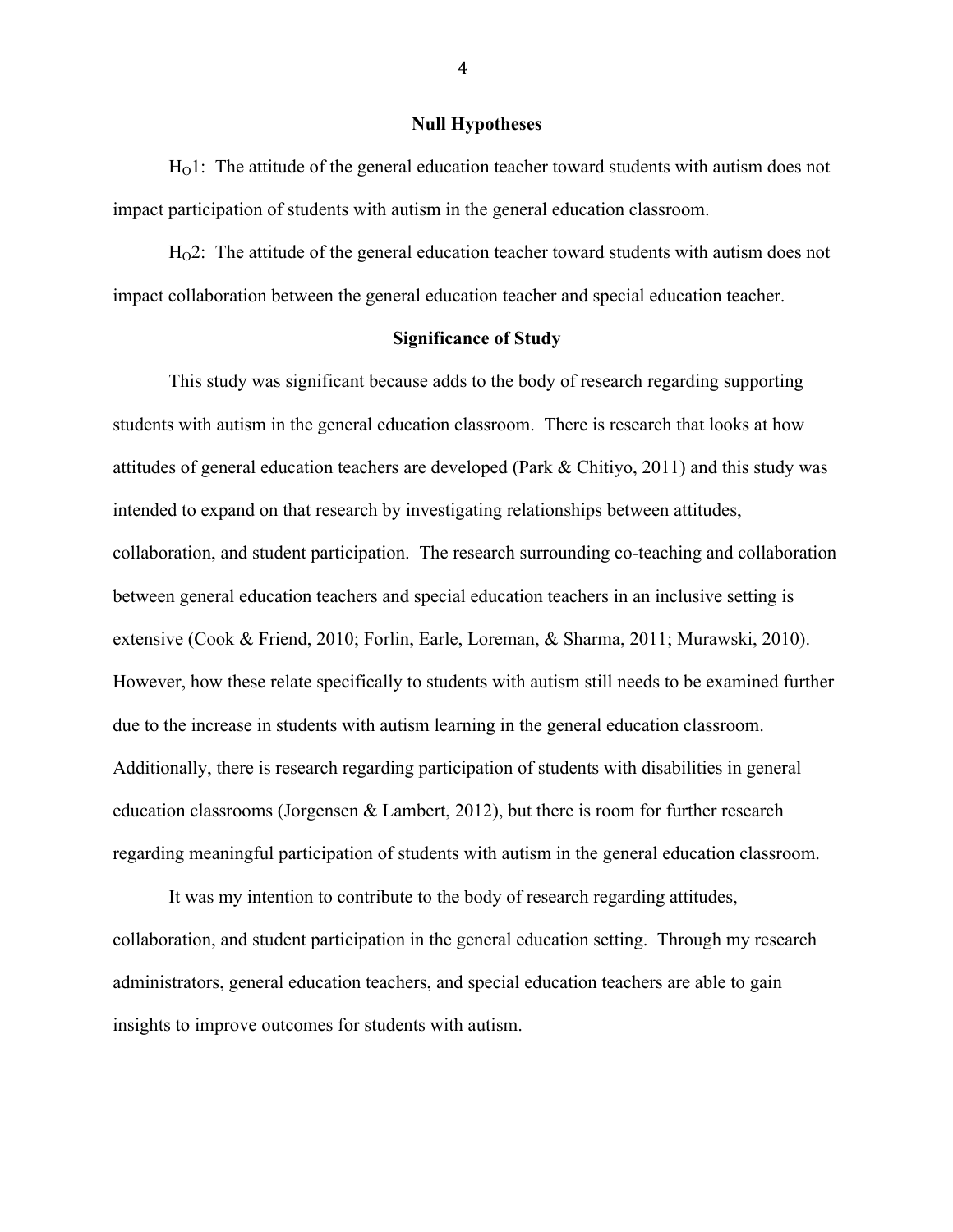## Null Hypotheses

$H_O1$: The attitude of the general education teacher toward students with autism does not impact participation of students with autism in the general education classroom.

$H_O2$: The attitude of the general education teacher toward students with autism does not impact collaboration between the general education teacher and special education teacher.

## Significance of Study

This study was significant because adds to the body of research regarding supporting students with autism in the general education classroom. There is research that looks at how attitudes of general education teachers are developed (Park & Chitiyo, 2011) and this study was intended to expand on that research by investigating relationships between attitudes, collaboration, and student participation. The research surrounding co-teaching and collaboration between general education teachers and special education teachers in an inclusive setting is extensive (Cook & Friend, 2010; Forlin, Earle, Loreman, & Sharma, 2011; Murawski, 2010). However, how these relate specifically to students with autism still needs to be examined further due to the increase in students with autism learning in the general education classroom. Additionally, there is research regarding participation of students with disabilities in general education classrooms (Jorgensen & Lambert, 2012), but there is room for further research regarding meaningful participation of students with autism in the general education classroom.

It was my intention to contribute to the body of research regarding attitudes, collaboration, and student participation in the general education setting. Through my research administrators, general education teachers, and special education teachers are able to gain insights to improve outcomes for students with autism.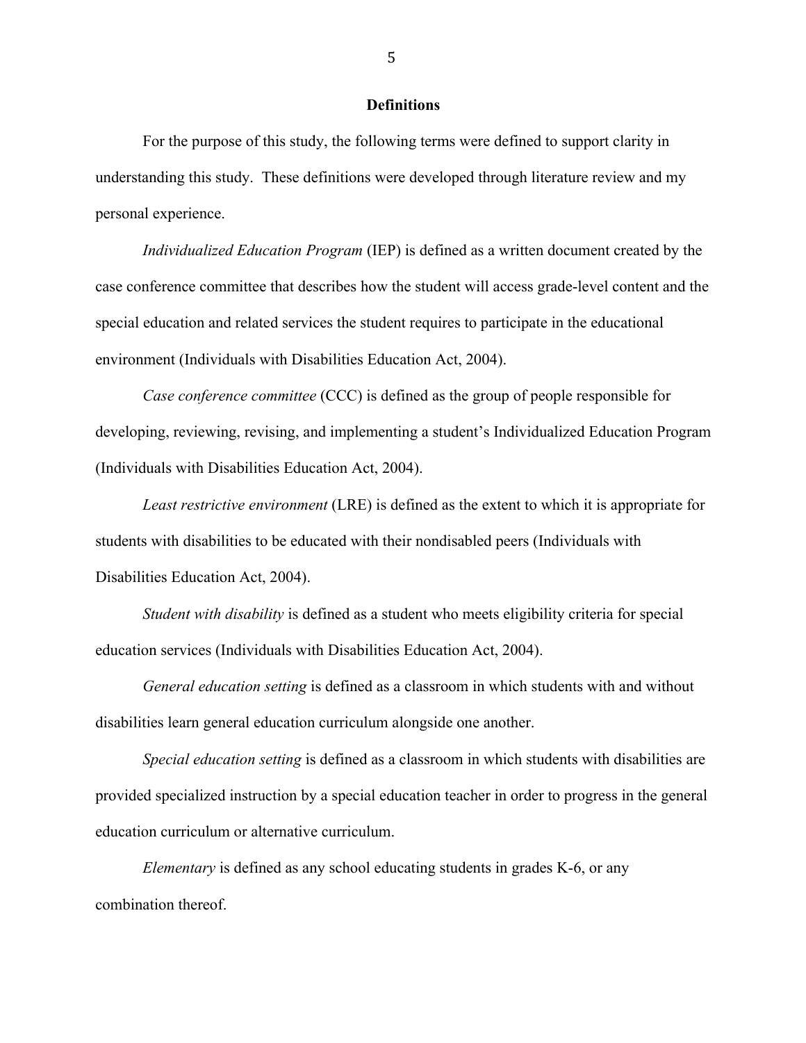## Definitions

For the purpose of this study, the following terms were defined to support clarity in understanding this study. These definitions were developed through literature review and my personal experience.

*Individualized Education Program* (IEP) is defined as a written document created by the case conference committee that describes how the student will access grade-level content and the special education and related services the student requires to participate in the educational environment (Individuals with Disabilities Education Act, 2004).

*Case conference committee* (CCC) is defined as the group of people responsible for developing, reviewing, revising, and implementing a student's Individualized Education Program (Individuals with Disabilities Education Act, 2004).

*Least restrictive environment* (LRE) is defined as the extent to which it is appropriate for students with disabilities to be educated with their nondisabled peers (Individuals with Disabilities Education Act, 2004).

*Student with disability* is defined as a student who meets eligibility criteria for special education services (Individuals with Disabilities Education Act, 2004).

*General education setting* is defined as a classroom in which students with and without disabilities learn general education curriculum alongside one another.

*Special education setting* is defined as a classroom in which students with disabilities are provided specialized instruction by a special education teacher in order to progress in the general education curriculum or alternative curriculum.

*Elementary* is defined as any school educating students in grades K-6, or any combination thereof.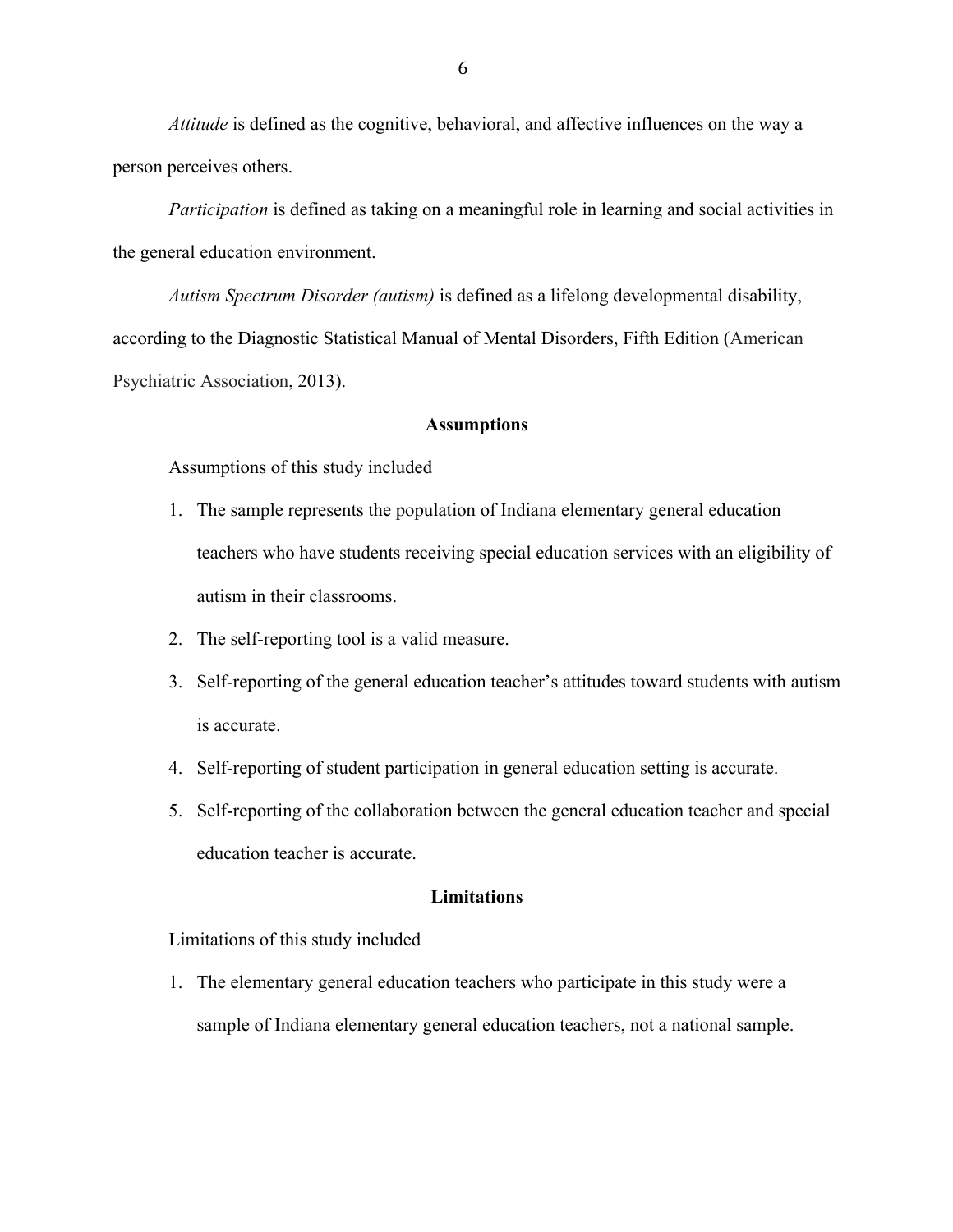*Attitude* is defined as the cognitive, behavioral, and affective influences on the way a person perceives others.

*Participation* is defined as taking on a meaningful role in learning and social activities in the general education environment.

*Autism Spectrum Disorder (autism)* is defined as a lifelong developmental disability, according to the Diagnostic Statistical Manual of Mental Disorders, Fifth Edition (American Psychiatric Association, 2013).

## Assumptions

Assumptions of this study included

1. The sample represents the population of Indiana elementary general education teachers who have students receiving special education services with an eligibility of autism in their classrooms.
2. The self-reporting tool is a valid measure.
3. Self-reporting of the general education teacher's attitudes toward students with autism is accurate.
4. Self-reporting of student participation in general education setting is accurate.
5. Self-reporting of the collaboration between the general education teacher and special education teacher is accurate.

## Limitations

Limitations of this study included

1. The elementary general education teachers who participate in this study were a sample of Indiana elementary general education teachers, not a national sample.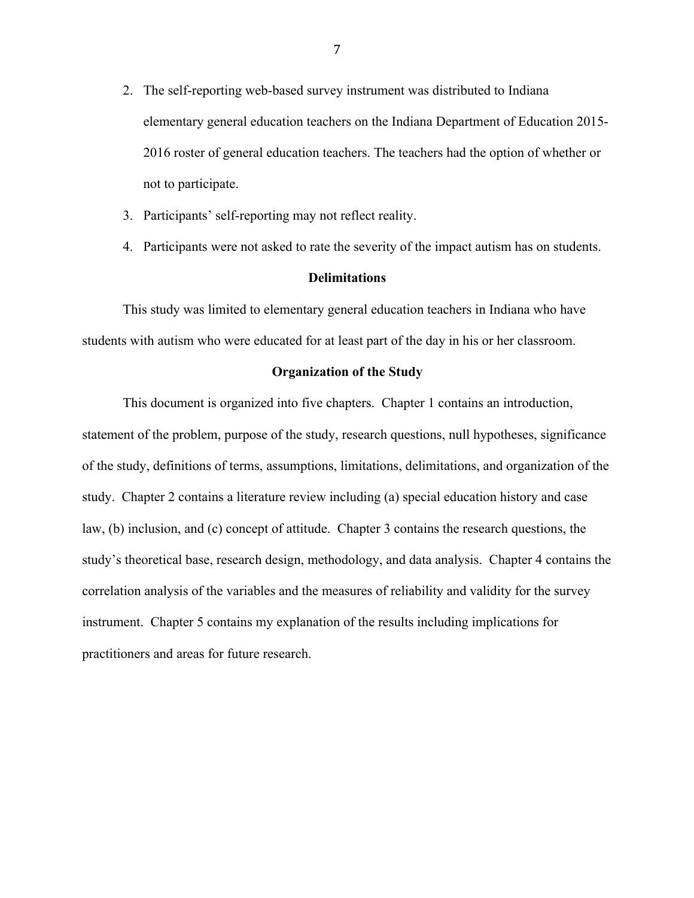2. The self-reporting web-based survey instrument was distributed to Indiana elementary general education teachers on the Indiana Department of Education 2015-2016 roster of general education teachers. The teachers had the option of whether or not to participate.
3. Participants' self-reporting may not reflect reality.
4. Participants were not asked to rate the severity of the impact autism has on students.

## Delimitations

This study was limited to elementary general education teachers in Indiana who have students with autism who were educated for at least part of the day in his or her classroom.

## Organization of the Study

This document is organized into five chapters. Chapter 1 contains an introduction, statement of the problem, purpose of the study, research questions, null hypotheses, significance of the study, definitions of terms, assumptions, limitations, delimitations, and organization of the study. Chapter 2 contains a literature review including (a) special education history and case law, (b) inclusion, and (c) concept of attitude. Chapter 3 contains the research questions, the study's theoretical base, research design, methodology, and data analysis. Chapter 4 contains the correlation analysis of the variables and the measures of reliability and validity for the survey instrument. Chapter 5 contains my explanation of the results including implications for practitioners and areas for future research.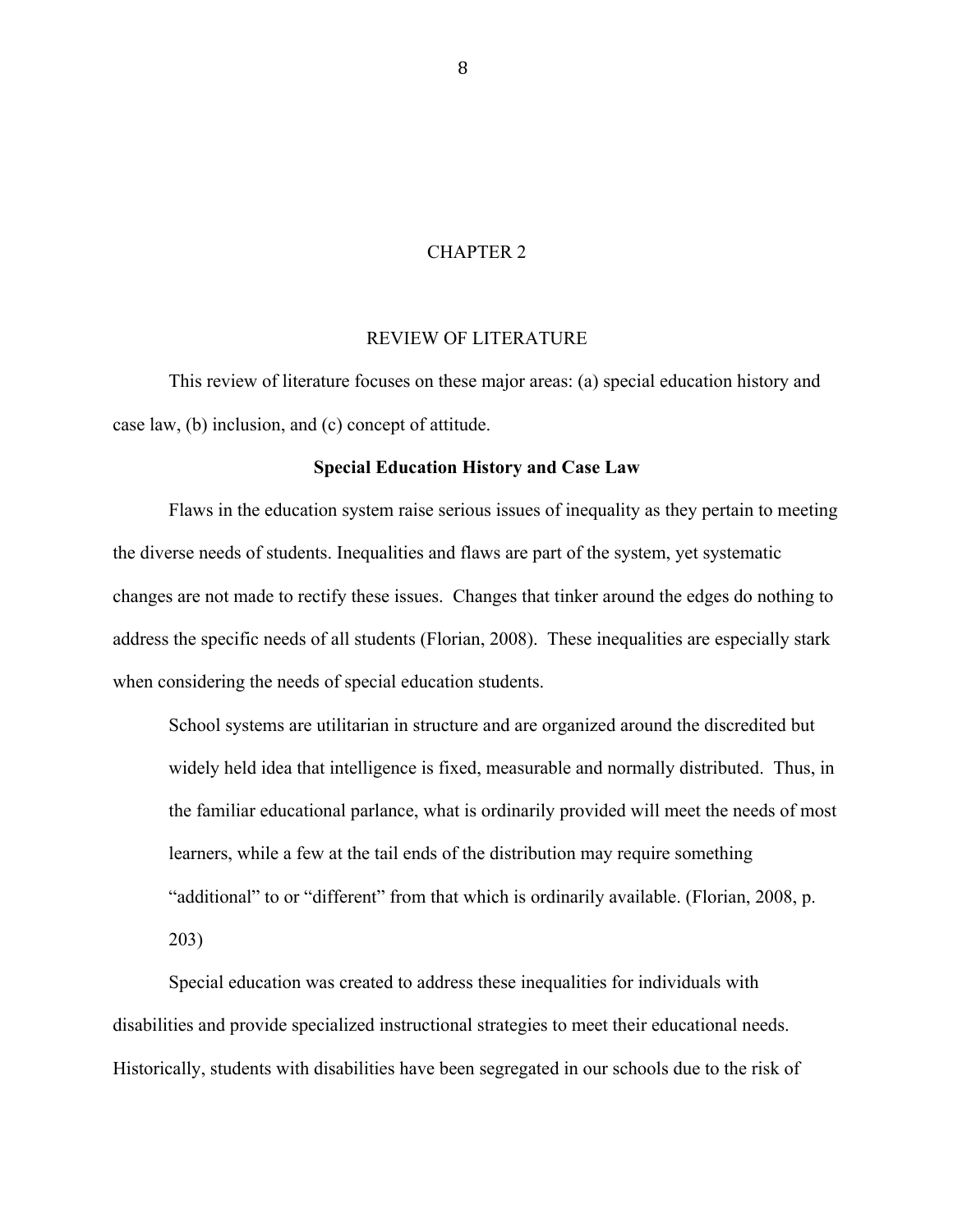# CHAPTER 2

## REVIEW OF LITERATURE

This review of literature focuses on these major areas: (a) special education history and case law, (b) inclusion, and (c) concept of attitude.

### Special Education History and Case Law

Flaws in the education system raise serious issues of inequality as they pertain to meeting the diverse needs of students. Inequalities and flaws are part of the system, yet systematic changes are not made to rectify these issues. Changes that tinker around the edges do nothing to address the specific needs of all students (Florian, 2008). These inequalities are especially stark when considering the needs of special education students.

> School systems are utilitarian in structure and are organized around the discredited but widely held idea that intelligence is fixed, measurable and normally distributed. Thus, in the familiar educational parlance, what is ordinarily provided will meet the needs of most learners, while a few at the tail ends of the distribution may require something "additional" to or "different" from that which is ordinarily available. (Florian, 2008, p. 203)

Special education was created to address these inequalities for individuals with disabilities and provide specialized instructional strategies to meet their educational needs. Historically, students with disabilities have been segregated in our schools due to the risk of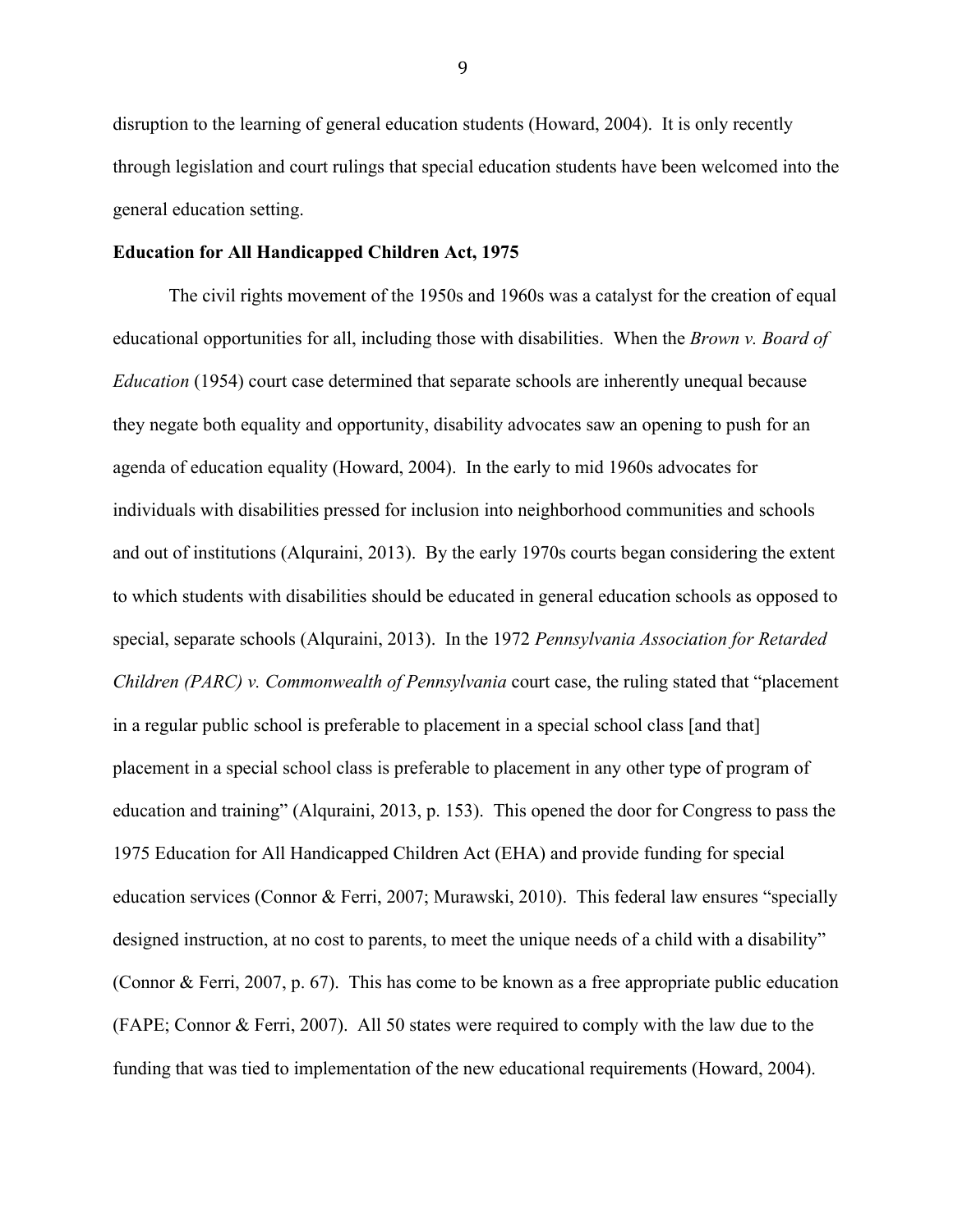disruption to the learning of general education students (Howard, 2004). It is only recently through legislation and court rulings that special education students have been welcomed into the general education setting.

**Education for All Handicapped Children Act, 1975**

The civil rights movement of the 1950s and 1960s was a catalyst for the creation of equal educational opportunities for all, including those with disabilities. When the *Brown v. Board of Education* (1954) court case determined that separate schools are inherently unequal because they negate both equality and opportunity, disability advocates saw an opening to push for an agenda of education equality (Howard, 2004). In the early to mid 1960s advocates for individuals with disabilities pressed for inclusion into neighborhood communities and schools and out of institutions (Alquraini, 2013). By the early 1970s courts began considering the extent to which students with disabilities should be educated in general education schools as opposed to special, separate schools (Alquraini, 2013). In the 1972 *Pennsylvania Association for Retarded Children (PARC) v. Commonwealth of Pennsylvania* court case, the ruling stated that "placement in a regular public school is preferable to placement in a special school class [and that] placement in a special school class is preferable to placement in any other type of program of education and training" (Alquraini, 2013, p. 153). This opened the door for Congress to pass the 1975 Education for All Handicapped Children Act (EHA) and provide funding for special education services (Connor & Ferri, 2007; Murawski, 2010). This federal law ensures "specially designed instruction, at no cost to parents, to meet the unique needs of a child with a disability" (Connor & Ferri, 2007, p. 67). This has come to be known as a free appropriate public education (FAPE; Connor & Ferri, 2007). All 50 states were required to comply with the law due to the funding that was tied to implementation of the new educational requirements (Howard, 2004).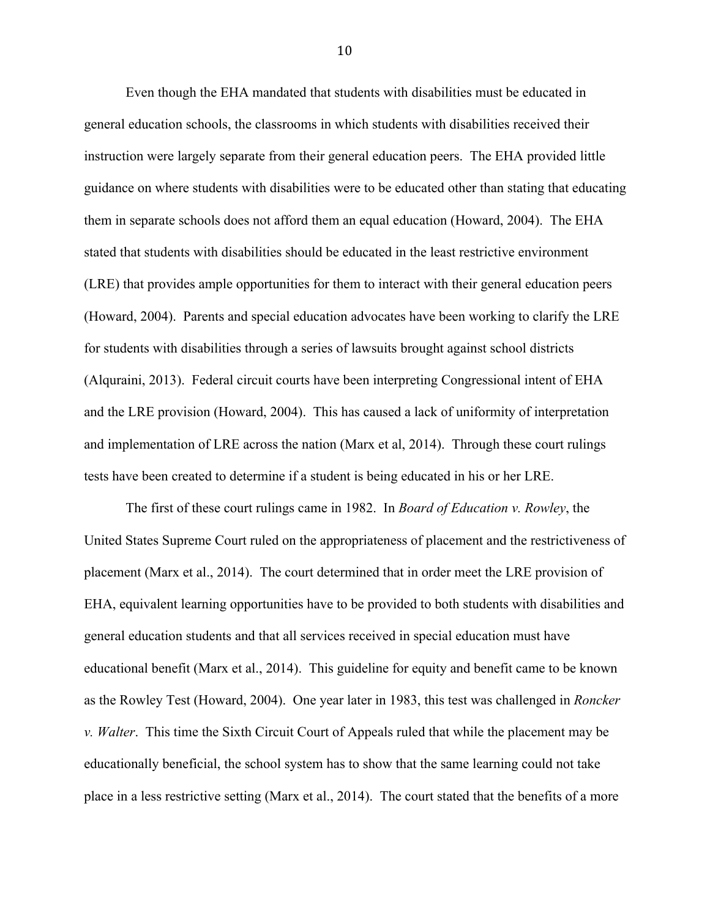Even though the EHA mandated that students with disabilities must be educated in general education schools, the classrooms in which students with disabilities received their instruction were largely separate from their general education peers. The EHA provided little guidance on where students with disabilities were to be educated other than stating that educating them in separate schools does not afford them an equal education (Howard, 2004). The EHA stated that students with disabilities should be educated in the least restrictive environment (LRE) that provides ample opportunities for them to interact with their general education peers (Howard, 2004). Parents and special education advocates have been working to clarify the LRE for students with disabilities through a series of lawsuits brought against school districts (Alquraini, 2013). Federal circuit courts have been interpreting Congressional intent of EHA and the LRE provision (Howard, 2004). This has caused a lack of uniformity of interpretation and implementation of LRE across the nation (Marx et al, 2014). Through these court rulings tests have been created to determine if a student is being educated in his or her LRE.

The first of these court rulings came in 1982. In *Board of Education v. Rowley*, the United States Supreme Court ruled on the appropriateness of placement and the restrictiveness of placement (Marx et al., 2014). The court determined that in order meet the LRE provision of EHA, equivalent learning opportunities have to be provided to both students with disabilities and general education students and that all services received in special education must have educational benefit (Marx et al., 2014). This guideline for equity and benefit came to be known as the Rowley Test (Howard, 2004). One year later in 1983, this test was challenged in *Roncker v. Walter*. This time the Sixth Circuit Court of Appeals ruled that while the placement may be educationally beneficial, the school system has to show that the same learning could not take place in a less restrictive setting (Marx et al., 2014). The court stated that the benefits of a more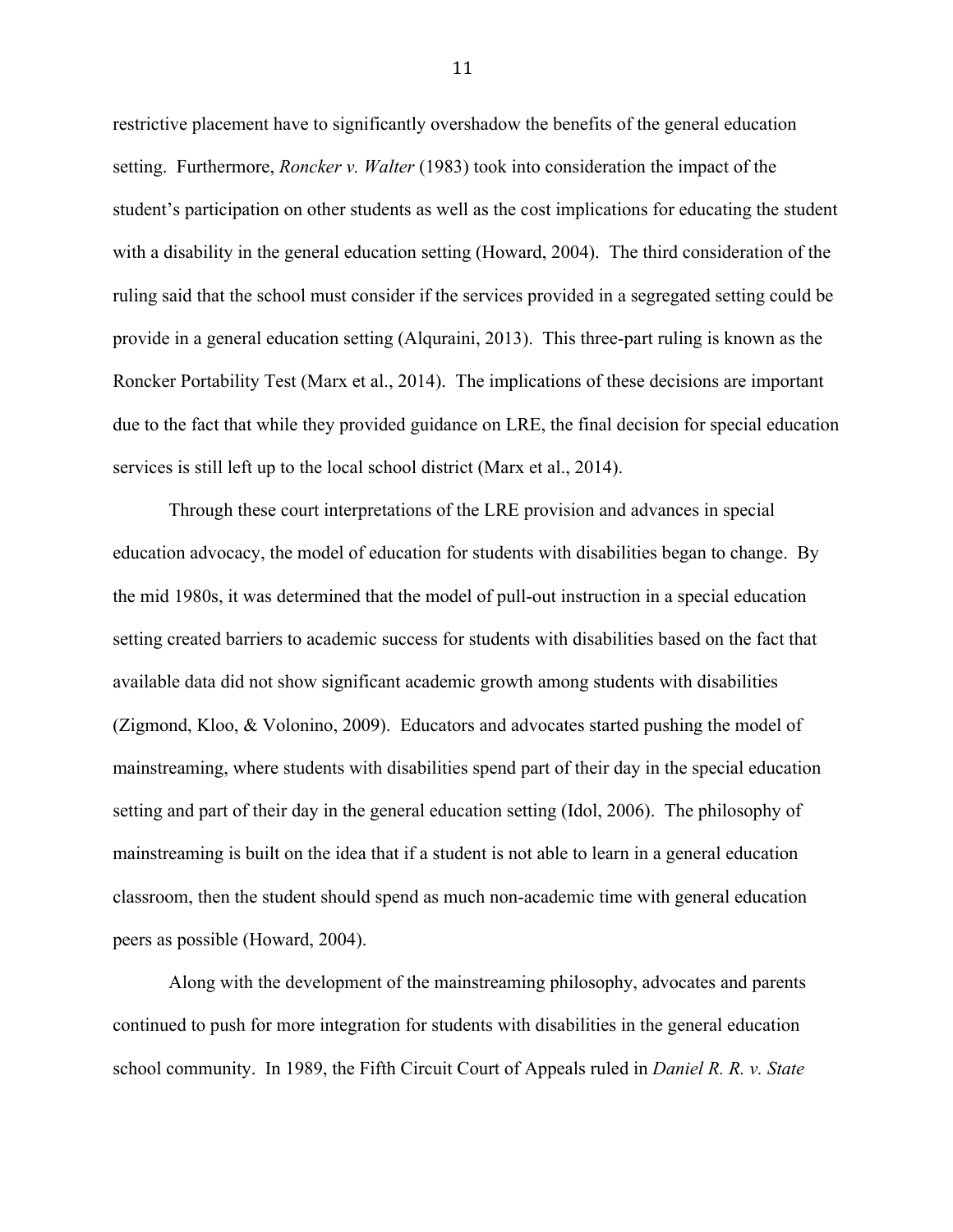restrictive placement have to significantly overshadow the benefits of the general education setting. Furthermore, *Roncker v. Walter* (1983) took into consideration the impact of the student's participation on other students as well as the cost implications for educating the student with a disability in the general education setting (Howard, 2004). The third consideration of the ruling said that the school must consider if the services provided in a segregated setting could be provide in a general education setting (Alquraini, 2013). This three-part ruling is known as the Roncker Portability Test (Marx et al., 2014). The implications of these decisions are important due to the fact that while they provided guidance on LRE, the final decision for special education services is still left up to the local school district (Marx et al., 2014).

Through these court interpretations of the LRE provision and advances in special education advocacy, the model of education for students with disabilities began to change. By the mid 1980s, it was determined that the model of pull-out instruction in a special education setting created barriers to academic success for students with disabilities based on the fact that available data did not show significant academic growth among students with disabilities (Zigmond, Kloo, & Volonino, 2009). Educators and advocates started pushing the model of mainstreaming, where students with disabilities spend part of their day in the special education setting and part of their day in the general education setting (Idol, 2006). The philosophy of mainstreaming is built on the idea that if a student is not able to learn in a general education classroom, then the student should spend as much non-academic time with general education peers as possible (Howard, 2004).

Along with the development of the mainstreaming philosophy, advocates and parents continued to push for more integration for students with disabilities in the general education school community. In 1989, the Fifth Circuit Court of Appeals ruled in *Daniel R. R. v. State*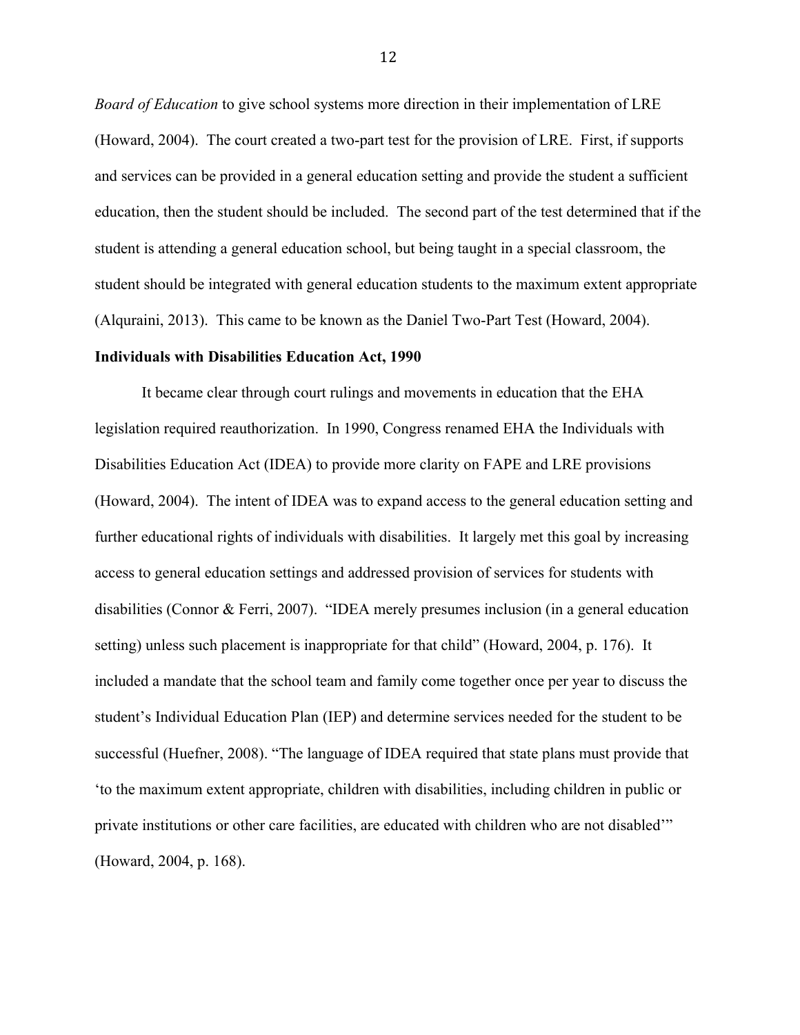*Board of Education* to give school systems more direction in their implementation of LRE (Howard, 2004). The court created a two-part test for the provision of LRE. First, if supports and services can be provided in a general education setting and provide the student a sufficient education, then the student should be included. The second part of the test determined that if the student is attending a general education school, but being taught in a special classroom, the student should be integrated with general education students to the maximum extent appropriate (Alquraini, 2013). This came to be known as the Daniel Two-Part Test (Howard, 2004).

**Individuals with Disabilities Education Act, 1990**

It became clear through court rulings and movements in education that the EHA legislation required reauthorization. In 1990, Congress renamed EHA the Individuals with Disabilities Education Act (IDEA) to provide more clarity on FAPE and LRE provisions (Howard, 2004). The intent of IDEA was to expand access to the general education setting and further educational rights of individuals with disabilities. It largely met this goal by increasing access to general education settings and addressed provision of services for students with disabilities (Connor & Ferri, 2007). "IDEA merely presumes inclusion (in a general education setting) unless such placement is inappropriate for that child" (Howard, 2004, p. 176). It included a mandate that the school team and family come together once per year to discuss the student's Individual Education Plan (IEP) and determine services needed for the student to be successful (Huefner, 2008). "The language of IDEA required that state plans must provide that 'to the maximum extent appropriate, children with disabilities, including children in public or private institutions or other care facilities, are educated with children who are not disabled'" (Howard, 2004, p. 168).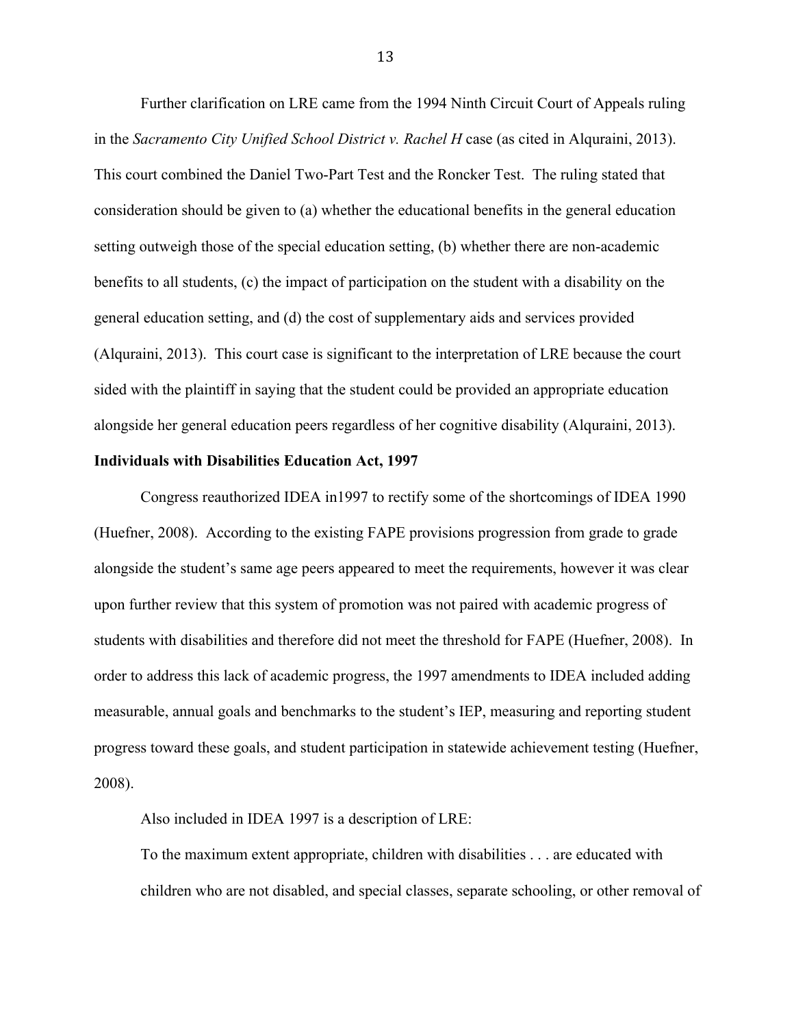Further clarification on LRE came from the 1994 Ninth Circuit Court of Appeals ruling in the *Sacramento City Unified School District v. Rachel H* case (as cited in Alquraini, 2013). This court combined the Daniel Two-Part Test and the Roncker Test. The ruling stated that consideration should be given to (a) whether the educational benefits in the general education setting outweigh those of the special education setting, (b) whether there are non-academic benefits to all students, (c) the impact of participation on the student with a disability on the general education setting, and (d) the cost of supplementary aids and services provided (Alquraini, 2013). This court case is significant to the interpretation of LRE because the court sided with the plaintiff in saying that the student could be provided an appropriate education alongside her general education peers regardless of her cognitive disability (Alquraini, 2013).

**Individuals with Disabilities Education Act, 1997**

Congress reauthorized IDEA in1997 to rectify some of the shortcomings of IDEA 1990 (Huefner, 2008). According to the existing FAPE provisions progression from grade to grade alongside the student's same age peers appeared to meet the requirements, however it was clear upon further review that this system of promotion was not paired with academic progress of students with disabilities and therefore did not meet the threshold for FAPE (Huefner, 2008). In order to address this lack of academic progress, the 1997 amendments to IDEA included adding measurable, annual goals and benchmarks to the student's IEP, measuring and reporting student progress toward these goals, and student participation in statewide achievement testing (Huefner, 2008).

Also included in IDEA 1997 is a description of LRE:

> To the maximum extent appropriate, children with disabilities . . . are educated with children who are not disabled, and special classes, separate schooling, or other removal of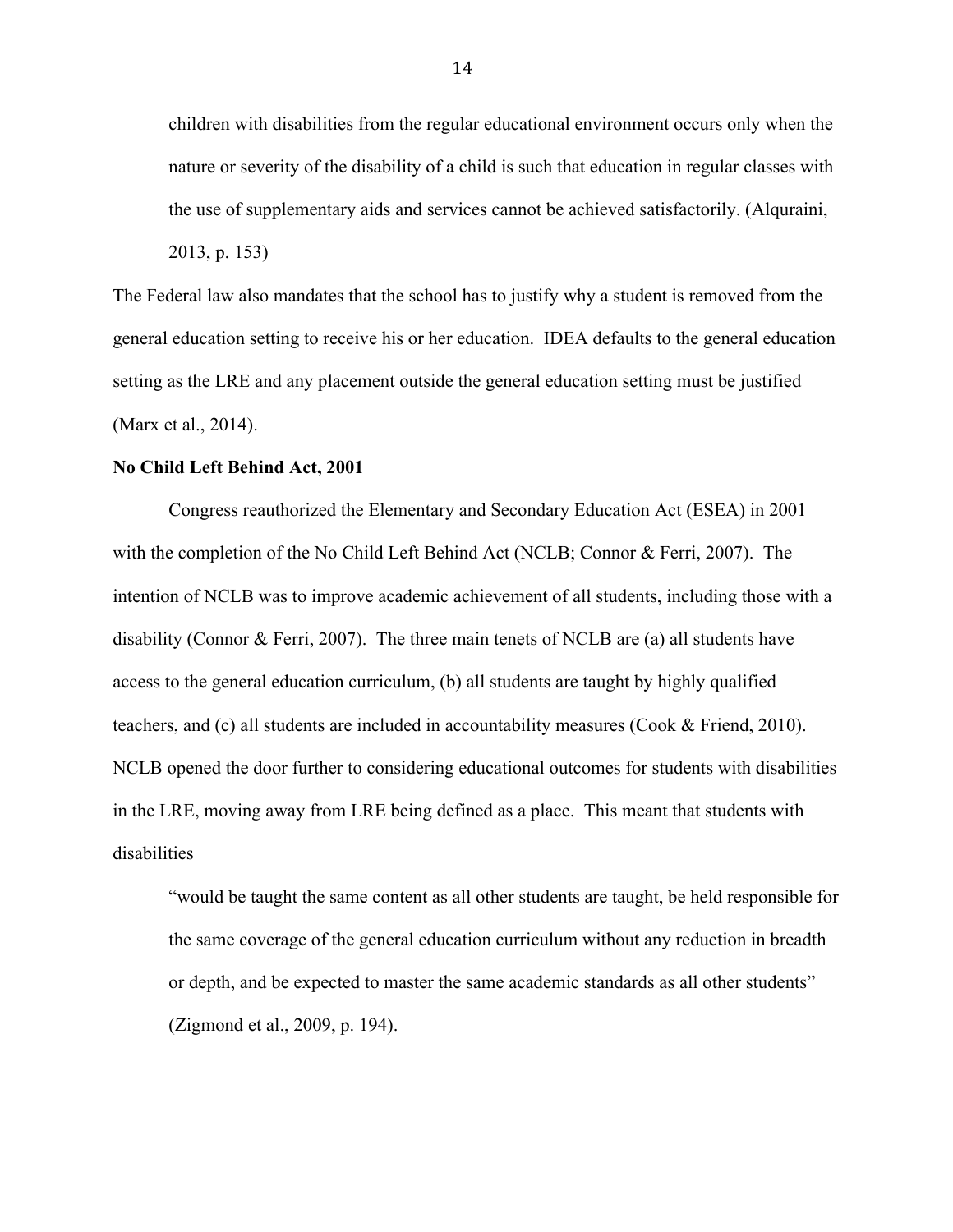> children with disabilities from the regular educational environment occurs only when the nature or severity of the disability of a child is such that education in regular classes with the use of supplementary aids and services cannot be achieved satisfactorily. (Alquraini, 2013, p. 153)

The Federal law also mandates that the school has to justify why a student is removed from the general education setting to receive his or her education. IDEA defaults to the general education setting as the LRE and any placement outside the general education setting must be justified (Marx et al., 2014).

**No Child Left Behind Act, 2001**

Congress reauthorized the Elementary and Secondary Education Act (ESEA) in 2001 with the completion of the No Child Left Behind Act (NCLB; Connor & Ferri, 2007). The intention of NCLB was to improve academic achievement of all students, including those with a disability (Connor & Ferri, 2007). The three main tenets of NCLB are (a) all students have access to the general education curriculum, (b) all students are taught by highly qualified teachers, and (c) all students are included in accountability measures (Cook & Friend, 2010). NCLB opened the door further to considering educational outcomes for students with disabilities in the LRE, moving away from LRE being defined as a place. This meant that students with disabilities

> "would be taught the same content as all other students are taught, be held responsible for the same coverage of the general education curriculum without any reduction in breadth or depth, and be expected to master the same academic standards as all other students" (Zigmond et al., 2009, p. 194).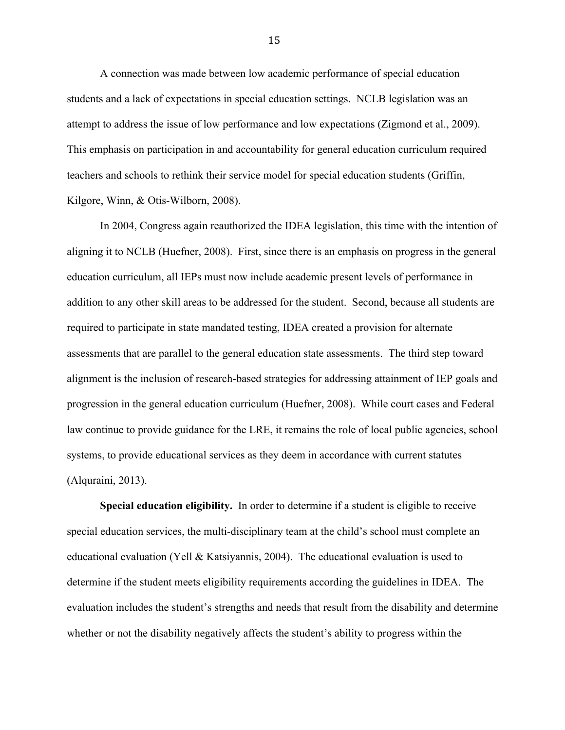A connection was made between low academic performance of special education students and a lack of expectations in special education settings. NCLB legislation was an attempt to address the issue of low performance and low expectations (Zigmond et al., 2009). This emphasis on participation in and accountability for general education curriculum required teachers and schools to rethink their service model for special education students (Griffin, Kilgore, Winn, & Otis-Wilborn, 2008).

In 2004, Congress again reauthorized the IDEA legislation, this time with the intention of aligning it to NCLB (Huefner, 2008). First, since there is an emphasis on progress in the general education curriculum, all IEPs must now include academic present levels of performance in addition to any other skill areas to be addressed for the student. Second, because all students are required to participate in state mandated testing, IDEA created a provision for alternate assessments that are parallel to the general education state assessments. The third step toward alignment is the inclusion of research-based strategies for addressing attainment of IEP goals and progression in the general education curriculum (Huefner, 2008). While court cases and Federal law continue to provide guidance for the LRE, it remains the role of local public agencies, school systems, to provide educational services as they deem in accordance with current statutes (Alquraini, 2013).

**Special education eligibility.** In order to determine if a student is eligible to receive special education services, the multi-disciplinary team at the child's school must complete an educational evaluation (Yell & Katsiyannis, 2004). The educational evaluation is used to determine if the student meets eligibility requirements according the guidelines in IDEA. The evaluation includes the student's strengths and needs that result from the disability and determine whether or not the disability negatively affects the student's ability to progress within the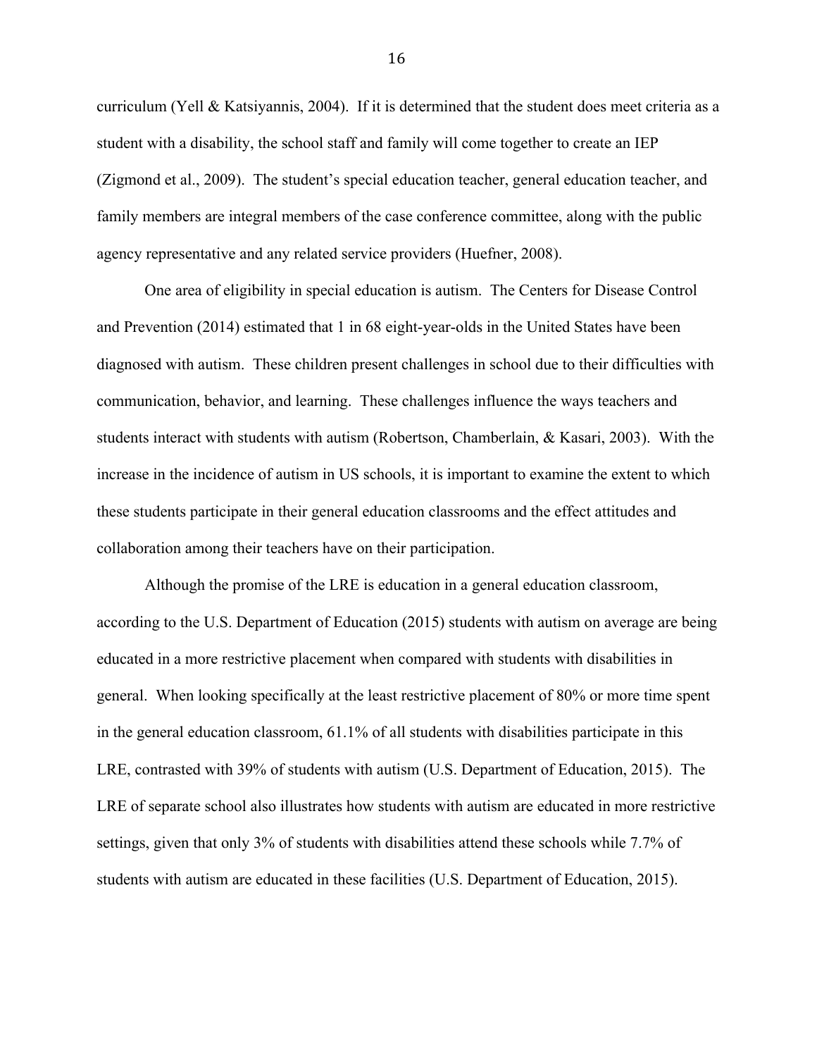curriculum (Yell & Katsiyannis, 2004). If it is determined that the student does meet criteria as a student with a disability, the school staff and family will come together to create an IEP (Zigmond et al., 2009). The student's special education teacher, general education teacher, and family members are integral members of the case conference committee, along with the public agency representative and any related service providers (Huefner, 2008).

One area of eligibility in special education is autism. The Centers for Disease Control and Prevention (2014) estimated that 1 in 68 eight-year-olds in the United States have been diagnosed with autism. These children present challenges in school due to their difficulties with communication, behavior, and learning. These challenges influence the ways teachers and students interact with students with autism (Robertson, Chamberlain, & Kasari, 2003). With the increase in the incidence of autism in US schools, it is important to examine the extent to which these students participate in their general education classrooms and the effect attitudes and collaboration among their teachers have on their participation.

Although the promise of the LRE is education in a general education classroom, according to the U.S. Department of Education (2015) students with autism on average are being educated in a more restrictive placement when compared with students with disabilities in general. When looking specifically at the least restrictive placement of 80% or more time spent in the general education classroom, 61.1% of all students with disabilities participate in this LRE, contrasted with 39% of students with autism (U.S. Department of Education, 2015). The LRE of separate school also illustrates how students with autism are educated in more restrictive settings, given that only 3% of students with disabilities attend these schools while 7.7% of students with autism are educated in these facilities (U.S. Department of Education, 2015).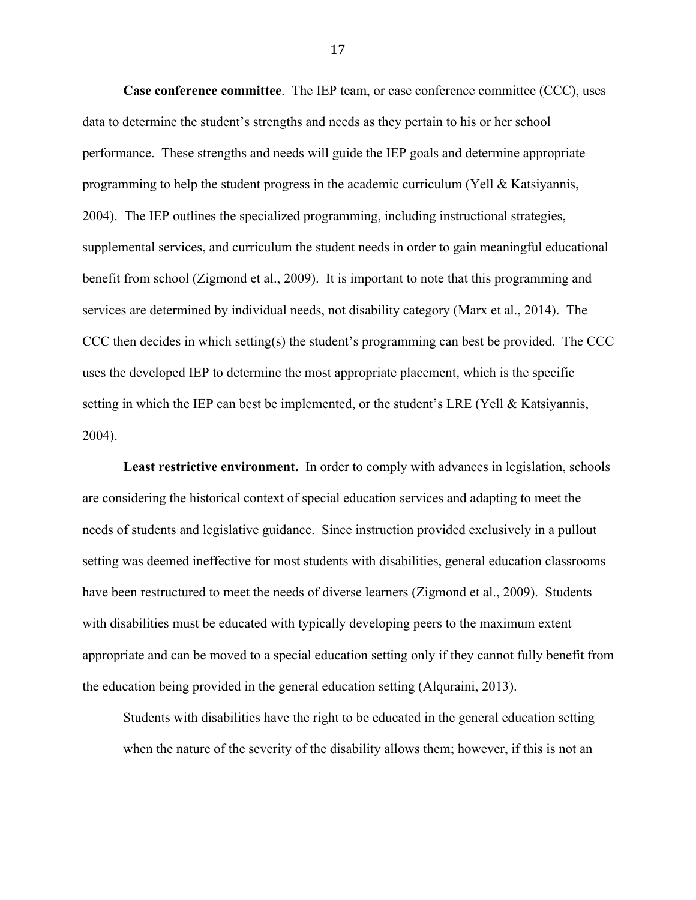**Case conference committee**. The IEP team, or case conference committee (CCC), uses data to determine the student's strengths and needs as they pertain to his or her school performance. These strengths and needs will guide the IEP goals and determine appropriate programming to help the student progress in the academic curriculum (Yell & Katsiyannis, 2004). The IEP outlines the specialized programming, including instructional strategies, supplemental services, and curriculum the student needs in order to gain meaningful educational benefit from school (Zigmond et al., 2009). It is important to note that this programming and services are determined by individual needs, not disability category (Marx et al., 2014). The CCC then decides in which setting(s) the student's programming can best be provided. The CCC uses the developed IEP to determine the most appropriate placement, which is the specific setting in which the IEP can best be implemented, or the student's LRE (Yell & Katsiyannis, 2004).

**Least restrictive environment.** In order to comply with advances in legislation, schools are considering the historical context of special education services and adapting to meet the needs of students and legislative guidance. Since instruction provided exclusively in a pullout setting was deemed ineffective for most students with disabilities, general education classrooms have been restructured to meet the needs of diverse learners (Zigmond et al., 2009). Students with disabilities must be educated with typically developing peers to the maximum extent appropriate and can be moved to a special education setting only if they cannot fully benefit from the education being provided in the general education setting (Alquraini, 2013).

> Students with disabilities have the right to be educated in the general education setting when the nature of the severity of the disability allows them; however, if this is not an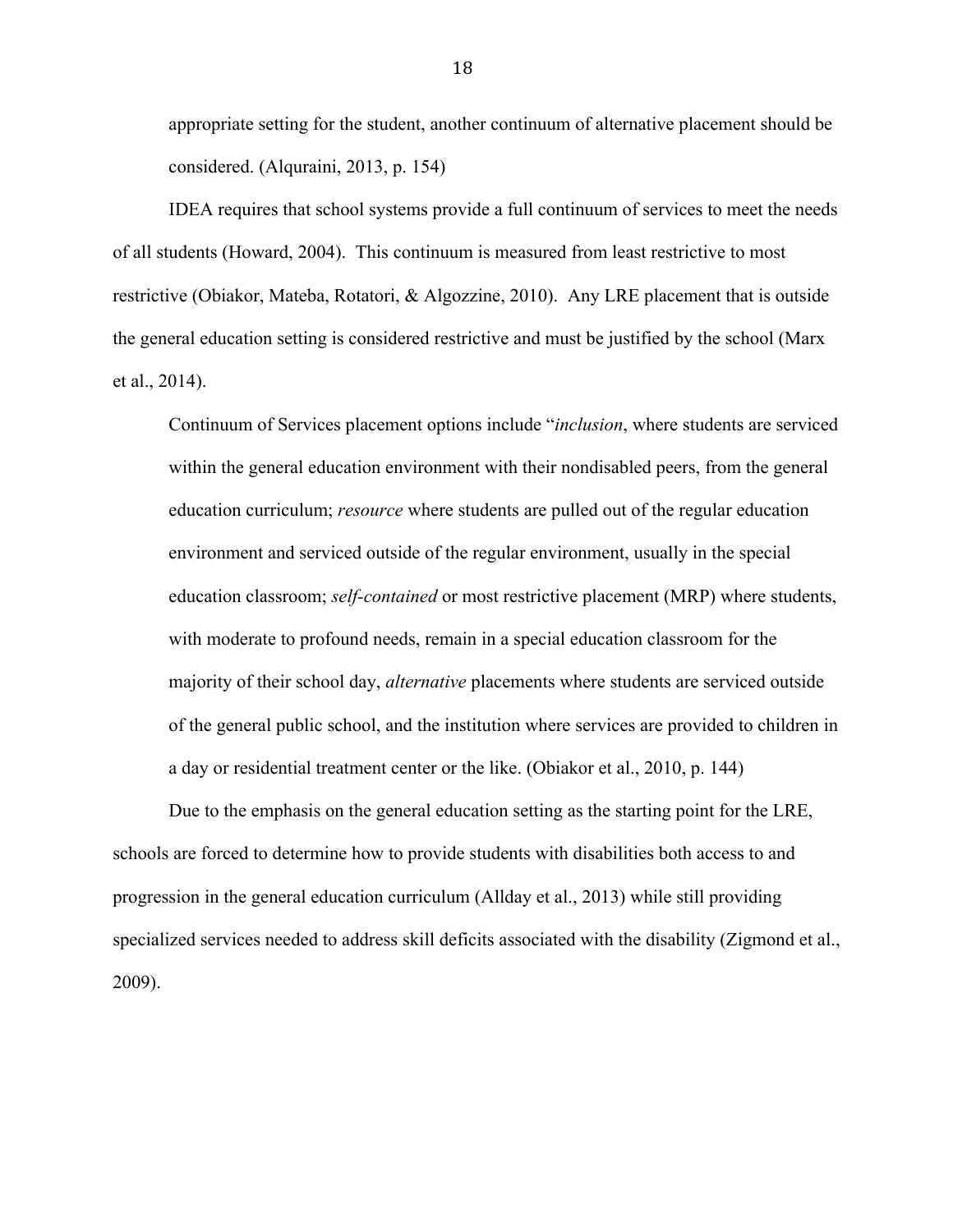> appropriate setting for the student, another continuum of alternative placement should be considered. (Alquraini, 2013, p. 154)

IDEA requires that school systems provide a full continuum of services to meet the needs of all students (Howard, 2004). This continuum is measured from least restrictive to most restrictive (Obiakor, Mateba, Rotatori, & Algozzine, 2010). Any LRE placement that is outside the general education setting is considered restrictive and must be justified by the school (Marx et al., 2014).

> Continuum of Services placement options include "*inclusion*, where students are serviced within the general education environment with their nondisabled peers, from the general education curriculum; *resource* where students are pulled out of the regular education environment and serviced outside of the regular environment, usually in the special education classroom; *self-contained* or most restrictive placement (MRP) where students, with moderate to profound needs, remain in a special education classroom for the majority of their school day, *alternative* placements where students are serviced outside of the general public school, and the institution where services are provided to children in a day or residential treatment center or the like. (Obiakor et al., 2010, p. 144)

Due to the emphasis on the general education setting as the starting point for the LRE, schools are forced to determine how to provide students with disabilities both access to and progression in the general education curriculum (Allday et al., 2013) while still providing specialized services needed to address skill deficits associated with the disability (Zigmond et al., 2009).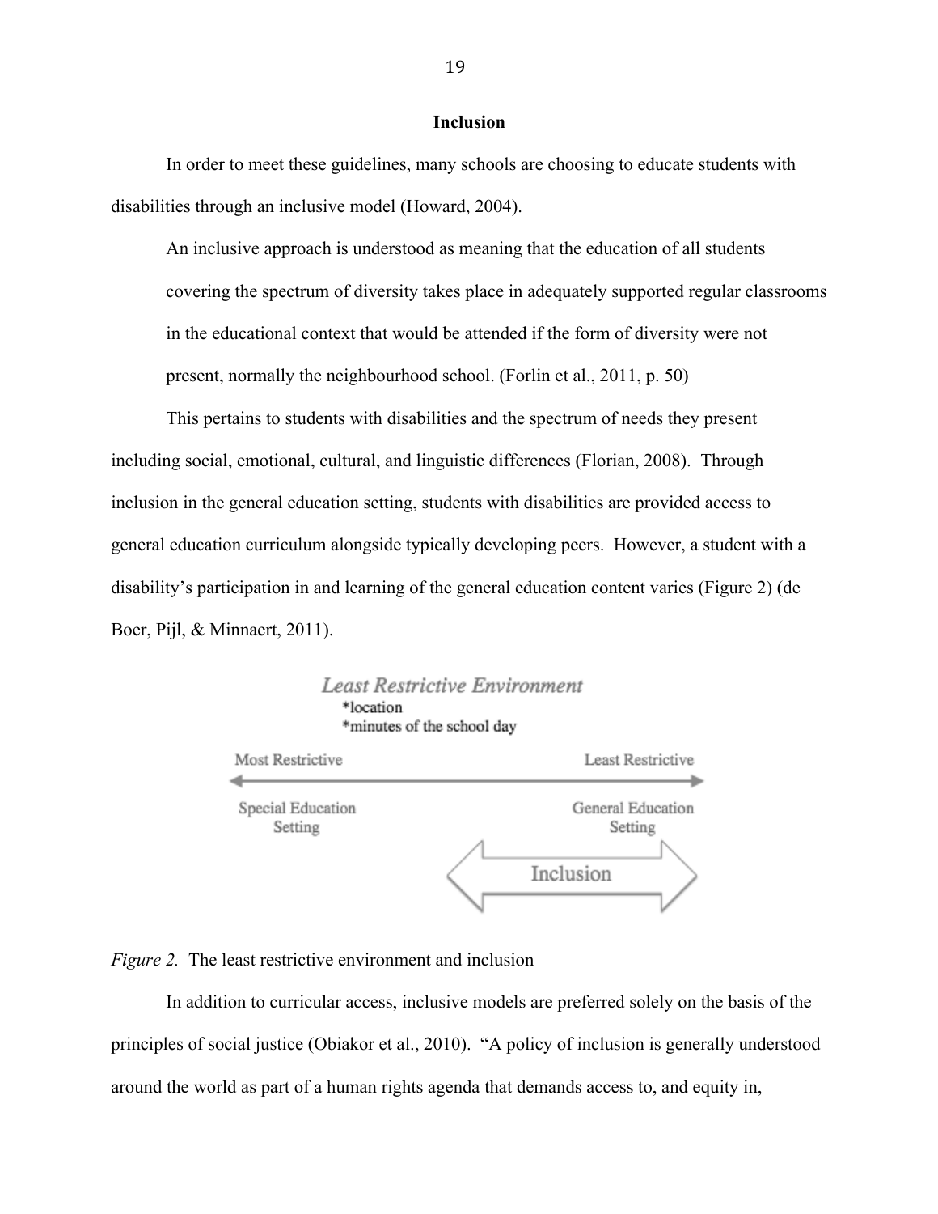## Inclusion

In order to meet these guidelines, many schools are choosing to educate students with disabilities through an inclusive model (Howard, 2004).

> An inclusive approach is understood as meaning that the education of all students covering the spectrum of diversity takes place in adequately supported regular classrooms in the educational context that would be attended if the form of diversity were not present, normally the neighbourhood school. (Forlin et al., 2011, p. 50)

This pertains to students with disabilities and the spectrum of needs they present including social, emotional, cultural, and linguistic differences (Florian, 2008). Through inclusion in the general education setting, students with disabilities are provided access to general education curriculum alongside typically developing peers. However, a student with a disability's participation in and learning of the general education content varies (Figure 2) (de Boer, Pijl, & Minnaert, 2011).

*Least Restrictive Environment*
*location
*minutes of the school day

Most Restrictive ⟷ Least Restrictive

Special Education Setting — General Education Setting

Inclusion

*Figure 2.* The least restrictive environment and inclusion

In addition to curricular access, inclusive models are preferred solely on the basis of the principles of social justice (Obiakor et al., 2010). "A policy of inclusion is generally understood around the world as part of a human rights agenda that demands access to, and equity in,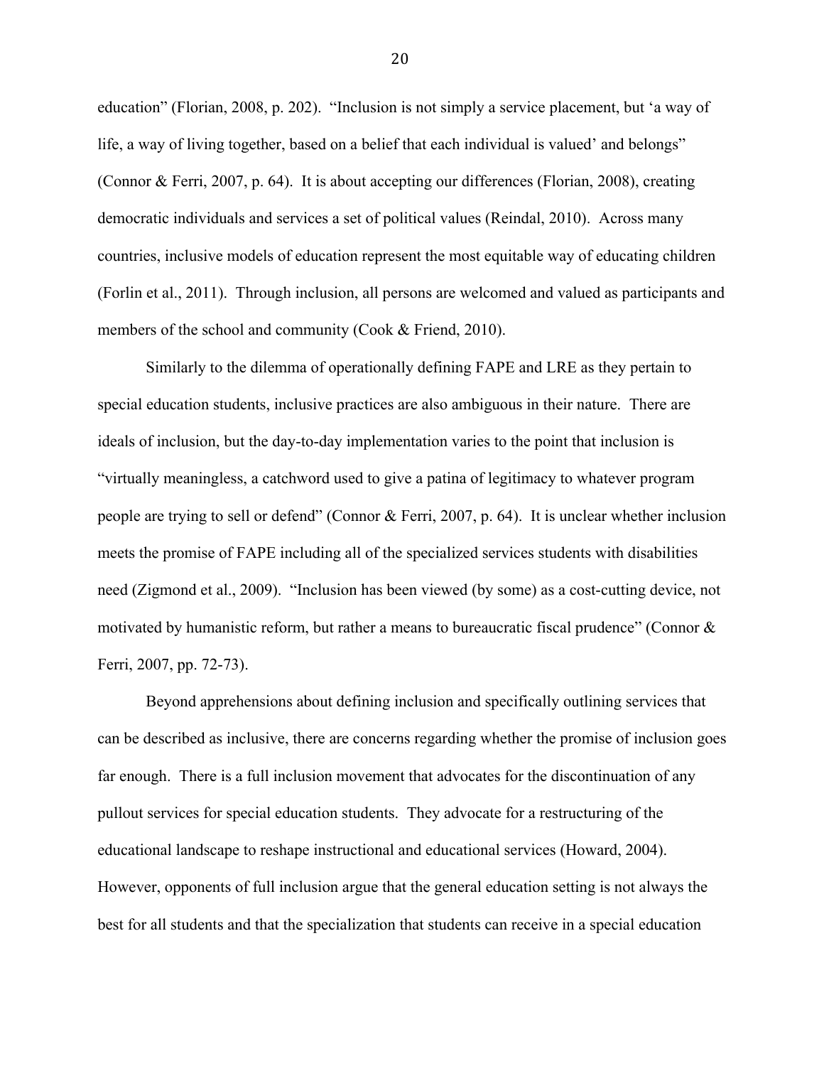education" (Florian, 2008, p. 202). "Inclusion is not simply a service placement, but 'a way of life, a way of living together, based on a belief that each individual is valued' and belongs" (Connor & Ferri, 2007, p. 64). It is about accepting our differences (Florian, 2008), creating democratic individuals and services a set of political values (Reindal, 2010). Across many countries, inclusive models of education represent the most equitable way of educating children (Forlin et al., 2011). Through inclusion, all persons are welcomed and valued as participants and members of the school and community (Cook & Friend, 2010).

Similarly to the dilemma of operationally defining FAPE and LRE as they pertain to special education students, inclusive practices are also ambiguous in their nature. There are ideals of inclusion, but the day-to-day implementation varies to the point that inclusion is "virtually meaningless, a catchword used to give a patina of legitimacy to whatever program people are trying to sell or defend" (Connor & Ferri, 2007, p. 64). It is unclear whether inclusion meets the promise of FAPE including all of the specialized services students with disabilities need (Zigmond et al., 2009). "Inclusion has been viewed (by some) as a cost-cutting device, not motivated by humanistic reform, but rather a means to bureaucratic fiscal prudence" (Connor & Ferri, 2007, pp. 72-73).

Beyond apprehensions about defining inclusion and specifically outlining services that can be described as inclusive, there are concerns regarding whether the promise of inclusion goes far enough. There is a full inclusion movement that advocates for the discontinuation of any pullout services for special education students. They advocate for a restructuring of the educational landscape to reshape instructional and educational services (Howard, 2004). However, opponents of full inclusion argue that the general education setting is not always the best for all students and that the specialization that students can receive in a special education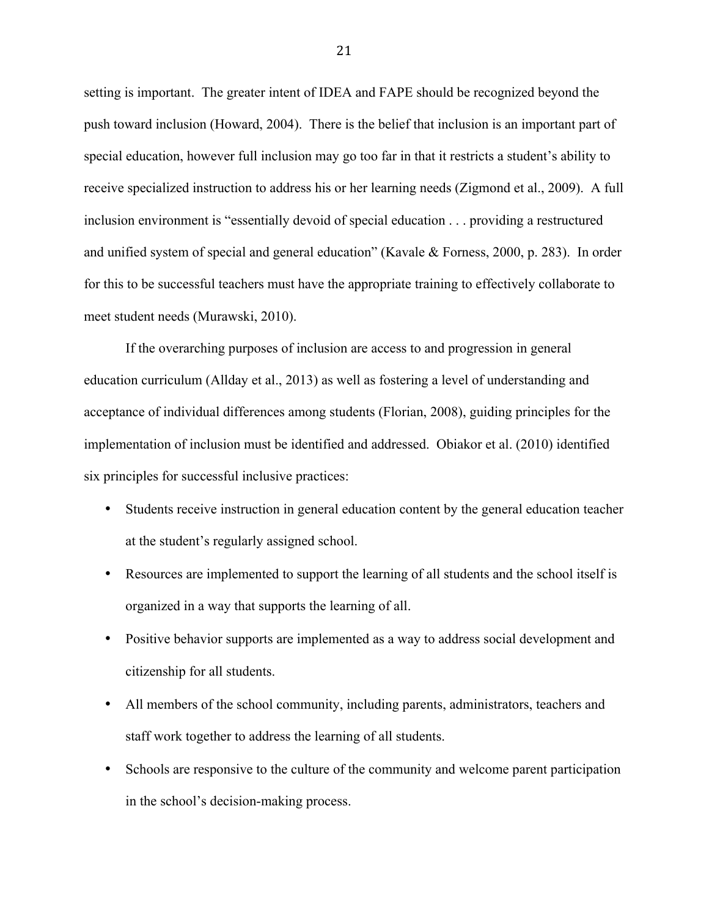setting is important. The greater intent of IDEA and FAPE should be recognized beyond the push toward inclusion (Howard, 2004). There is the belief that inclusion is an important part of special education, however full inclusion may go too far in that it restricts a student's ability to receive specialized instruction to address his or her learning needs (Zigmond et al., 2009). A full inclusion environment is "essentially devoid of special education . . . providing a restructured and unified system of special and general education" (Kavale & Forness, 2000, p. 283). In order for this to be successful teachers must have the appropriate training to effectively collaborate to meet student needs (Murawski, 2010).

If the overarching purposes of inclusion are access to and progression in general education curriculum (Allday et al., 2013) as well as fostering a level of understanding and acceptance of individual differences among students (Florian, 2008), guiding principles for the implementation of inclusion must be identified and addressed. Obiakor et al. (2010) identified six principles for successful inclusive practices:

- Students receive instruction in general education content by the general education teacher at the student's regularly assigned school.
- Resources are implemented to support the learning of all students and the school itself is organized in a way that supports the learning of all.
- Positive behavior supports are implemented as a way to address social development and citizenship for all students.
- All members of the school community, including parents, administrators, teachers and staff work together to address the learning of all students.
- Schools are responsive to the culture of the community and welcome parent participation in the school's decision-making process.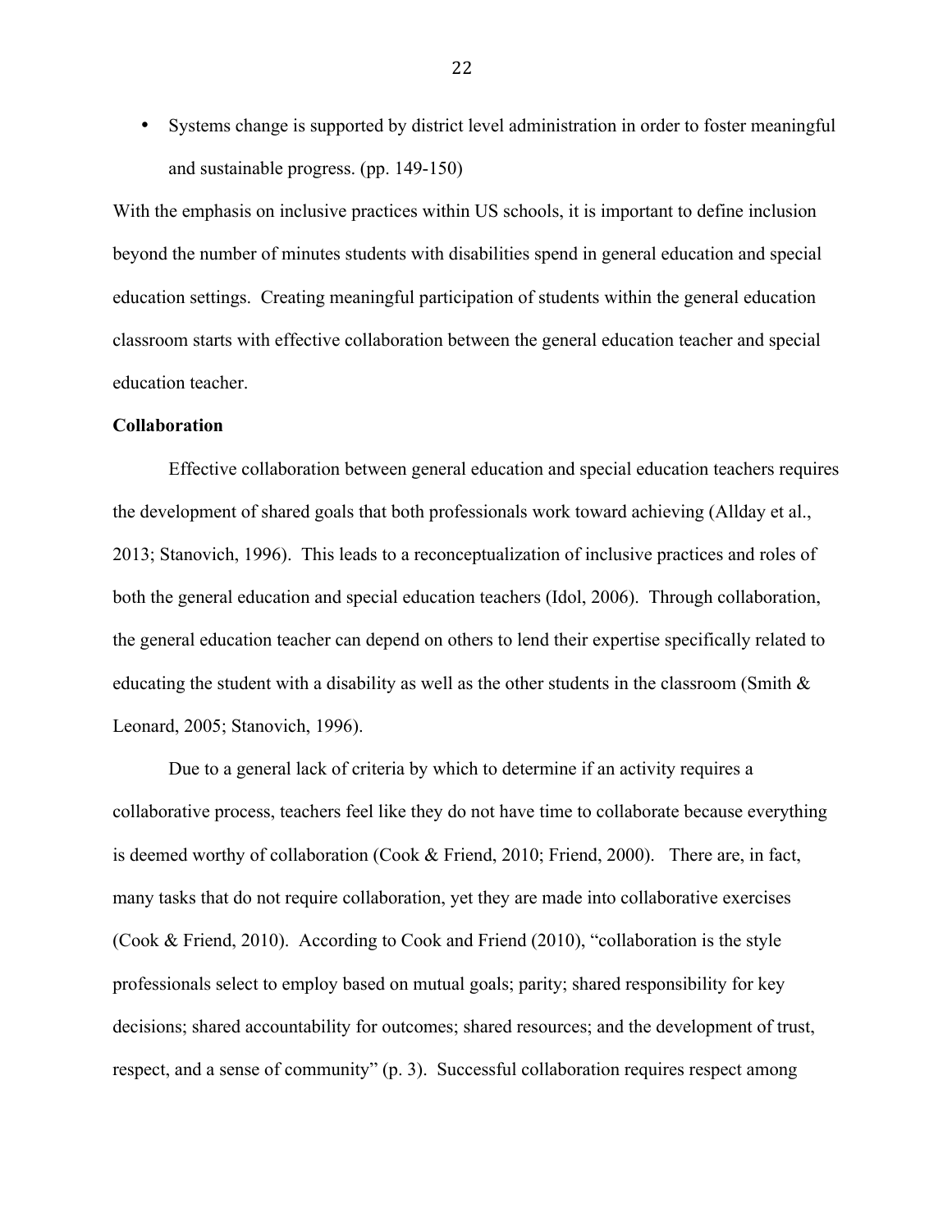- Systems change is supported by district level administration in order to foster meaningful and sustainable progress. (pp. 149-150)

With the emphasis on inclusive practices within US schools, it is important to define inclusion beyond the number of minutes students with disabilities spend in general education and special education settings. Creating meaningful participation of students within the general education classroom starts with effective collaboration between the general education teacher and special education teacher.

**Collaboration**

Effective collaboration between general education and special education teachers requires the development of shared goals that both professionals work toward achieving (Allday et al., 2013; Stanovich, 1996). This leads to a reconceptualization of inclusive practices and roles of both the general education and special education teachers (Idol, 2006). Through collaboration, the general education teacher can depend on others to lend their expertise specifically related to educating the student with a disability as well as the other students in the classroom (Smith & Leonard, 2005; Stanovich, 1996).

Due to a general lack of criteria by which to determine if an activity requires a collaborative process, teachers feel like they do not have time to collaborate because everything is deemed worthy of collaboration (Cook & Friend, 2010; Friend, 2000). There are, in fact, many tasks that do not require collaboration, yet they are made into collaborative exercises (Cook & Friend, 2010). According to Cook and Friend (2010), "collaboration is the style professionals select to employ based on mutual goals; parity; shared responsibility for key decisions; shared accountability for outcomes; shared resources; and the development of trust, respect, and a sense of community" (p. 3). Successful collaboration requires respect among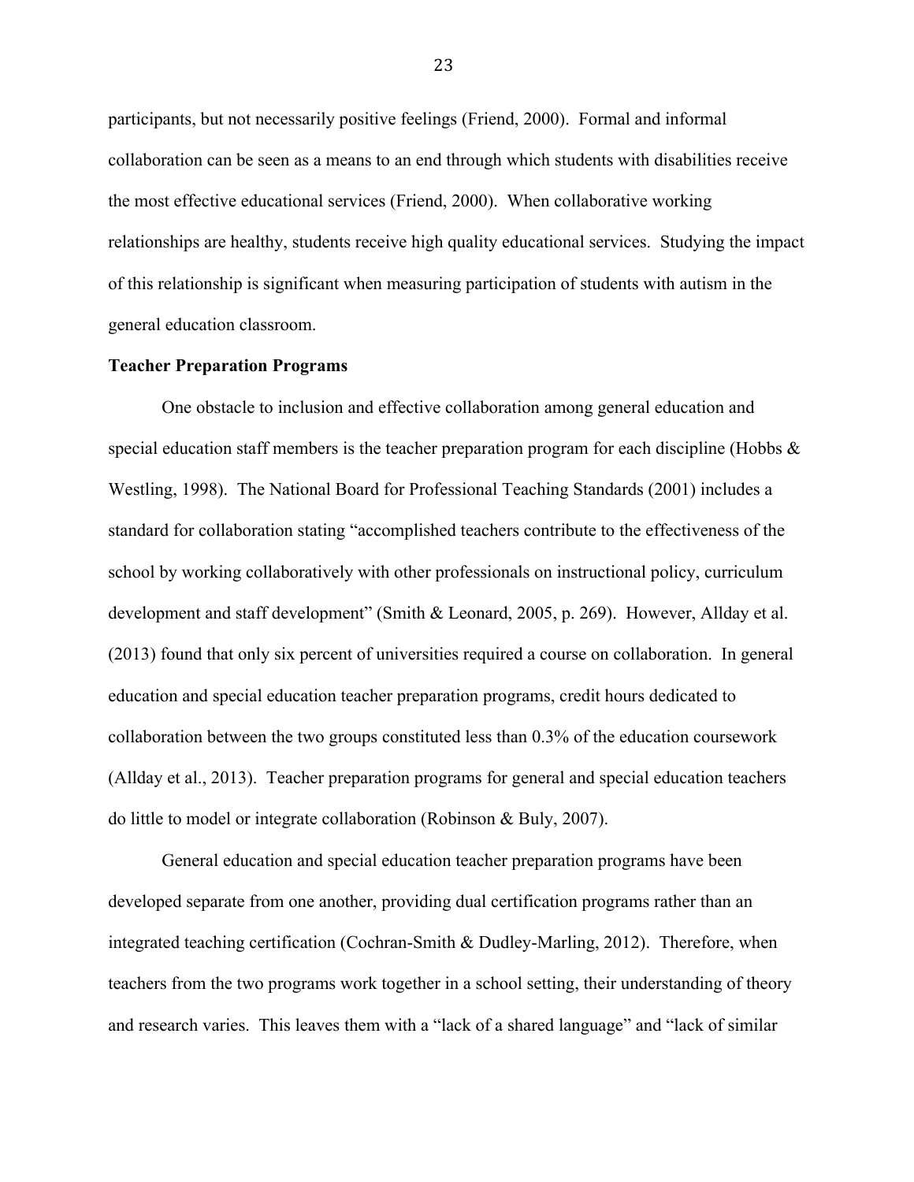participants, but not necessarily positive feelings (Friend, 2000). Formal and informal collaboration can be seen as a means to an end through which students with disabilities receive the most effective educational services (Friend, 2000). When collaborative working relationships are healthy, students receive high quality educational services. Studying the impact of this relationship is significant when measuring participation of students with autism in the general education classroom.

## Teacher Preparation Programs

One obstacle to inclusion and effective collaboration among general education and special education staff members is the teacher preparation program for each discipline (Hobbs & Westling, 1998). The National Board for Professional Teaching Standards (2001) includes a standard for collaboration stating "accomplished teachers contribute to the effectiveness of the school by working collaboratively with other professionals on instructional policy, curriculum development and staff development" (Smith & Leonard, 2005, p. 269). However, Allday et al. (2013) found that only six percent of universities required a course on collaboration. In general education and special education teacher preparation programs, credit hours dedicated to collaboration between the two groups constituted less than 0.3% of the education coursework (Allday et al., 2013). Teacher preparation programs for general and special education teachers do little to model or integrate collaboration (Robinson & Buly, 2007).

General education and special education teacher preparation programs have been developed separate from one another, providing dual certification programs rather than an integrated teaching certification (Cochran-Smith & Dudley-Marling, 2012). Therefore, when teachers from the two programs work together in a school setting, their understanding of theory and research varies. This leaves them with a "lack of a shared language" and "lack of similar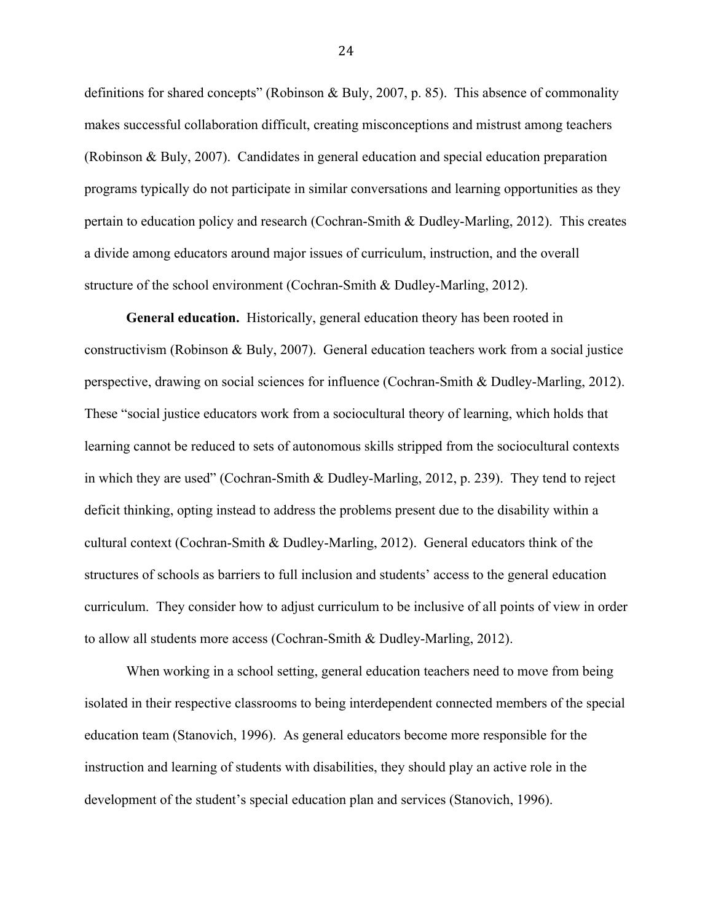definitions for shared concepts" (Robinson & Buly, 2007, p. 85). This absence of commonality makes successful collaboration difficult, creating misconceptions and mistrust among teachers (Robinson & Buly, 2007). Candidates in general education and special education preparation programs typically do not participate in similar conversations and learning opportunities as they pertain to education policy and research (Cochran-Smith & Dudley-Marling, 2012). This creates a divide among educators around major issues of curriculum, instruction, and the overall structure of the school environment (Cochran-Smith & Dudley-Marling, 2012).

**General education.** Historically, general education theory has been rooted in constructivism (Robinson & Buly, 2007). General education teachers work from a social justice perspective, drawing on social sciences for influence (Cochran-Smith & Dudley-Marling, 2012). These "social justice educators work from a sociocultural theory of learning, which holds that learning cannot be reduced to sets of autonomous skills stripped from the sociocultural contexts in which they are used" (Cochran-Smith & Dudley-Marling, 2012, p. 239). They tend to reject deficit thinking, opting instead to address the problems present due to the disability within a cultural context (Cochran-Smith & Dudley-Marling, 2012). General educators think of the structures of schools as barriers to full inclusion and students' access to the general education curriculum. They consider how to adjust curriculum to be inclusive of all points of view in order to allow all students more access (Cochran-Smith & Dudley-Marling, 2012).

When working in a school setting, general education teachers need to move from being isolated in their respective classrooms to being interdependent connected members of the special education team (Stanovich, 1996). As general educators become more responsible for the instruction and learning of students with disabilities, they should play an active role in the development of the student's special education plan and services (Stanovich, 1996).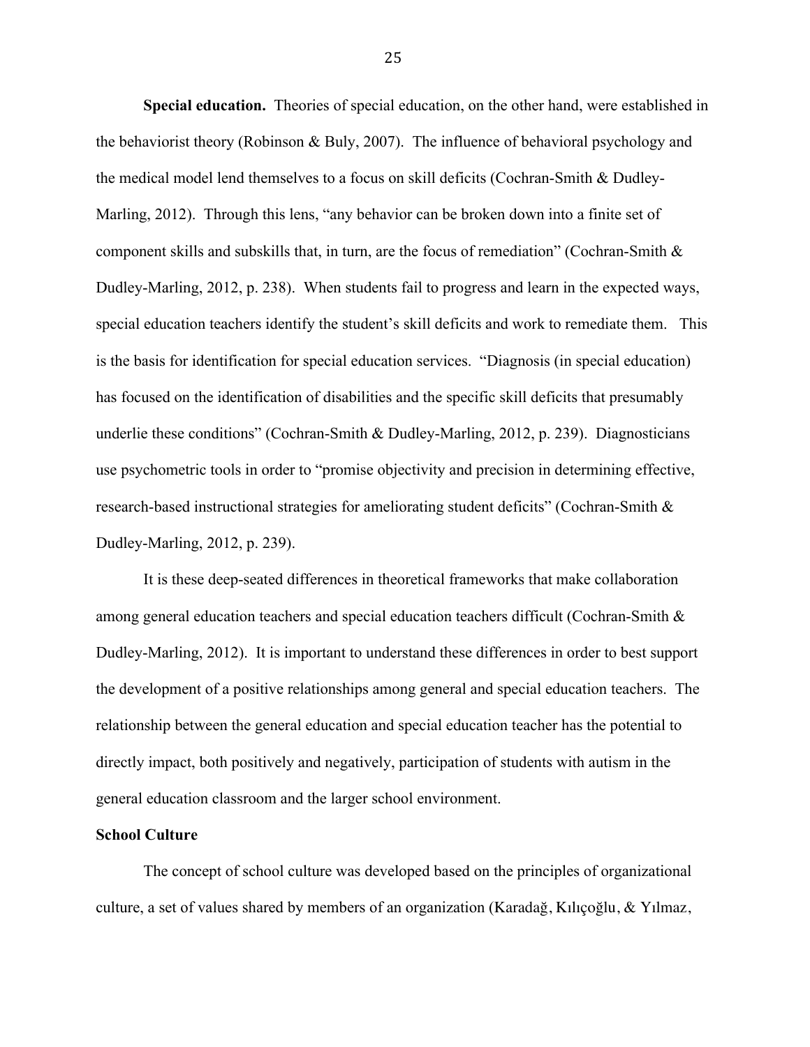**Special education.** Theories of special education, on the other hand, were established in the behaviorist theory (Robinson & Buly, 2007). The influence of behavioral psychology and the medical model lend themselves to a focus on skill deficits (Cochran-Smith & Dudley-Marling, 2012). Through this lens, "any behavior can be broken down into a finite set of component skills and subskills that, in turn, are the focus of remediation" (Cochran-Smith & Dudley-Marling, 2012, p. 238). When students fail to progress and learn in the expected ways, special education teachers identify the student's skill deficits and work to remediate them. This is the basis for identification for special education services. "Diagnosis (in special education) has focused on the identification of disabilities and the specific skill deficits that presumably underlie these conditions" (Cochran-Smith & Dudley-Marling, 2012, p. 239). Diagnosticians use psychometric tools in order to "promise objectivity and precision in determining effective, research-based instructional strategies for ameliorating student deficits" (Cochran-Smith & Dudley-Marling, 2012, p. 239).

It is these deep-seated differences in theoretical frameworks that make collaboration among general education teachers and special education teachers difficult (Cochran-Smith & Dudley-Marling, 2012). It is important to understand these differences in order to best support the development of a positive relationships among general and special education teachers. The relationship between the general education and special education teacher has the potential to directly impact, both positively and negatively, participation of students with autism in the general education classroom and the larger school environment.

## School Culture

The concept of school culture was developed based on the principles of organizational culture, a set of values shared by members of an organization (Karadağ, Kılıçoğlu, & Yılmaz,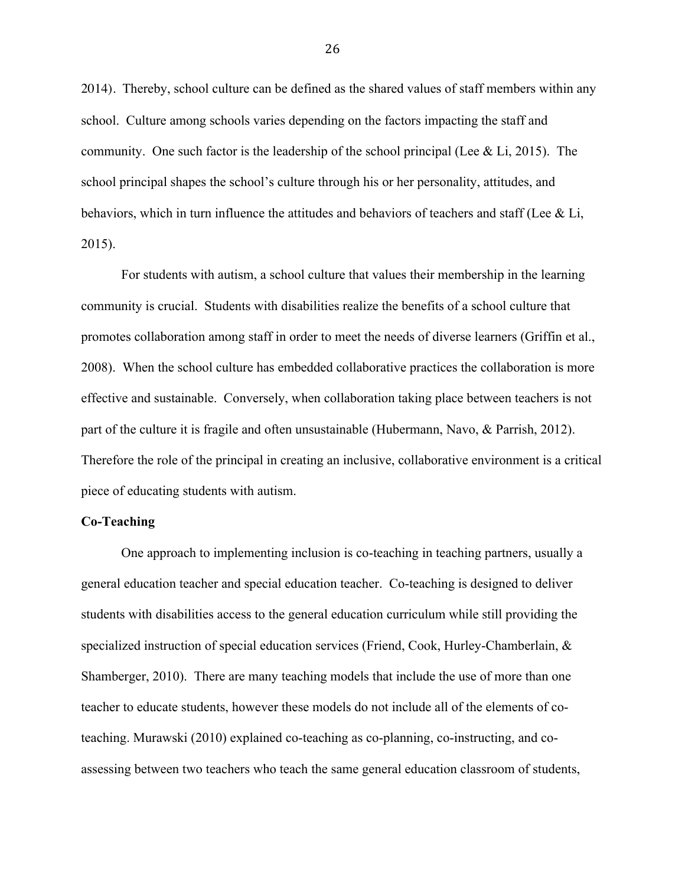2014). Thereby, school culture can be defined as the shared values of staff members within any school. Culture among schools varies depending on the factors impacting the staff and community. One such factor is the leadership of the school principal (Lee & Li, 2015). The school principal shapes the school's culture through his or her personality, attitudes, and behaviors, which in turn influence the attitudes and behaviors of teachers and staff (Lee & Li, 2015).

For students with autism, a school culture that values their membership in the learning community is crucial. Students with disabilities realize the benefits of a school culture that promotes collaboration among staff in order to meet the needs of diverse learners (Griffin et al., 2008). When the school culture has embedded collaborative practices the collaboration is more effective and sustainable. Conversely, when collaboration taking place between teachers is not part of the culture it is fragile and often unsustainable (Hubermann, Navo, & Parrish, 2012). Therefore the role of the principal in creating an inclusive, collaborative environment is a critical piece of educating students with autism.

**Co-Teaching**

One approach to implementing inclusion is co-teaching in teaching partners, usually a general education teacher and special education teacher. Co-teaching is designed to deliver students with disabilities access to the general education curriculum while still providing the specialized instruction of special education services (Friend, Cook, Hurley-Chamberlain, & Shamberger, 2010). There are many teaching models that include the use of more than one teacher to educate students, however these models do not include all of the elements of co-teaching. Murawski (2010) explained co-teaching as co-planning, co-instructing, and co-assessing between two teachers who teach the same general education classroom of students,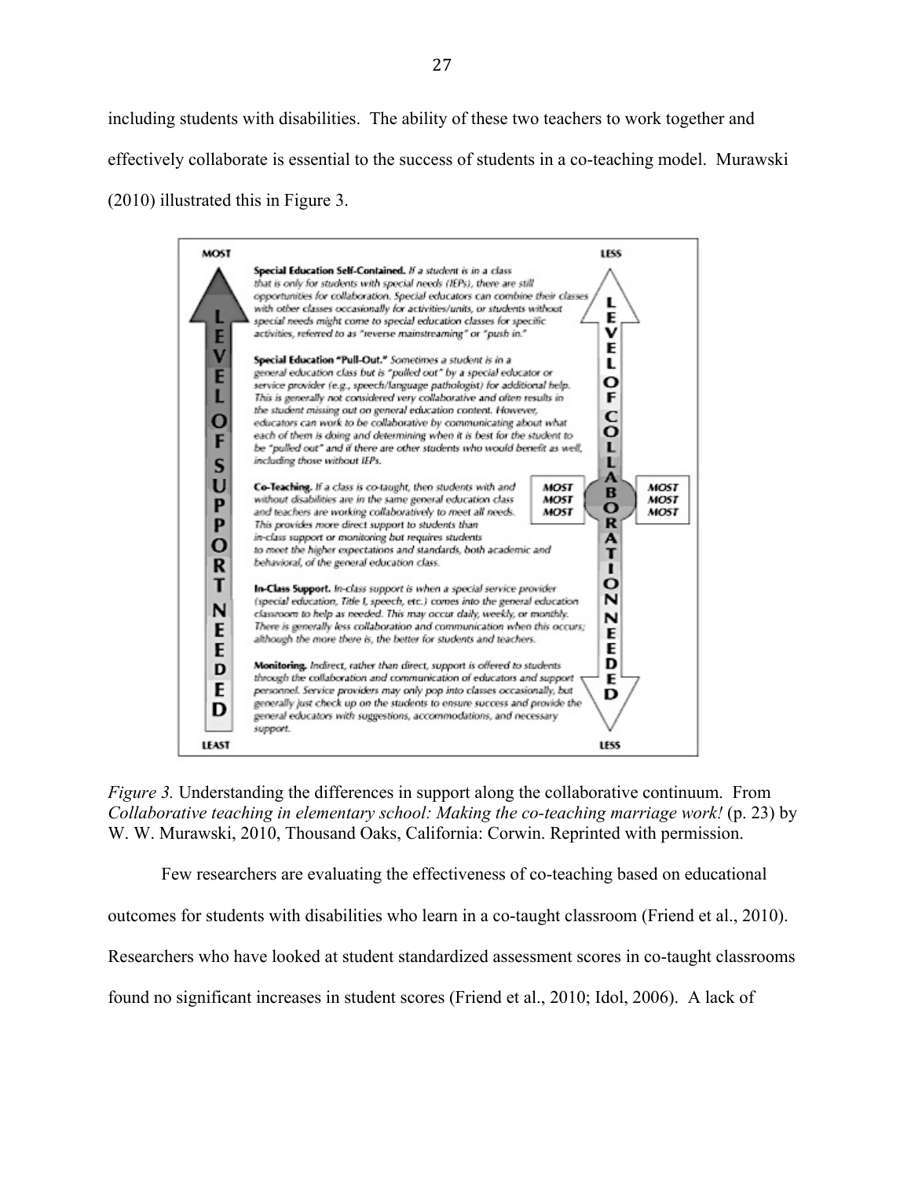including students with disabilities. The ability of these two teachers to work together and effectively collaborate is essential to the success of students in a co-teaching model. Murawski (2010) illustrated this in Figure 3.

MOST

LESS

**Special Education Self-Contained.** *If a student is in a class that is only for students with special needs (IEPs), there are still opportunities for collaboration. Special educators can combine their classes with other classes occasionally for activities/units, or students without special needs might come to special education classes for specific activities, referred to as "reverse mainstreaming" or "push in."*

**Special Education "Pull-Out."** *Sometimes a student is in a general education class but is "pulled out" by a special educator or service provider (e.g., speech/language pathologist) for additional help. This is generally not considered very collaborative and often results in the student missing out on general education content. However, educators can work to be collaborative by communicating about what each of them is doing and determining when it is best for the student to be "pulled out" and if there are other students who would benefit as well, including those without IEPs.*

**Co-Teaching.** *If a class is co-taught, then students with and without disabilities are in the same general education class and teachers are working collaboratively to meet all needs. This provides more direct support to students than in-class support or monitoring but requires students to meet the higher expectations and standards, both academic and behavioral, of the general education class.*

MOST
MOST
MOST

MOST
MOST
MOST

**In-Class Support.** *In-class support is when a special service provider (special education, Title I, speech, etc.) comes into the general education classroom to help as needed. This may occur daily, weekly, or monthly. There is generally less collaboration and communication when this occurs; although the more there is, the better for students and teachers.*

**Monitoring.** *Indirect, rather than direct, support is offered to students through the collaboration and communication of educators and support personnel. Service providers may only pop into classes occasionally, but generally just check up on the students to ensure success and provide the general educators with suggestions, accommodations, and necessary support.*

LEVEL OF SUPPORT NEEDED

LEVEL OF COLLABORATION NEEDED

LEAST

LESS

*Figure 3.* Understanding the differences in support along the collaborative continuum. From *Collaborative teaching in elementary school: Making the co-teaching marriage work!* (p. 23) by W. W. Murawski, 2010, Thousand Oaks, California: Corwin. Reprinted with permission.

Few researchers are evaluating the effectiveness of co-teaching based on educational outcomes for students with disabilities who learn in a co-taught classroom (Friend et al., 2010). Researchers who have looked at student standardized assessment scores in co-taught classrooms found no significant increases in student scores (Friend et al., 2010; Idol, 2006). A lack of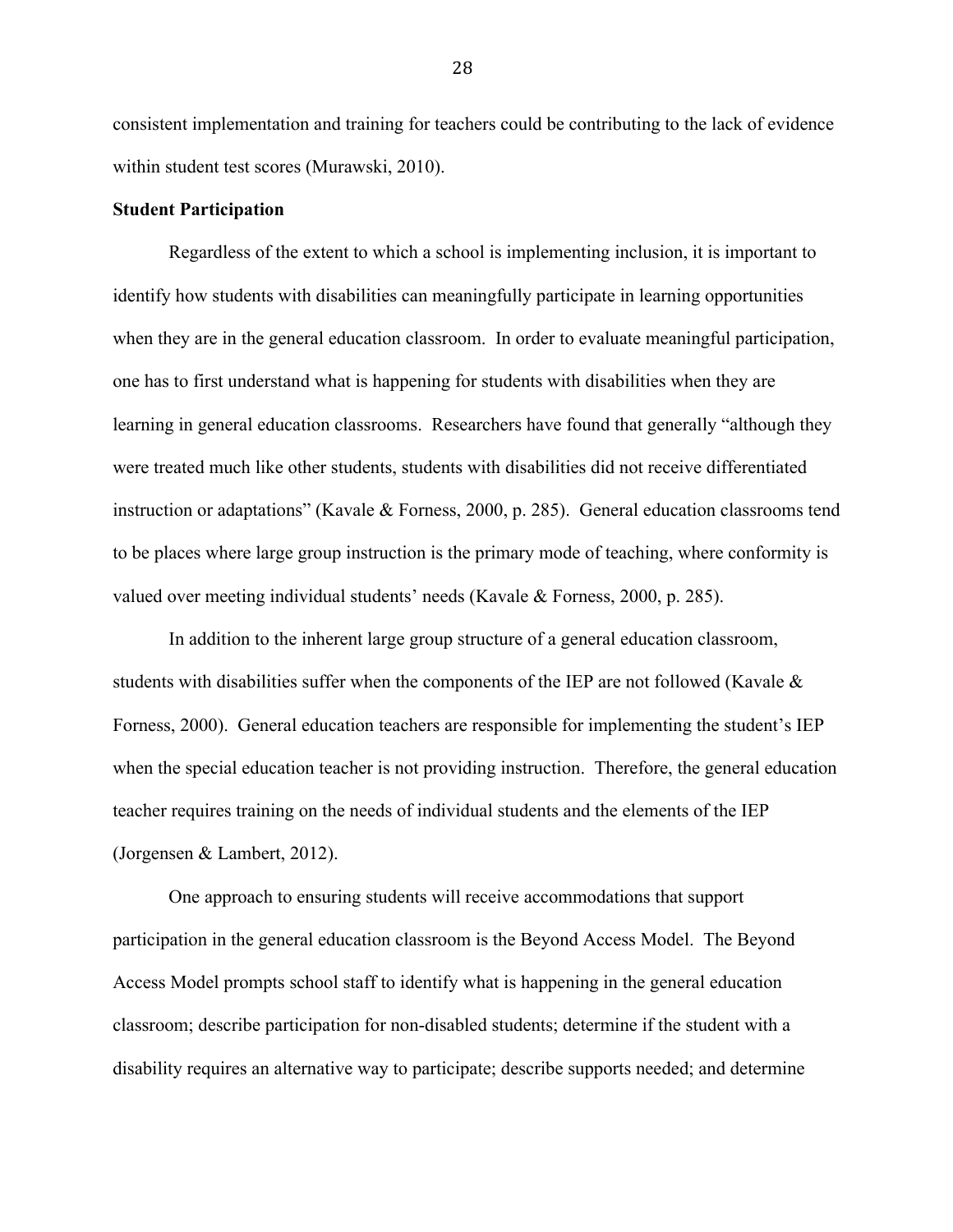consistent implementation and training for teachers could be contributing to the lack of evidence within student test scores (Murawski, 2010).

**Student Participation**

Regardless of the extent to which a school is implementing inclusion, it is important to identify how students with disabilities can meaningfully participate in learning opportunities when they are in the general education classroom. In order to evaluate meaningful participation, one has to first understand what is happening for students with disabilities when they are learning in general education classrooms. Researchers have found that generally "although they were treated much like other students, students with disabilities did not receive differentiated instruction or adaptations" (Kavale & Forness, 2000, p. 285). General education classrooms tend to be places where large group instruction is the primary mode of teaching, where conformity is valued over meeting individual students' needs (Kavale & Forness, 2000, p. 285).

In addition to the inherent large group structure of a general education classroom, students with disabilities suffer when the components of the IEP are not followed (Kavale & Forness, 2000). General education teachers are responsible for implementing the student's IEP when the special education teacher is not providing instruction. Therefore, the general education teacher requires training on the needs of individual students and the elements of the IEP (Jorgensen & Lambert, 2012).

One approach to ensuring students will receive accommodations that support participation in the general education classroom is the Beyond Access Model. The Beyond Access Model prompts school staff to identify what is happening in the general education classroom; describe participation for non-disabled students; determine if the student with a disability requires an alternative way to participate; describe supports needed; and determine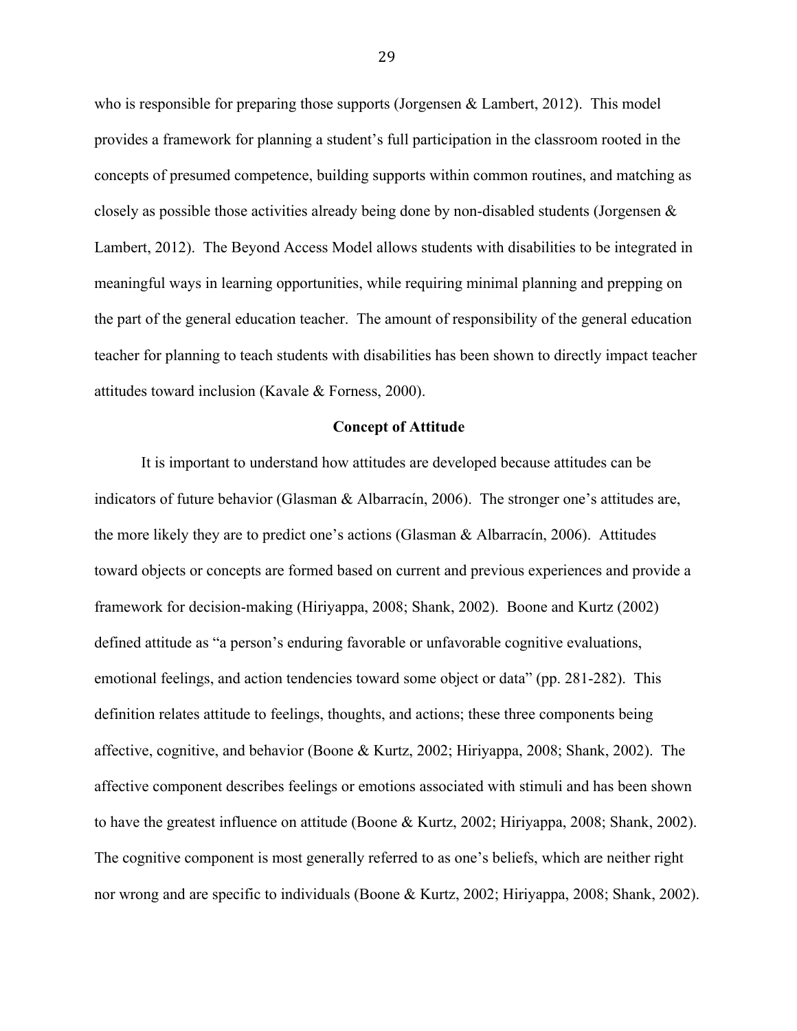who is responsible for preparing those supports (Jorgensen & Lambert, 2012). This model provides a framework for planning a student's full participation in the classroom rooted in the concepts of presumed competence, building supports within common routines, and matching as closely as possible those activities already being done by non-disabled students (Jorgensen & Lambert, 2012). The Beyond Access Model allows students with disabilities to be integrated in meaningful ways in learning opportunities, while requiring minimal planning and prepping on the part of the general education teacher. The amount of responsibility of the general education teacher for planning to teach students with disabilities has been shown to directly impact teacher attitudes toward inclusion (Kavale & Forness, 2000).

## Concept of Attitude

It is important to understand how attitudes are developed because attitudes can be indicators of future behavior (Glasman & Albarracín, 2006). The stronger one's attitudes are, the more likely they are to predict one's actions (Glasman & Albarracín, 2006). Attitudes toward objects or concepts are formed based on current and previous experiences and provide a framework for decision-making (Hiriyappa, 2008; Shank, 2002). Boone and Kurtz (2002) defined attitude as "a person's enduring favorable or unfavorable cognitive evaluations, emotional feelings, and action tendencies toward some object or data" (pp. 281-282). This definition relates attitude to feelings, thoughts, and actions; these three components being affective, cognitive, and behavior (Boone & Kurtz, 2002; Hiriyappa, 2008; Shank, 2002). The affective component describes feelings or emotions associated with stimuli and has been shown to have the greatest influence on attitude (Boone & Kurtz, 2002; Hiriyappa, 2008; Shank, 2002). The cognitive component is most generally referred to as one's beliefs, which are neither right nor wrong and are specific to individuals (Boone & Kurtz, 2002; Hiriyappa, 2008; Shank, 2002).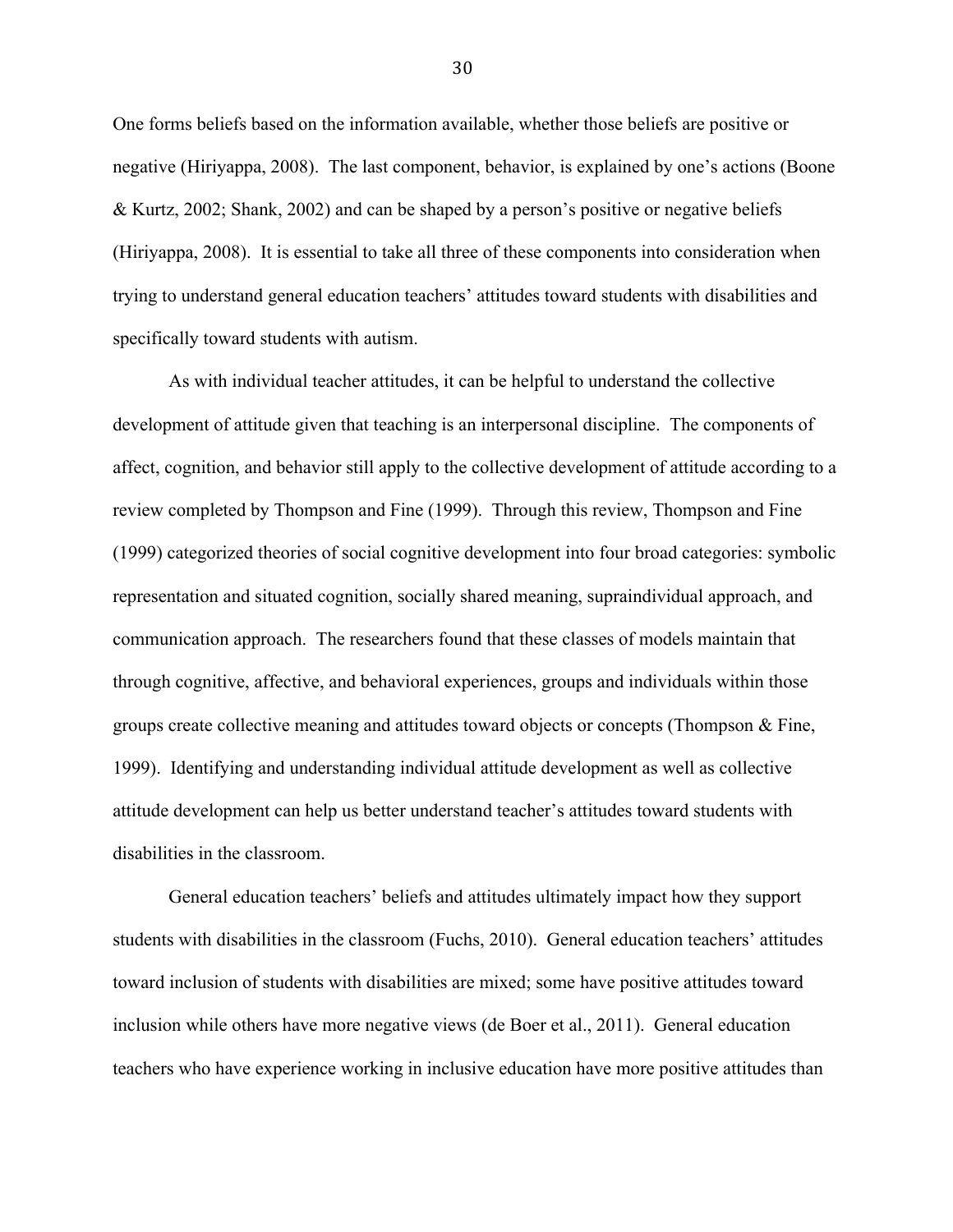One forms beliefs based on the information available, whether those beliefs are positive or negative (Hiriyappa, 2008). The last component, behavior, is explained by one's actions (Boone & Kurtz, 2002; Shank, 2002) and can be shaped by a person's positive or negative beliefs (Hiriyappa, 2008). It is essential to take all three of these components into consideration when trying to understand general education teachers' attitudes toward students with disabilities and specifically toward students with autism.

As with individual teacher attitudes, it can be helpful to understand the collective development of attitude given that teaching is an interpersonal discipline. The components of affect, cognition, and behavior still apply to the collective development of attitude according to a review completed by Thompson and Fine (1999). Through this review, Thompson and Fine (1999) categorized theories of social cognitive development into four broad categories: symbolic representation and situated cognition, socially shared meaning, supraindividual approach, and communication approach. The researchers found that these classes of models maintain that through cognitive, affective, and behavioral experiences, groups and individuals within those groups create collective meaning and attitudes toward objects or concepts (Thompson & Fine, 1999). Identifying and understanding individual attitude development as well as collective attitude development can help us better understand teacher's attitudes toward students with disabilities in the classroom.

General education teachers' beliefs and attitudes ultimately impact how they support students with disabilities in the classroom (Fuchs, 2010). General education teachers' attitudes toward inclusion of students with disabilities are mixed; some have positive attitudes toward inclusion while others have more negative views (de Boer et al., 2011). General education teachers who have experience working in inclusive education have more positive attitudes than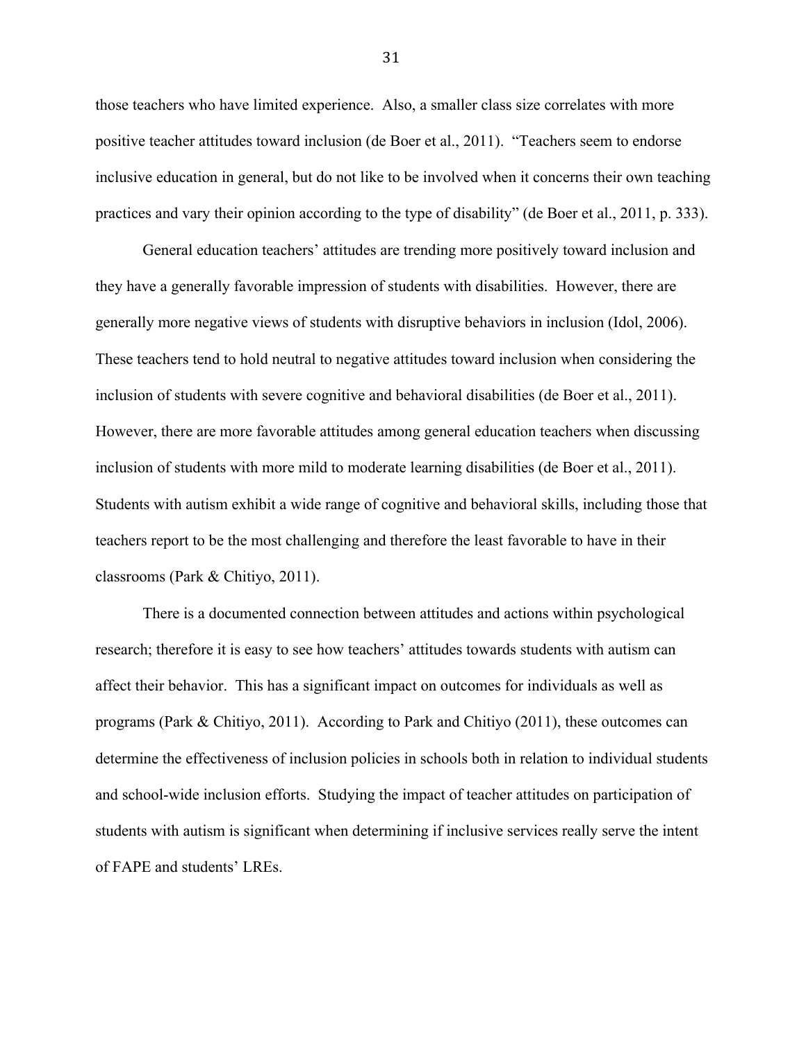those teachers who have limited experience. Also, a smaller class size correlates with more positive teacher attitudes toward inclusion (de Boer et al., 2011). "Teachers seem to endorse inclusive education in general, but do not like to be involved when it concerns their own teaching practices and vary their opinion according to the type of disability" (de Boer et al., 2011, p. 333).

General education teachers' attitudes are trending more positively toward inclusion and they have a generally favorable impression of students with disabilities. However, there are generally more negative views of students with disruptive behaviors in inclusion (Idol, 2006). These teachers tend to hold neutral to negative attitudes toward inclusion when considering the inclusion of students with severe cognitive and behavioral disabilities (de Boer et al., 2011). However, there are more favorable attitudes among general education teachers when discussing inclusion of students with more mild to moderate learning disabilities (de Boer et al., 2011). Students with autism exhibit a wide range of cognitive and behavioral skills, including those that teachers report to be the most challenging and therefore the least favorable to have in their classrooms (Park & Chitiyo, 2011).

There is a documented connection between attitudes and actions within psychological research; therefore it is easy to see how teachers' attitudes towards students with autism can affect their behavior. This has a significant impact on outcomes for individuals as well as programs (Park & Chitiyo, 2011). According to Park and Chitiyo (2011), these outcomes can determine the effectiveness of inclusion policies in schools both in relation to individual students and school-wide inclusion efforts. Studying the impact of teacher attitudes on participation of students with autism is significant when determining if inclusive services really serve the intent of FAPE and students' LREs.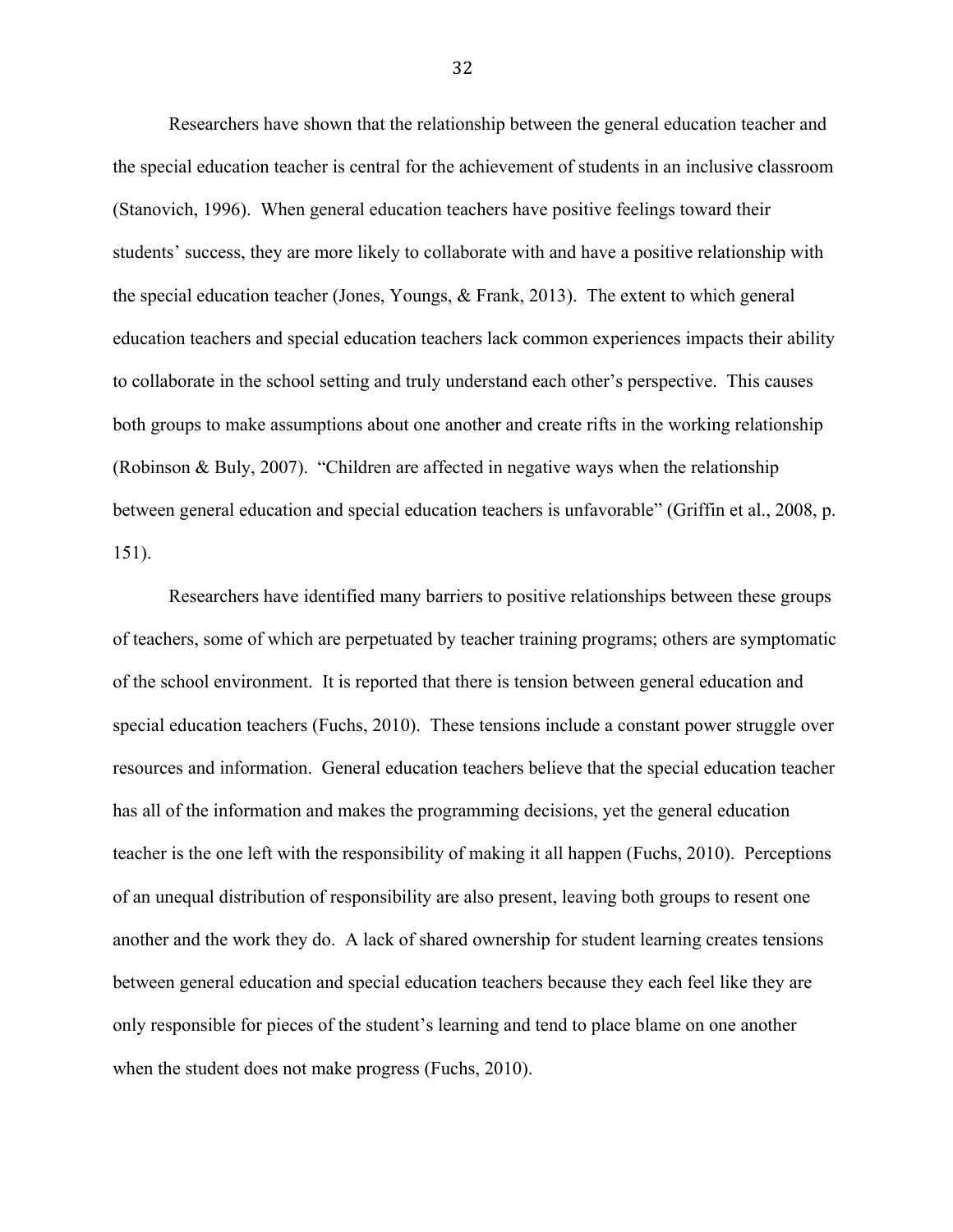Researchers have shown that the relationship between the general education teacher and the special education teacher is central for the achievement of students in an inclusive classroom (Stanovich, 1996). When general education teachers have positive feelings toward their students' success, they are more likely to collaborate with and have a positive relationship with the special education teacher (Jones, Youngs, & Frank, 2013). The extent to which general education teachers and special education teachers lack common experiences impacts their ability to collaborate in the school setting and truly understand each other's perspective. This causes both groups to make assumptions about one another and create rifts in the working relationship (Robinson & Buly, 2007). "Children are affected in negative ways when the relationship between general education and special education teachers is unfavorable" (Griffin et al., 2008, p. 151).

Researchers have identified many barriers to positive relationships between these groups of teachers, some of which are perpetuated by teacher training programs; others are symptomatic of the school environment. It is reported that there is tension between general education and special education teachers (Fuchs, 2010). These tensions include a constant power struggle over resources and information. General education teachers believe that the special education teacher has all of the information and makes the programming decisions, yet the general education teacher is the one left with the responsibility of making it all happen (Fuchs, 2010). Perceptions of an unequal distribution of responsibility are also present, leaving both groups to resent one another and the work they do. A lack of shared ownership for student learning creates tensions between general education and special education teachers because they each feel like they are only responsible for pieces of the student's learning and tend to place blame on one another when the student does not make progress (Fuchs, 2010).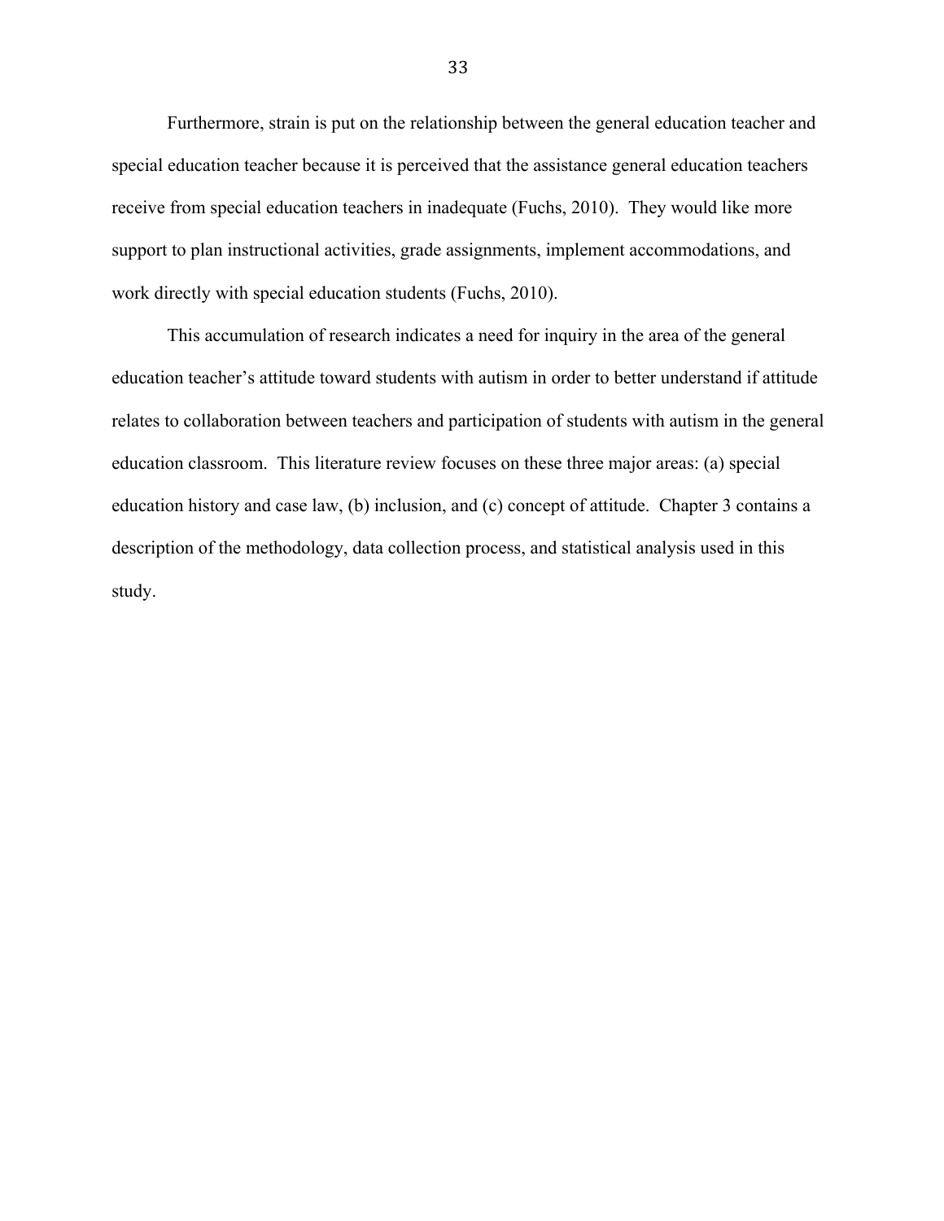Furthermore, strain is put on the relationship between the general education teacher and special education teacher because it is perceived that the assistance general education teachers receive from special education teachers in inadequate (Fuchs, 2010). They would like more support to plan instructional activities, grade assignments, implement accommodations, and work directly with special education students (Fuchs, 2010).

This accumulation of research indicates a need for inquiry in the area of the general education teacher's attitude toward students with autism in order to better understand if attitude relates to collaboration between teachers and participation of students with autism in the general education classroom. This literature review focuses on these three major areas: (a) special education history and case law, (b) inclusion, and (c) concept of attitude. Chapter 3 contains a description of the methodology, data collection process, and statistical analysis used in this study.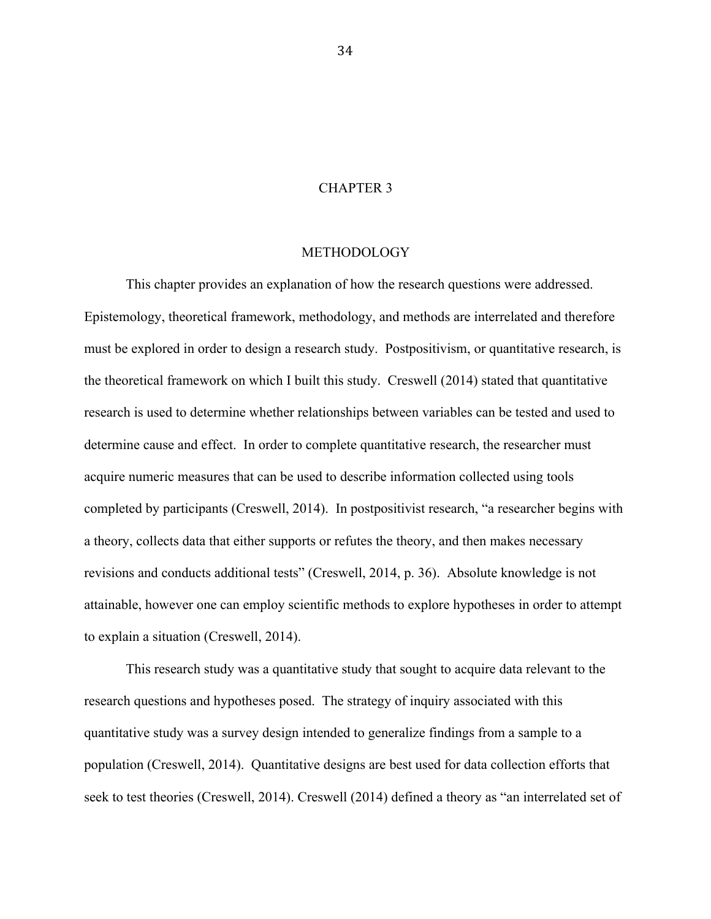# CHAPTER 3

## METHODOLOGY

This chapter provides an explanation of how the research questions were addressed. Epistemology, theoretical framework, methodology, and methods are interrelated and therefore must be explored in order to design a research study. Postpositivism, or quantitative research, is the theoretical framework on which I built this study. Creswell (2014) stated that quantitative research is used to determine whether relationships between variables can be tested and used to determine cause and effect. In order to complete quantitative research, the researcher must acquire numeric measures that can be used to describe information collected using tools completed by participants (Creswell, 2014). In postpositivist research, "a researcher begins with a theory, collects data that either supports or refutes the theory, and then makes necessary revisions and conducts additional tests" (Creswell, 2014, p. 36). Absolute knowledge is not attainable, however one can employ scientific methods to explore hypotheses in order to attempt to explain a situation (Creswell, 2014).

This research study was a quantitative study that sought to acquire data relevant to the research questions and hypotheses posed. The strategy of inquiry associated with this quantitative study was a survey design intended to generalize findings from a sample to a population (Creswell, 2014). Quantitative designs are best used for data collection efforts that seek to test theories (Creswell, 2014). Creswell (2014) defined a theory as "an interrelated set of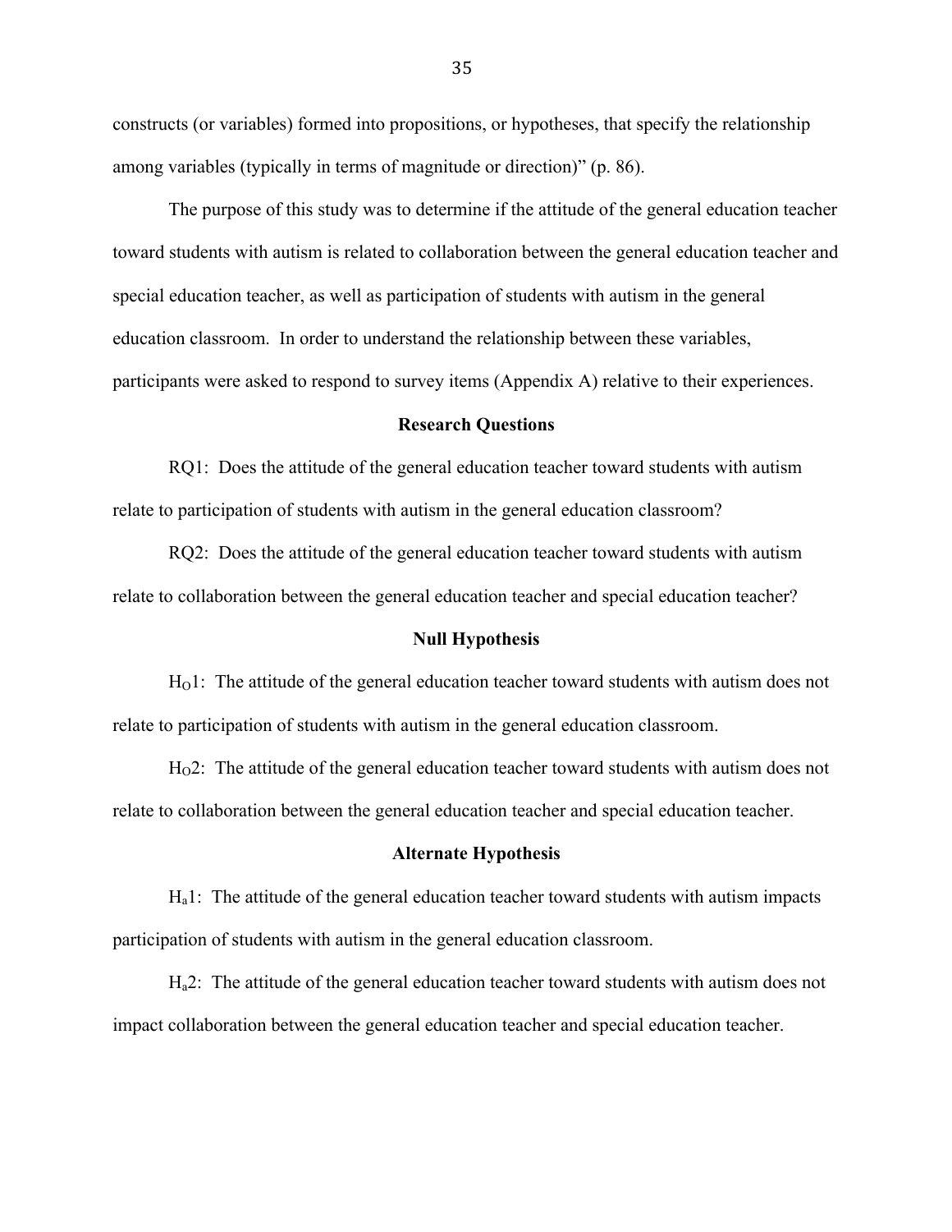constructs (or variables) formed into propositions, or hypotheses, that specify the relationship among variables (typically in terms of magnitude or direction)" (p. 86).

The purpose of this study was to determine if the attitude of the general education teacher toward students with autism is related to collaboration between the general education teacher and special education teacher, as well as participation of students with autism in the general education classroom. In order to understand the relationship between these variables, participants were asked to respond to survey items (Appendix A) relative to their experiences.

## Research Questions

RQ1: Does the attitude of the general education teacher toward students with autism relate to participation of students with autism in the general education classroom?

RQ2: Does the attitude of the general education teacher toward students with autism relate to collaboration between the general education teacher and special education teacher?

## Null Hypothesis

$H_O1$: The attitude of the general education teacher toward students with autism does not relate to participation of students with autism in the general education classroom.

$H_O2$: The attitude of the general education teacher toward students with autism does not relate to collaboration between the general education teacher and special education teacher.

## Alternate Hypothesis

$H_a1$: The attitude of the general education teacher toward students with autism impacts participation of students with autism in the general education classroom.

$H_a2$: The attitude of the general education teacher toward students with autism does not impact collaboration between the general education teacher and special education teacher.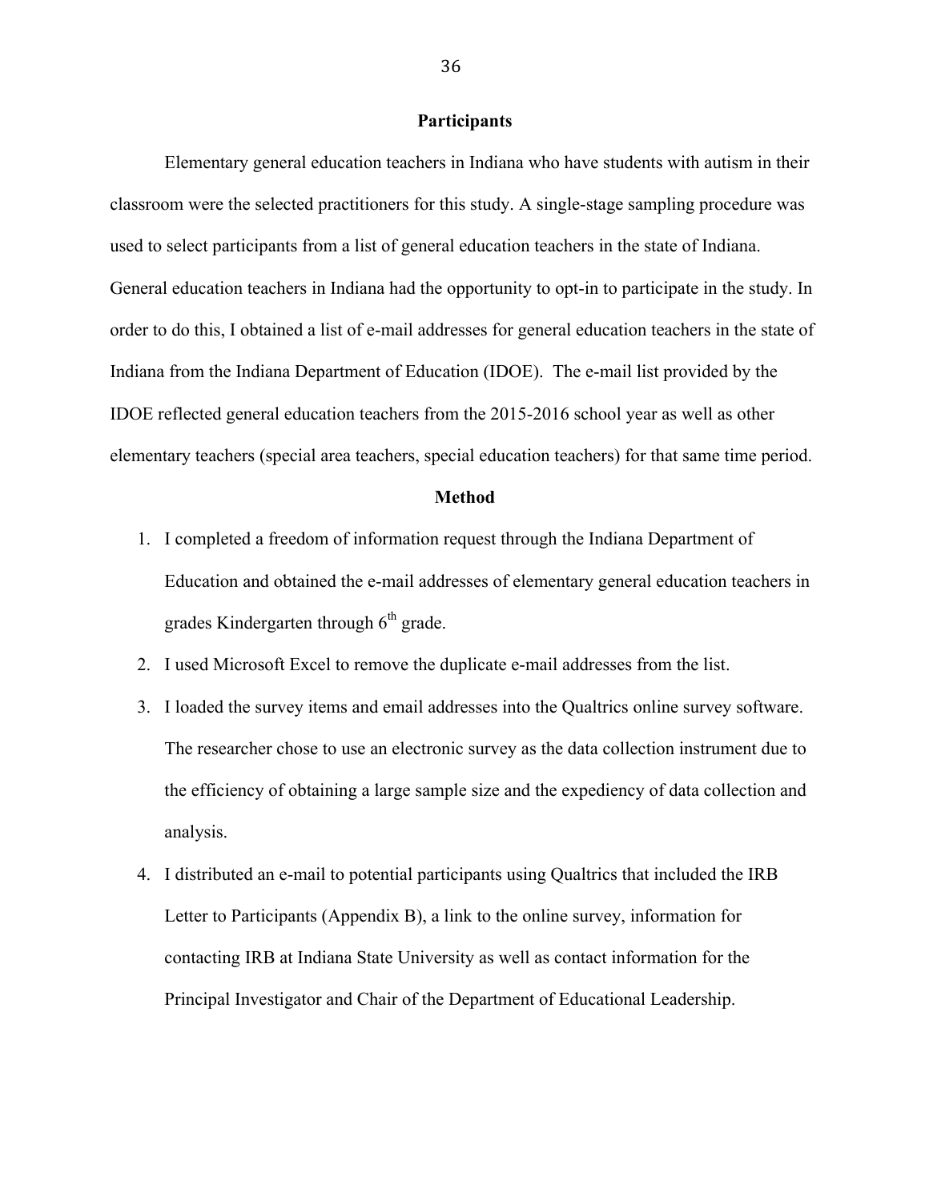## Participants

Elementary general education teachers in Indiana who have students with autism in their classroom were the selected practitioners for this study. A single-stage sampling procedure was used to select participants from a list of general education teachers in the state of Indiana. General education teachers in Indiana had the opportunity to opt-in to participate in the study. In order to do this, I obtained a list of e-mail addresses for general education teachers in the state of Indiana from the Indiana Department of Education (IDOE). The e-mail list provided by the IDOE reflected general education teachers from the 2015-2016 school year as well as other elementary teachers (special area teachers, special education teachers) for that same time period.

## Method

1. I completed a freedom of information request through the Indiana Department of Education and obtained the e-mail addresses of elementary general education teachers in grades Kindergarten through 6th grade.
2. I used Microsoft Excel to remove the duplicate e-mail addresses from the list.
3. I loaded the survey items and email addresses into the Qualtrics online survey software. The researcher chose to use an electronic survey as the data collection instrument due to the efficiency of obtaining a large sample size and the expediency of data collection and analysis.
4. I distributed an e-mail to potential participants using Qualtrics that included the IRB Letter to Participants (Appendix B), a link to the online survey, information for contacting IRB at Indiana State University as well as contact information for the Principal Investigator and Chair of the Department of Educational Leadership.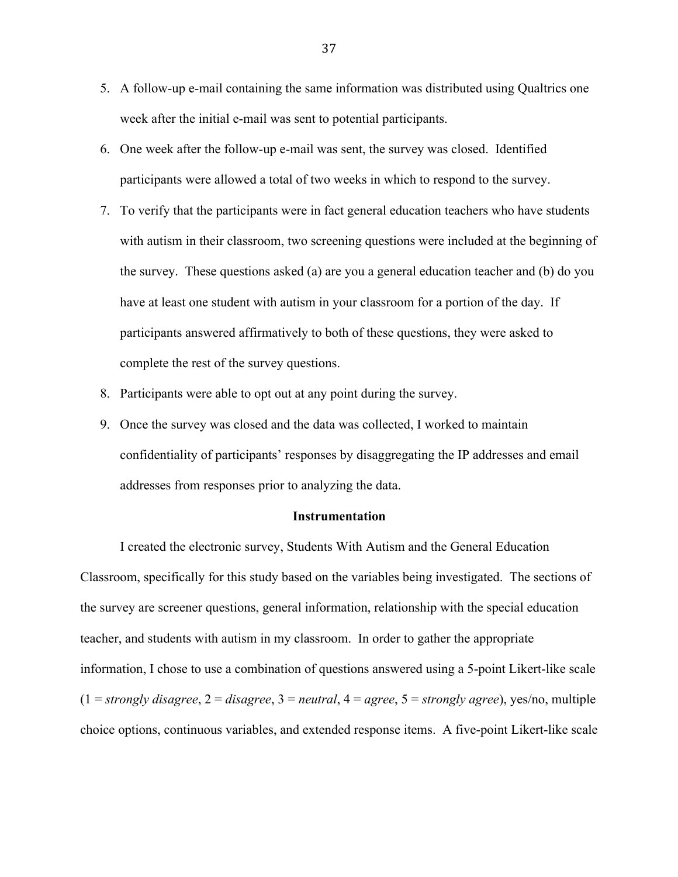5. A follow-up e-mail containing the same information was distributed using Qualtrics one week after the initial e-mail was sent to potential participants.
6. One week after the follow-up e-mail was sent, the survey was closed. Identified participants were allowed a total of two weeks in which to respond to the survey.
7. To verify that the participants were in fact general education teachers who have students with autism in their classroom, two screening questions were included at the beginning of the survey. These questions asked (a) are you a general education teacher and (b) do you have at least one student with autism in your classroom for a portion of the day. If participants answered affirmatively to both of these questions, they were asked to complete the rest of the survey questions.
8. Participants were able to opt out at any point during the survey.
9. Once the survey was closed and the data was collected, I worked to maintain confidentiality of participants' responses by disaggregating the IP addresses and email addresses from responses prior to analyzing the data.

## Instrumentation

I created the electronic survey, Students With Autism and the General Education Classroom, specifically for this study based on the variables being investigated. The sections of the survey are screener questions, general information, relationship with the special education teacher, and students with autism in my classroom. In order to gather the appropriate information, I chose to use a combination of questions answered using a 5-point Likert-like scale (1 = *strongly disagree*, 2 = *disagree*, 3 = *neutral*, 4 = *agree*, 5 = *strongly agree*), yes/no, multiple choice options, continuous variables, and extended response items. A five-point Likert-like scale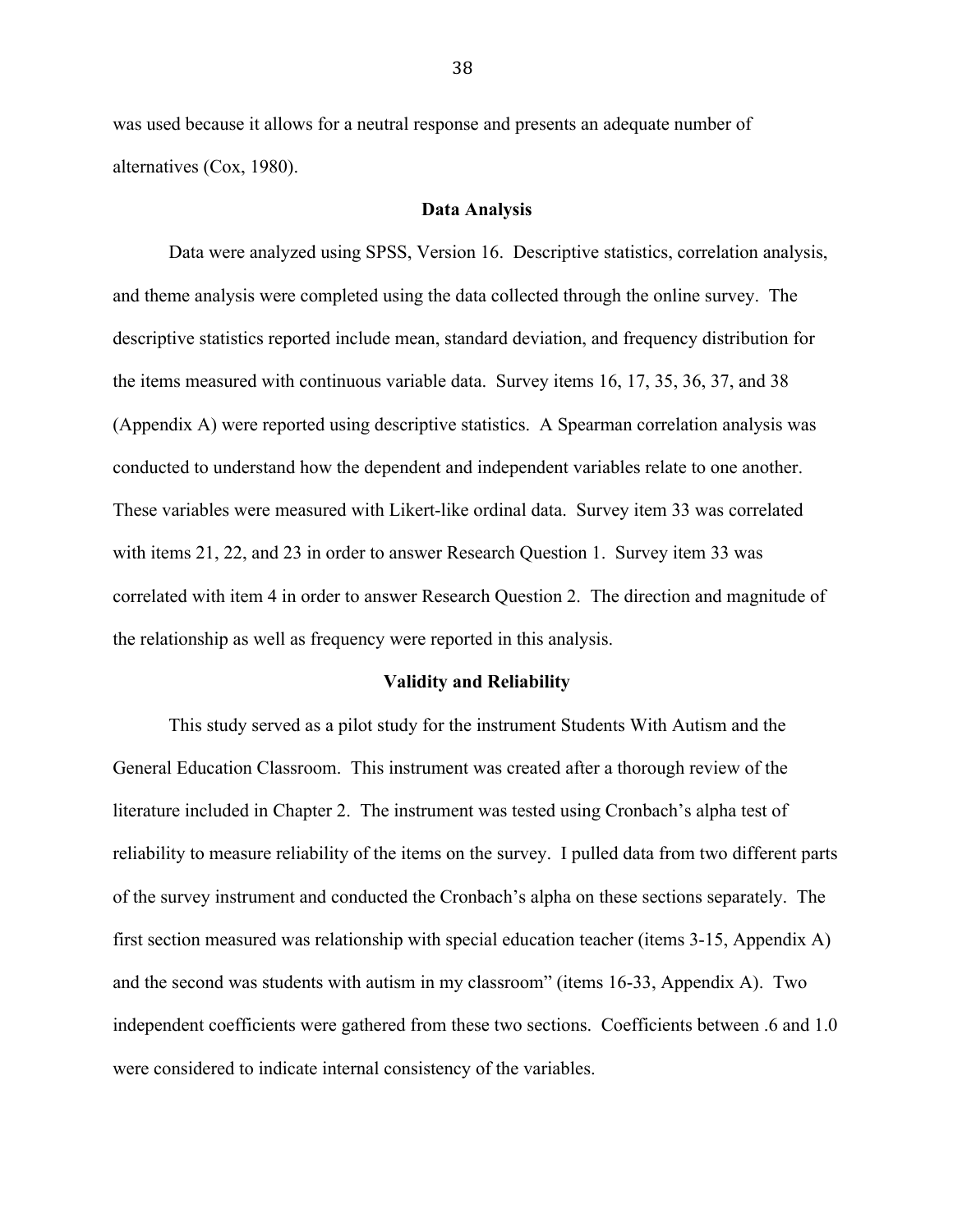was used because it allows for a neutral response and presents an adequate number of alternatives (Cox, 1980).

## Data Analysis

Data were analyzed using SPSS, Version 16. Descriptive statistics, correlation analysis, and theme analysis were completed using the data collected through the online survey. The descriptive statistics reported include mean, standard deviation, and frequency distribution for the items measured with continuous variable data. Survey items 16, 17, 35, 36, 37, and 38 (Appendix A) were reported using descriptive statistics. A Spearman correlation analysis was conducted to understand how the dependent and independent variables relate to one another. These variables were measured with Likert-like ordinal data. Survey item 33 was correlated with items 21, 22, and 23 in order to answer Research Question 1. Survey item 33 was correlated with item 4 in order to answer Research Question 2. The direction and magnitude of the relationship as well as frequency were reported in this analysis.

## Validity and Reliability

This study served as a pilot study for the instrument Students With Autism and the General Education Classroom. This instrument was created after a thorough review of the literature included in Chapter 2. The instrument was tested using Cronbach's alpha test of reliability to measure reliability of the items on the survey. I pulled data from two different parts of the survey instrument and conducted the Cronbach's alpha on these sections separately. The first section measured was relationship with special education teacher (items 3-15, Appendix A) and the second was students with autism in my classroom" (items 16-33, Appendix A). Two independent coefficients were gathered from these two sections. Coefficients between .6 and 1.0 were considered to indicate internal consistency of the variables.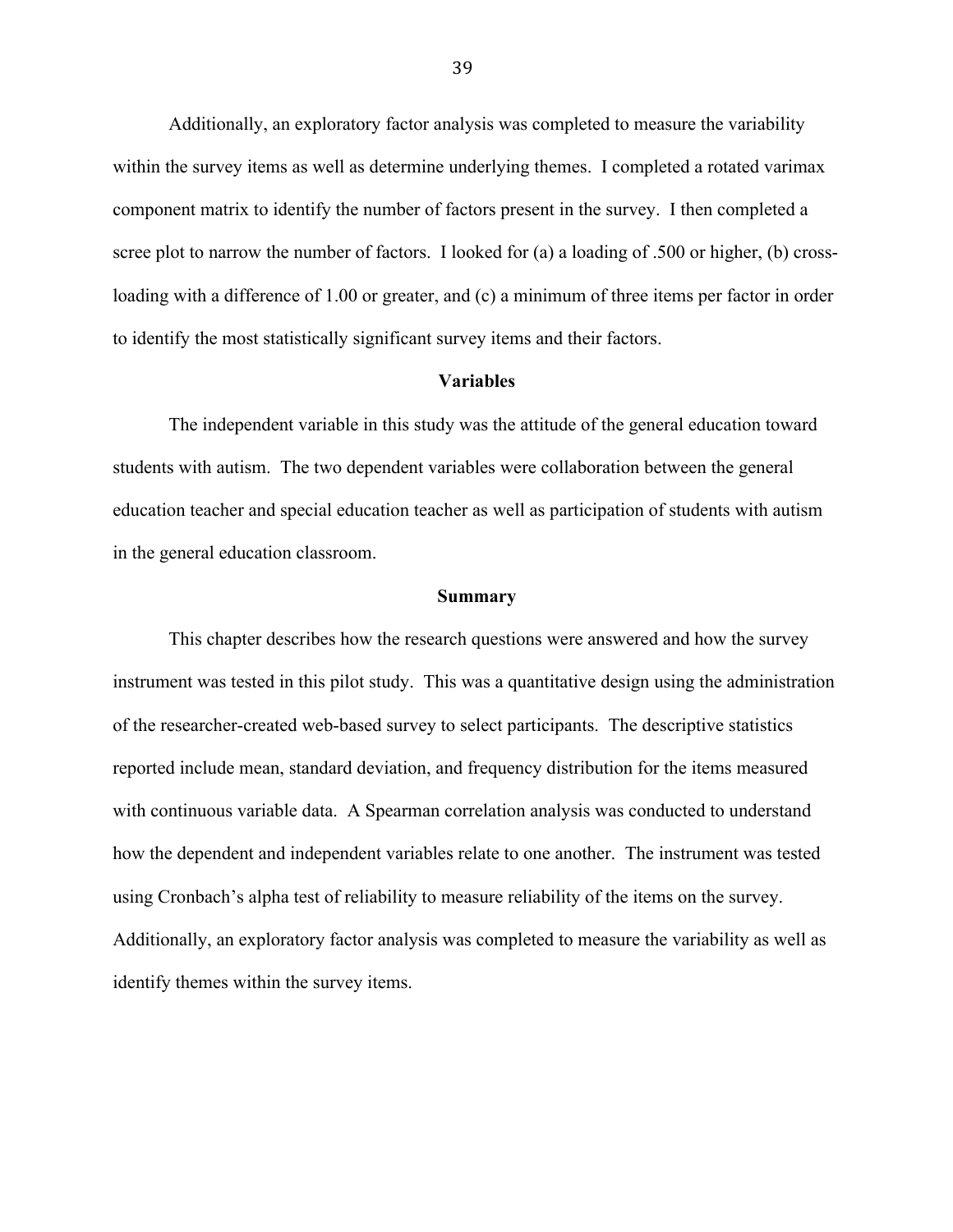Additionally, an exploratory factor analysis was completed to measure the variability within the survey items as well as determine underlying themes. I completed a rotated varimax component matrix to identify the number of factors present in the survey. I then completed a scree plot to narrow the number of factors. I looked for (a) a loading of .500 or higher, (b) cross-loading with a difference of 1.00 or greater, and (c) a minimum of three items per factor in order to identify the most statistically significant survey items and their factors.

## Variables

The independent variable in this study was the attitude of the general education toward students with autism. The two dependent variables were collaboration between the general education teacher and special education teacher as well as participation of students with autism in the general education classroom.

## Summary

This chapter describes how the research questions were answered and how the survey instrument was tested in this pilot study. This was a quantitative design using the administration of the researcher-created web-based survey to select participants. The descriptive statistics reported include mean, standard deviation, and frequency distribution for the items measured with continuous variable data. A Spearman correlation analysis was conducted to understand how the dependent and independent variables relate to one another. The instrument was tested using Cronbach's alpha test of reliability to measure reliability of the items on the survey. Additionally, an exploratory factor analysis was completed to measure the variability as well as identify themes within the survey items.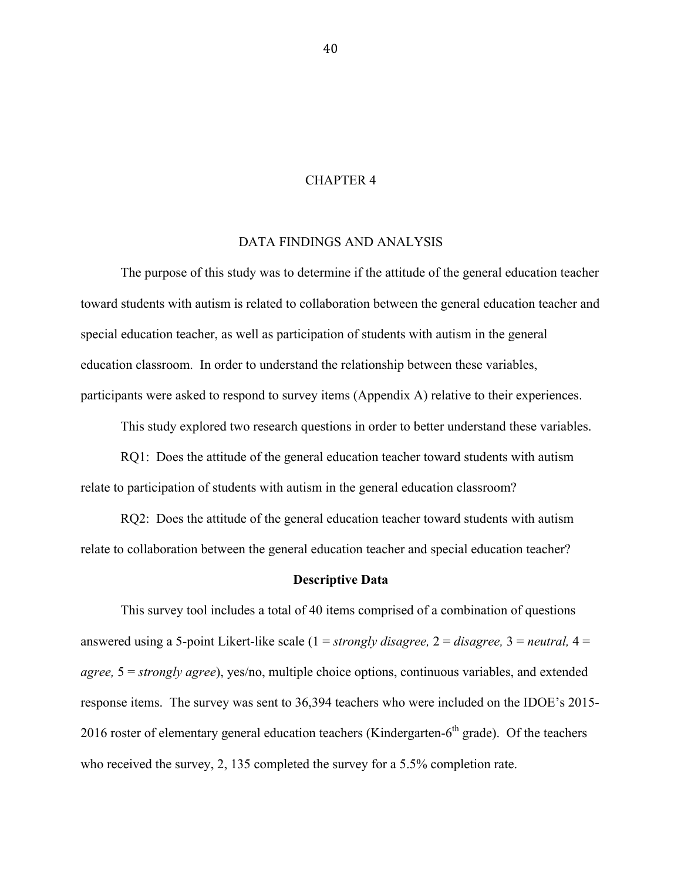# CHAPTER 4

## DATA FINDINGS AND ANALYSIS

The purpose of this study was to determine if the attitude of the general education teacher toward students with autism is related to collaboration between the general education teacher and special education teacher, as well as participation of students with autism in the general education classroom. In order to understand the relationship between these variables, participants were asked to respond to survey items (Appendix A) relative to their experiences.

This study explored two research questions in order to better understand these variables.

RQ1: Does the attitude of the general education teacher toward students with autism relate to participation of students with autism in the general education classroom?

RQ2: Does the attitude of the general education teacher toward students with autism relate to collaboration between the general education teacher and special education teacher?

### Descriptive Data

This survey tool includes a total of 40 items comprised of a combination of questions answered using a 5-point Likert-like scale (1 = *strongly disagree,* 2 = *disagree,* 3 = *neutral,* 4 = *agree,* 5 = *strongly agree*), yes/no, multiple choice options, continuous variables, and extended response items. The survey was sent to 36,394 teachers who were included on the IDOE's 2015-2016 roster of elementary general education teachers (Kindergarten-6th grade). Of the teachers who received the survey, 2, 135 completed the survey for a 5.5% completion rate.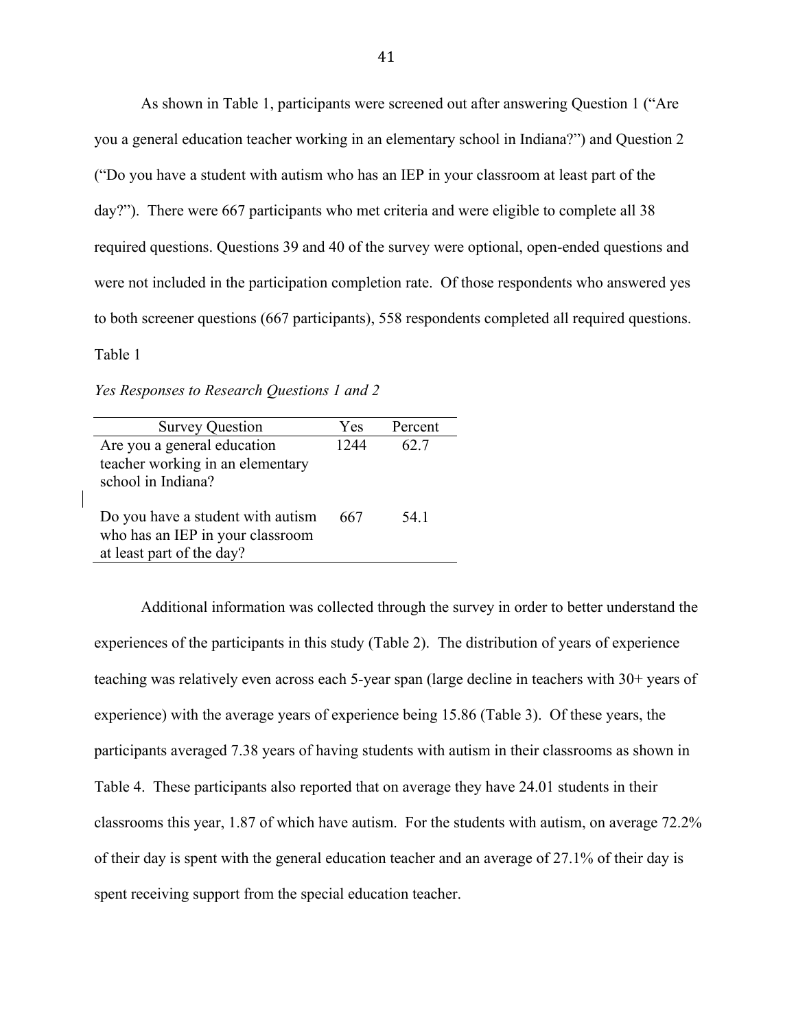As shown in Table 1, participants were screened out after answering Question 1 ("Are you a general education teacher working in an elementary school in Indiana?") and Question 2 ("Do you have a student with autism who has an IEP in your classroom at least part of the day?"). There were 667 participants who met criteria and were eligible to complete all 38 required questions. Questions 39 and 40 of the survey were optional, open-ended questions and were not included in the participation completion rate. Of those respondents who answered yes to both screener questions (667 participants), 558 respondents completed all required questions.

Table 1

*Yes Responses to Research Questions 1 and 2*

| Survey Question | Yes | Percent |
|---|---|---|
| Are you a general education teacher working in an elementary school in Indiana? | 1244 | 62.7 |
| Do you have a student with autism who has an IEP in your classroom at least part of the day? | 667 | 54.1 |

Additional information was collected through the survey in order to better understand the experiences of the participants in this study (Table 2). The distribution of years of experience teaching was relatively even across each 5-year span (large decline in teachers with 30+ years of experience) with the average years of experience being 15.86 (Table 3). Of these years, the participants averaged 7.38 years of having students with autism in their classrooms as shown in Table 4. These participants also reported that on average they have 24.01 students in their classrooms this year, 1.87 of which have autism. For the students with autism, on average 72.2% of their day is spent with the general education teacher and an average of 27.1% of their day is spent receiving support from the special education teacher.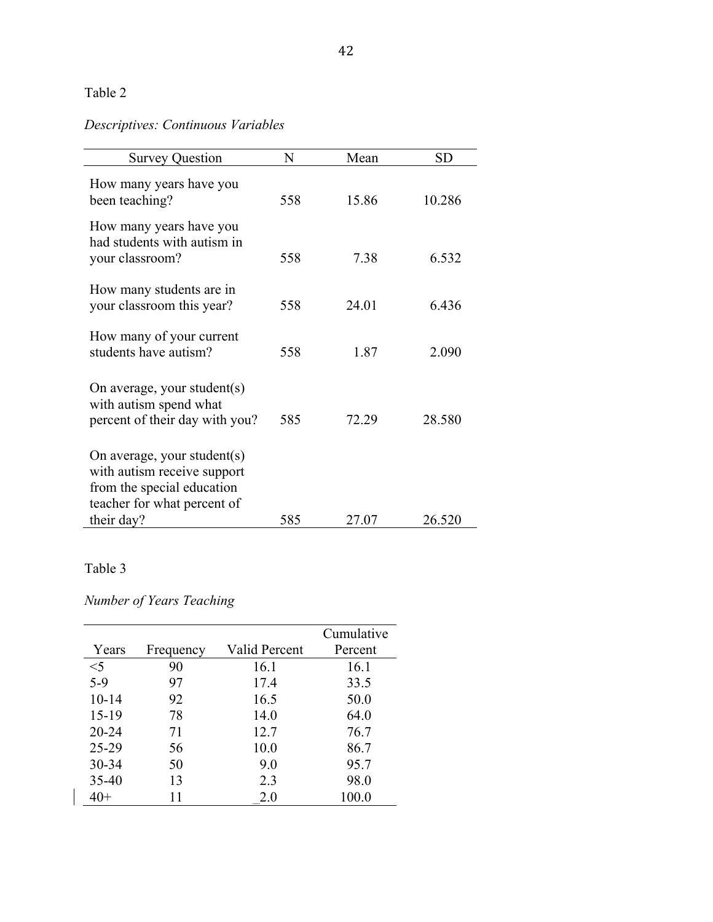Table 2

*Descriptives: Continuous Variables*

| Survey Question | N | Mean | SD |
|---|---|---|---|
| How many years have you been teaching? | 558 | 15.86 | 10.286 |
| How many years have you had students with autism in your classroom? | 558 | 7.38 | 6.532 |
| How many students are in your classroom this year? | 558 | 24.01 | 6.436 |
| How many of your current students have autism? | 558 | 1.87 | 2.090 |
| On average, your student(s) with autism spend what percent of their day with you? | 585 | 72.29 | 28.580 |
| On average, your student(s) with autism receive support from the special education teacher for what percent of their day? | 585 | 27.07 | 26.520 |

Table 3

*Number of Years Teaching*

| Years | Frequency | Valid Percent | Cumulative Percent |
|---|---|---|---|
| <5 | 90 | 16.1 | 16.1 |
| 5-9 | 97 | 17.4 | 33.5 |
| 10-14 | 92 | 16.5 | 50.0 |
| 15-19 | 78 | 14.0 | 64.0 |
| 20-24 | 71 | 12.7 | 76.7 |
| 25-29 | 56 | 10.0 | 86.7 |
| 30-34 | 50 | 9.0 | 95.7 |
| 35-40 | 13 | 2.3 | 98.0 |
| 40+ | 11 | 2.0 | 100.0 |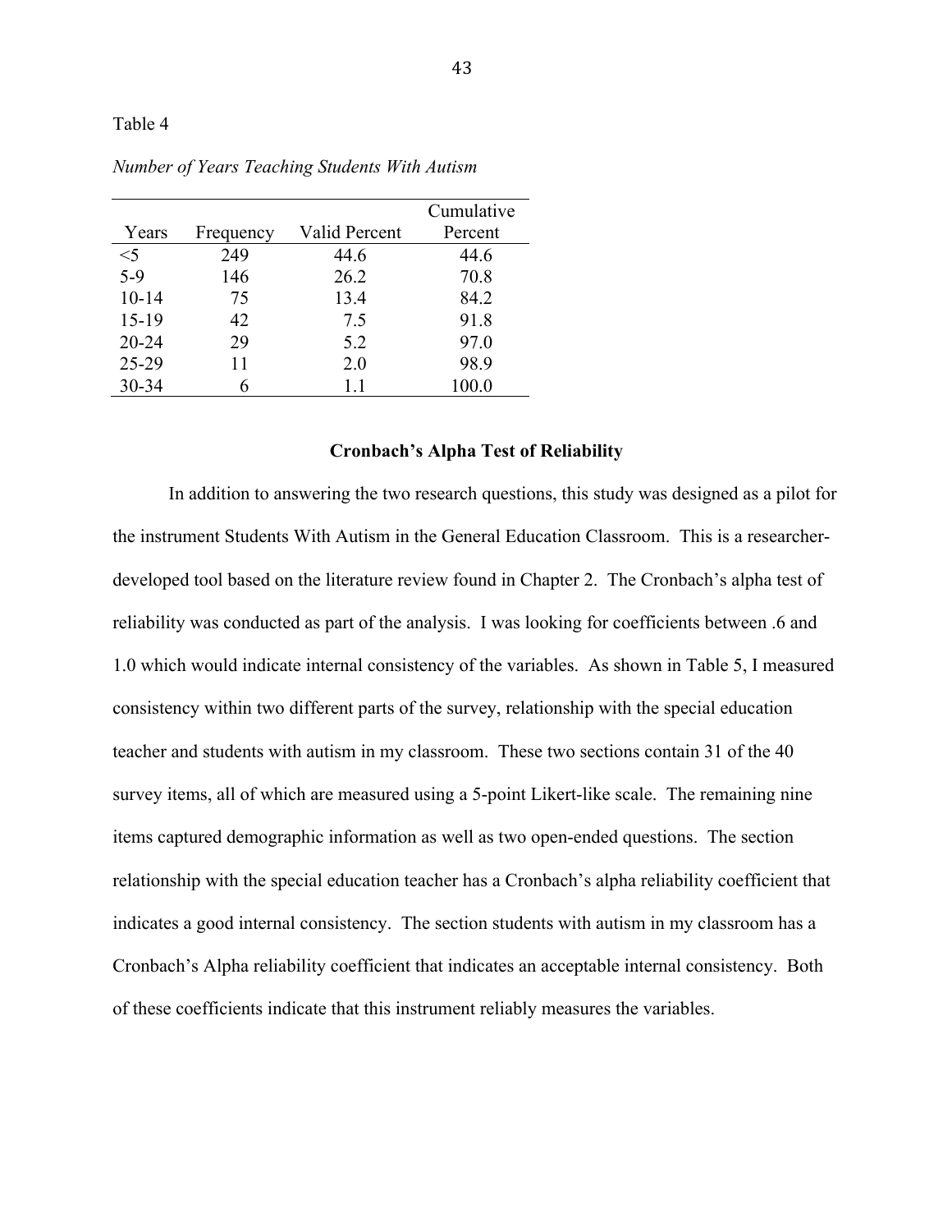Table 4

*Number of Years Teaching Students With Autism*

| Years | Frequency | Valid Percent | Cumulative Percent |
|---|---|---|---|
| <5 | 249 | 44.6 | 44.6 |
| 5-9 | 146 | 26.2 | 70.8 |
| 10-14 | 75 | 13.4 | 84.2 |
| 15-19 | 42 | 7.5 | 91.8 |
| 20-24 | 29 | 5.2 | 97.0 |
| 25-29 | 11 | 2.0 | 98.9 |
| 30-34 | 6 | 1.1 | 100.0 |

## Cronbach's Alpha Test of Reliability

In addition to answering the two research questions, this study was designed as a pilot for the instrument Students With Autism in the General Education Classroom. This is a researcher-developed tool based on the literature review found in Chapter 2. The Cronbach's alpha test of reliability was conducted as part of the analysis. I was looking for coefficients between .6 and 1.0 which would indicate internal consistency of the variables. As shown in Table 5, I measured consistency within two different parts of the survey, relationship with the special education teacher and students with autism in my classroom. These two sections contain 31 of the 40 survey items, all of which are measured using a 5-point Likert-like scale. The remaining nine items captured demographic information as well as two open-ended questions. The section relationship with the special education teacher has a Cronbach's alpha reliability coefficient that indicates a good internal consistency. The section students with autism in my classroom has a Cronbach's Alpha reliability coefficient that indicates an acceptable internal consistency. Both of these coefficients indicate that this instrument reliably measures the variables.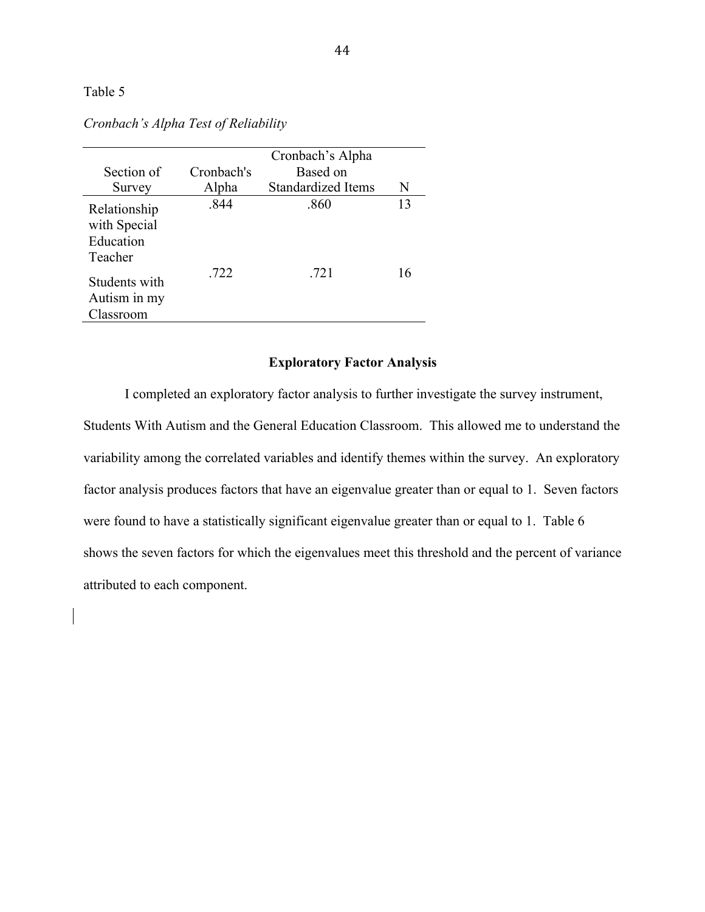Table 5

*Cronbach's Alpha Test of Reliability*

| Section of Survey | Cronbach's Alpha | Cronbach's Alpha Based on Standardized Items | N |
|---|---|---|---|
| Relationship with Special Education Teacher | .844 | .860 | 13 |
| Students with Autism in my Classroom | .722 | .721 | 16 |

## Exploratory Factor Analysis

I completed an exploratory factor analysis to further investigate the survey instrument, Students With Autism and the General Education Classroom. This allowed me to understand the variability among the correlated variables and identify themes within the survey. An exploratory factor analysis produces factors that have an eigenvalue greater than or equal to 1. Seven factors were found to have a statistically significant eigenvalue greater than or equal to 1. Table 6 shows the seven factors for which the eigenvalues meet this threshold and the percent of variance attributed to each component.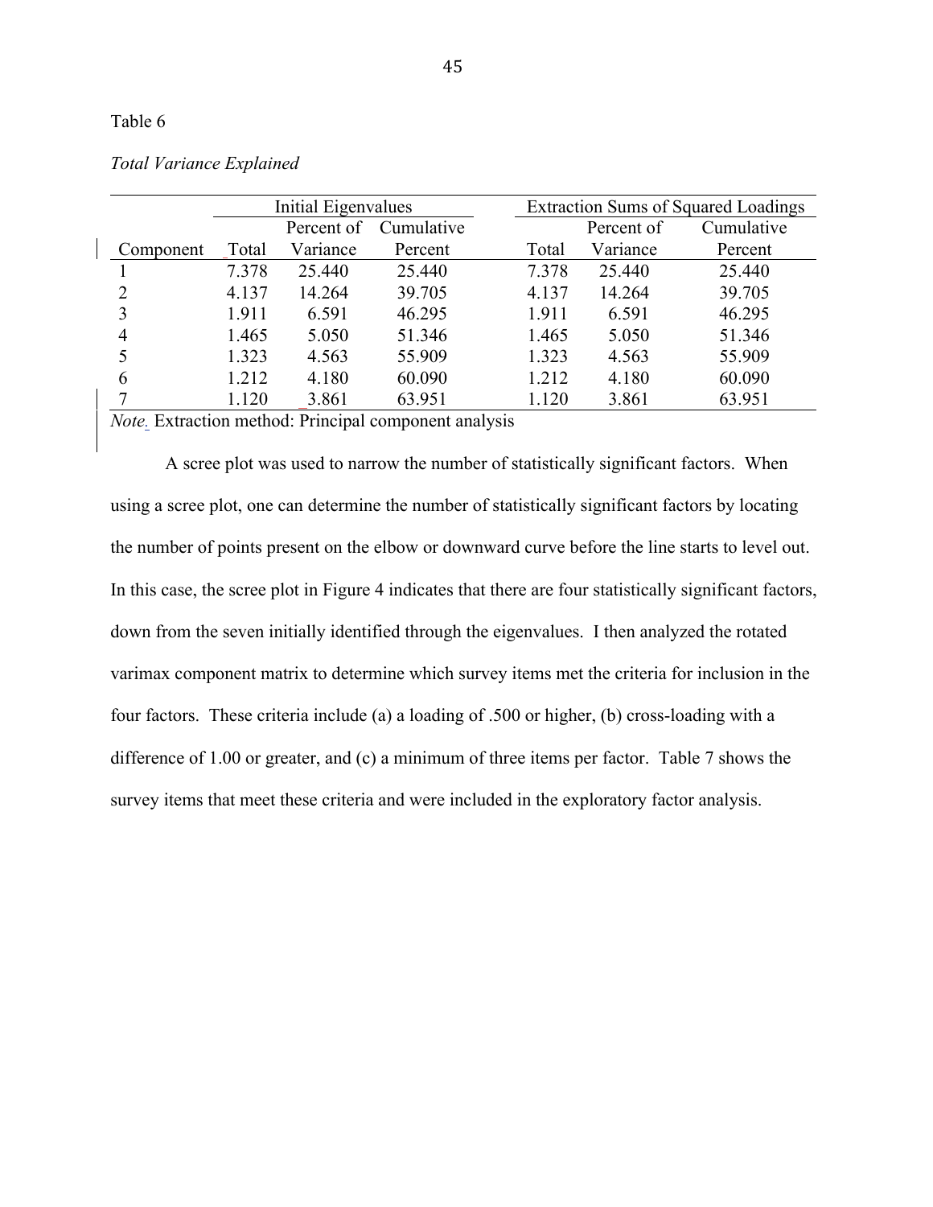Table 6

*Total Variance Explained*

| | Initial Eigenvalues | | | Extraction Sums of Squared Loadings | | |
|---|---|---|---|---|---|---|
| Component | Total | Percent of Variance | Cumulative Percent | Total | Percent of Variance | Cumulative Percent |
| 1 | 7.378 | 25.440 | 25.440 | 7.378 | 25.440 | 25.440 |
| 2 | 4.137 | 14.264 | 39.705 | 4.137 | 14.264 | 39.705 |
| 3 | 1.911 | 6.591 | 46.295 | 1.911 | 6.591 | 46.295 |
| 4 | 1.465 | 5.050 | 51.346 | 1.465 | 5.050 | 51.346 |
| 5 | 1.323 | 4.563 | 55.909 | 1.323 | 4.563 | 55.909 |
| 6 | 1.212 | 4.180 | 60.090 | 1.212 | 4.180 | 60.090 |
| 7 | 1.120 | 3.861 | 63.951 | 1.120 | 3.861 | 63.951 |

*Note.* Extraction method: Principal component analysis

A scree plot was used to narrow the number of statistically significant factors. When using a scree plot, one can determine the number of statistically significant factors by locating the number of points present on the elbow or downward curve before the line starts to level out. In this case, the scree plot in Figure 4 indicates that there are four statistically significant factors, down from the seven initially identified through the eigenvalues. I then analyzed the rotated varimax component matrix to determine which survey items met the criteria for inclusion in the four factors. These criteria include (a) a loading of .500 or higher, (b) cross-loading with a difference of 1.00 or greater, and (c) a minimum of three items per factor. Table 7 shows the survey items that meet these criteria and were included in the exploratory factor analysis.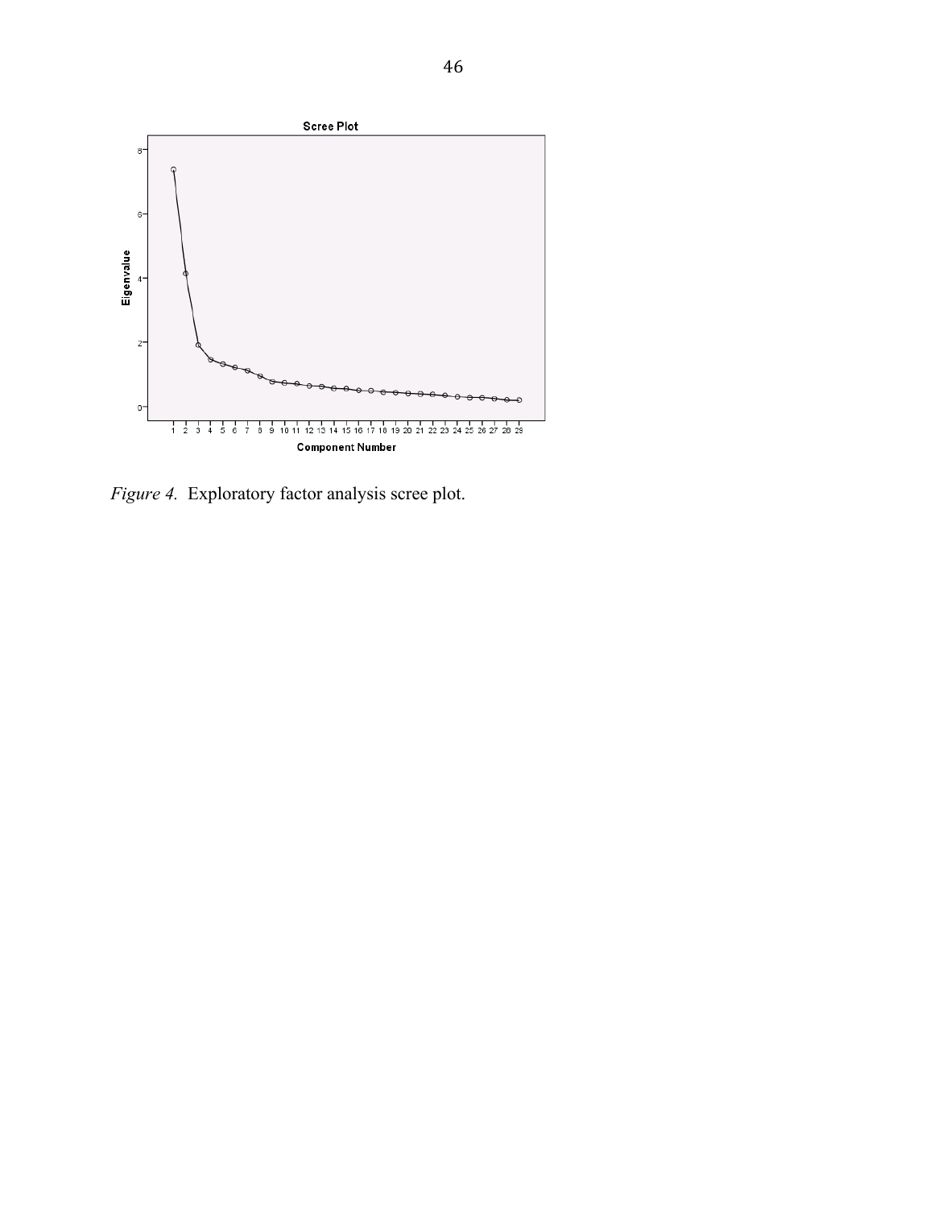*Figure 4.* Exploratory factor analysis scree plot.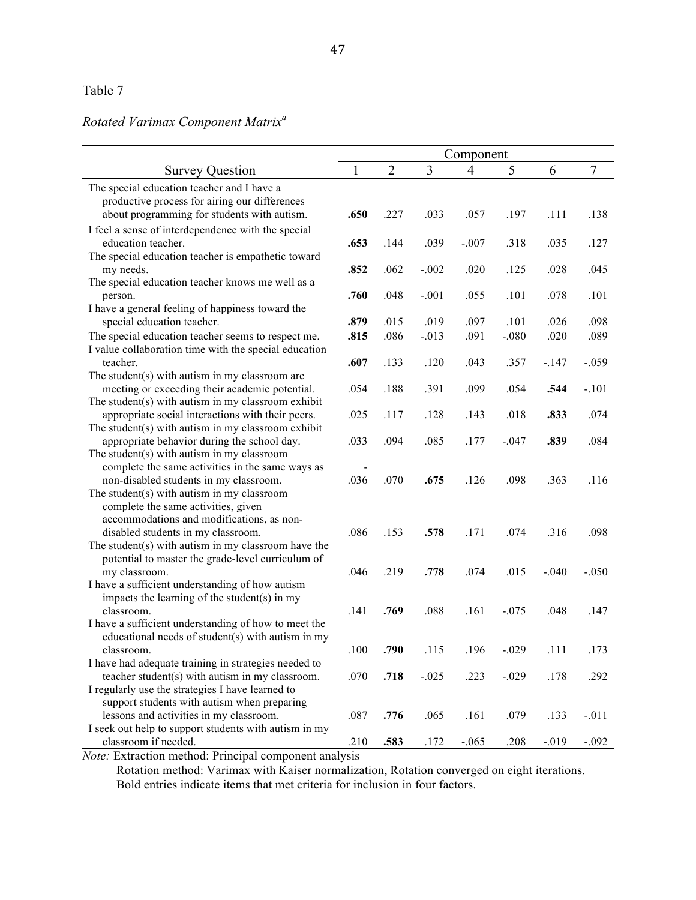Table 7

*Rotated Varimax Component Matrix*[a]

| Survey Question | Component | | | | | | |
|---|---|---|---|---|---|---|---|
| | 1 | 2 | 3 | 4 | 5 | 6 | 7 |
| The special education teacher and I have a productive process for airing our differences about programming for students with autism. | **.650** | .227 | .033 | .057 | .197 | .111 | .138 |
| I feel a sense of interdependence with the special education teacher. | **.653** | .144 | .039 | -.007 | .318 | .035 | .127 |
| The special education teacher is empathetic toward my needs. | **.852** | .062 | -.002 | .020 | .125 | .028 | .045 |
| The special education teacher knows me well as a person. | **.760** | .048 | -.001 | .055 | .101 | .078 | .101 |
| I have a general feeling of happiness toward the special education teacher. | **.879** | .015 | .019 | .097 | .101 | .026 | .098 |
| The special education teacher seems to respect me. | **.815** | .086 | -.013 | .091 | -.080 | .020 | .089 |
| I value collaboration time with the special education teacher. | **.607** | .133 | .120 | .043 | .357 | -.147 | -.059 |
| The student(s) with autism in my classroom are meeting or exceeding their academic potential. | .054 | .188 | .391 | .099 | .054 | **.544** | -.101 |
| The student(s) with autism in my classroom exhibit appropriate social interactions with their peers. | .025 | .117 | .128 | .143 | .018 | **.833** | .074 |
| The student(s) with autism in my classroom exhibit appropriate behavior during the school day. | .033 | .094 | .085 | .177 | -.047 | **.839** | .084 |
| The student(s) with autism in my classroom complete the same activities in the same ways as non-disabled students in my classroom. | -.036 | .070 | **.675** | .126 | .098 | .363 | .116 |
| The student(s) with autism in my classroom complete the same activities, given accommodations and modifications, as non-disabled students in my classroom. | .086 | .153 | **.578** | .171 | .074 | .316 | .098 |
| The student(s) with autism in my classroom have the potential to master the grade-level curriculum of my classroom. | .046 | .219 | **.778** | .074 | .015 | -.040 | -.050 |
| I have a sufficient understanding of how autism impacts the learning of the student(s) in my classroom. | .141 | **.769** | .088 | .161 | -.075 | .048 | .147 |
| I have a sufficient understanding of how to meet the educational needs of student(s) with autism in my classroom. | .100 | **.790** | .115 | .196 | -.029 | .111 | .173 |
| I have had adequate training in strategies needed to teacher student(s) with autism in my classroom. | .070 | **.718** | -.025 | .223 | -.029 | .178 | .292 |
| I regularly use the strategies I have learned to support students with autism when preparing lessons and activities in my classroom. | .087 | **.776** | .065 | .161 | .079 | .133 | -.011 |
| I seek out help to support students with autism in my classroom if needed. | .210 | **.583** | .172 | -.065 | .208 | -.019 | -.092 |

*Note:* Extraction method: Principal component analysis

Rotation method: Varimax with Kaiser normalization, Rotation converged on eight iterations.

Bold entries indicate items that met criteria for inclusion in four factors.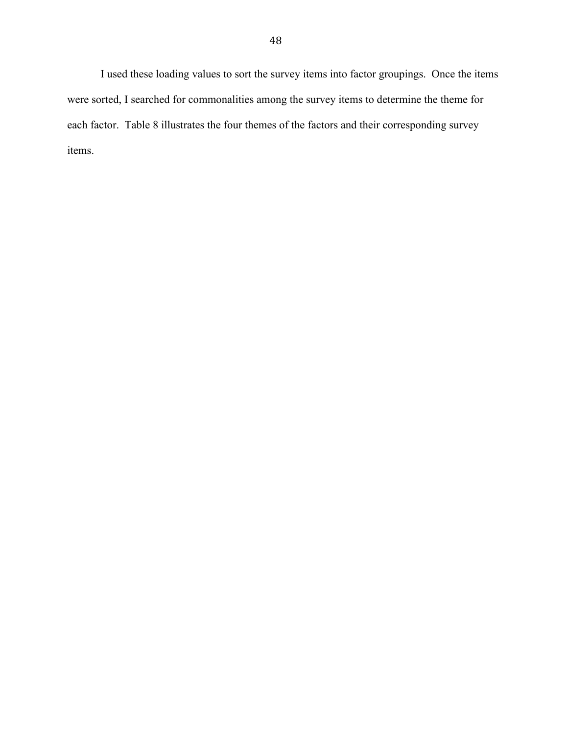I used these loading values to sort the survey items into factor groupings. Once the items were sorted, I searched for commonalities among the survey items to determine the theme for each factor. Table 8 illustrates the four themes of the factors and their corresponding survey items.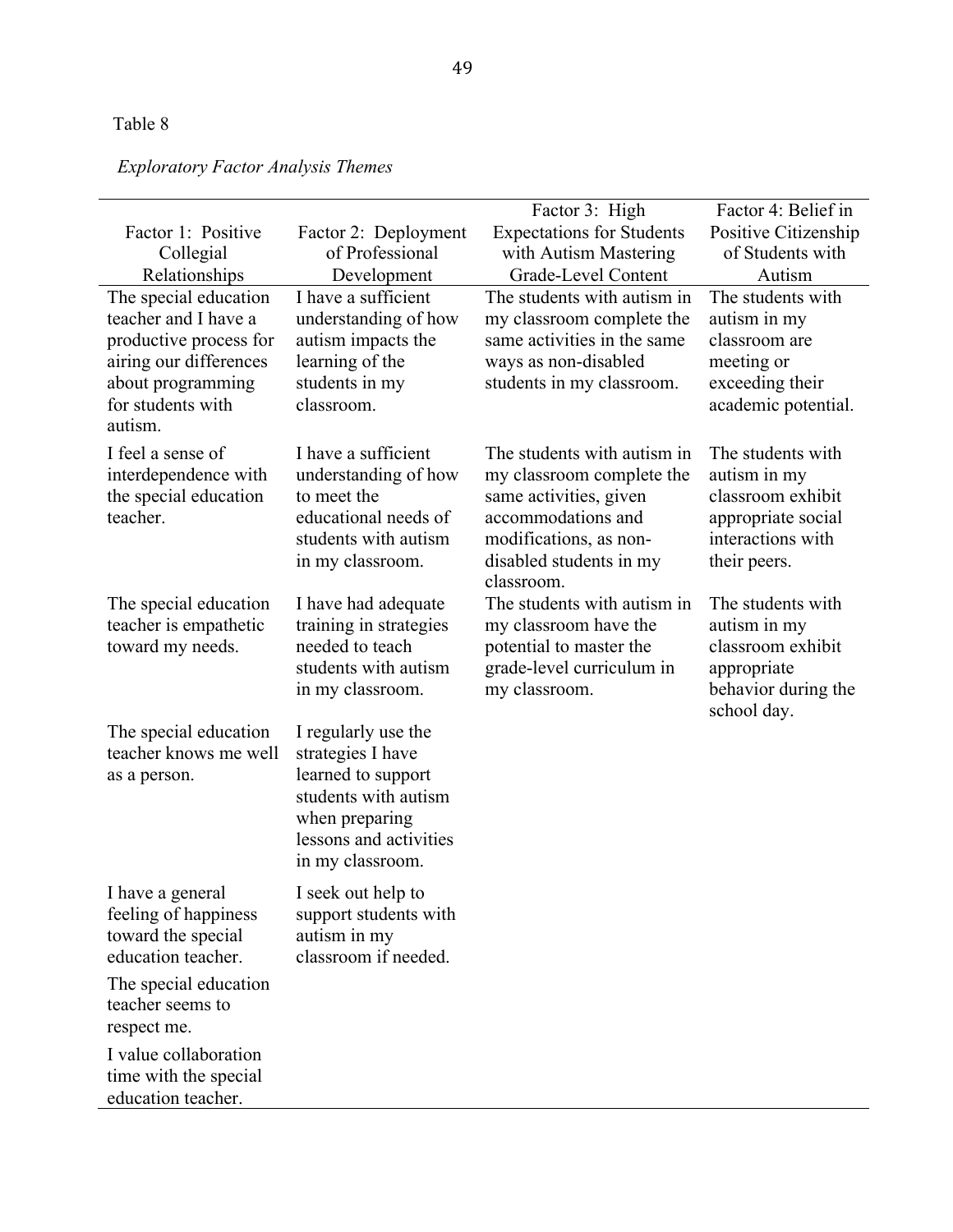Table 8

*Exploratory Factor Analysis Themes*

| Factor 1: Positive Collegial Relationships | Factor 2: Deployment of Professional Development | Factor 3: High Expectations for Students with Autism Mastering Grade-Level Content | Factor 4: Belief in Positive Citizenship of Students with Autism |
|---|---|---|---|
| The special education teacher and I have a productive process for airing our differences about programming for students with autism. | I have a sufficient understanding of how autism impacts the learning of the students in my classroom. | The students with autism in my classroom complete the same activities in the same ways as non-disabled students in my classroom. | The students with autism in my classroom are meeting or exceeding their academic potential. |
| I feel a sense of interdependence with the special education teacher. | I have a sufficient understanding of how to meet the educational needs of students with autism in my classroom. | The students with autism in my classroom complete the same activities, given accommodations and modifications, as non-disabled students in my classroom. | The students with autism in my classroom exhibit appropriate social interactions with their peers. |
| The special education teacher is empathetic toward my needs. | I have had adequate training in strategies needed to teach students with autism in my classroom. | The students with autism in my classroom have the potential to master the grade-level curriculum in my classroom. | The students with autism in my classroom exhibit appropriate behavior during the school day. |
| The special education teacher knows me well as a person. | I regularly use the strategies I have learned to support students with autism when preparing lessons and activities in my classroom. | | |
| I have a general feeling of happiness toward the special education teacher. | I seek out help to support students with autism in my classroom if needed. | | |
| The special education teacher seems to respect me. | | | |
| I value collaboration time with the special education teacher. | | | |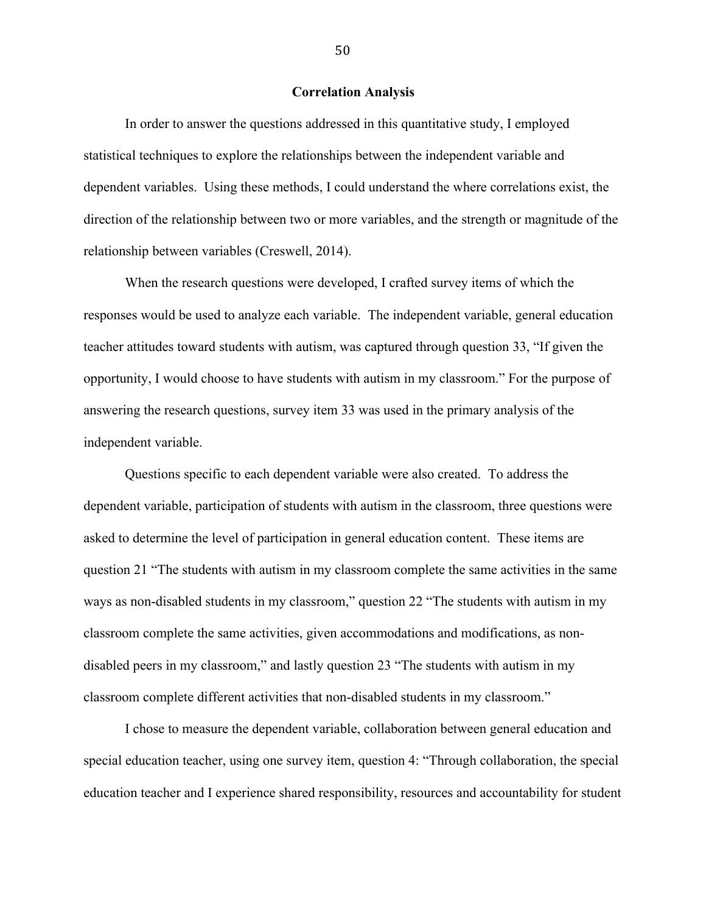## Correlation Analysis

In order to answer the questions addressed in this quantitative study, I employed statistical techniques to explore the relationships between the independent variable and dependent variables. Using these methods, I could understand the where correlations exist, the direction of the relationship between two or more variables, and the strength or magnitude of the relationship between variables (Creswell, 2014).

When the research questions were developed, I crafted survey items of which the responses would be used to analyze each variable. The independent variable, general education teacher attitudes toward students with autism, was captured through question 33, "If given the opportunity, I would choose to have students with autism in my classroom." For the purpose of answering the research questions, survey item 33 was used in the primary analysis of the independent variable.

Questions specific to each dependent variable were also created. To address the dependent variable, participation of students with autism in the classroom, three questions were asked to determine the level of participation in general education content. These items are question 21 "The students with autism in my classroom complete the same activities in the same ways as non-disabled students in my classroom," question 22 "The students with autism in my classroom complete the same activities, given accommodations and modifications, as non-disabled peers in my classroom," and lastly question 23 "The students with autism in my classroom complete different activities that non-disabled students in my classroom."

I chose to measure the dependent variable, collaboration between general education and special education teacher, using one survey item, question 4: "Through collaboration, the special education teacher and I experience shared responsibility, resources and accountability for student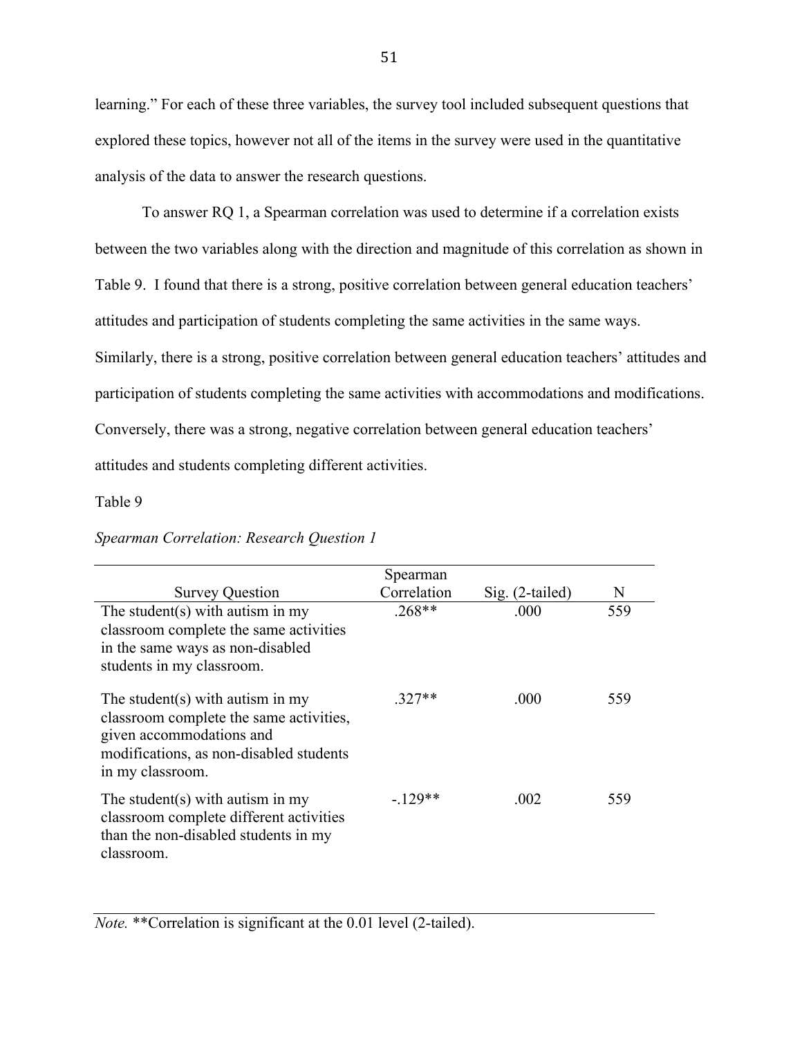learning." For each of these three variables, the survey tool included subsequent questions that explored these topics, however not all of the items in the survey were used in the quantitative analysis of the data to answer the research questions.

To answer RQ 1, a Spearman correlation was used to determine if a correlation exists between the two variables along with the direction and magnitude of this correlation as shown in Table 9. I found that there is a strong, positive correlation between general education teachers' attitudes and participation of students completing the same activities in the same ways. Similarly, there is a strong, positive correlation between general education teachers' attitudes and participation of students completing the same activities with accommodations and modifications. Conversely, there was a strong, negative correlation between general education teachers' attitudes and students completing different activities.

Table 9

*Spearman Correlation: Research Question 1*

| Survey Question | Spearman Correlation | Sig. (2-tailed) | N |
|---|---|---|---|
| The student(s) with autism in my classroom complete the same activities in the same ways as non-disabled students in my classroom. | .268** | .000 | 559 |
| The student(s) with autism in my classroom complete the same activities, given accommodations and modifications, as non-disabled students in my classroom. | .327** | .000 | 559 |
| The student(s) with autism in my classroom complete different activities than the non-disabled students in my classroom. | -.129** | .002 | 559 |

*Note.* **Correlation is significant at the 0.01 level (2-tailed).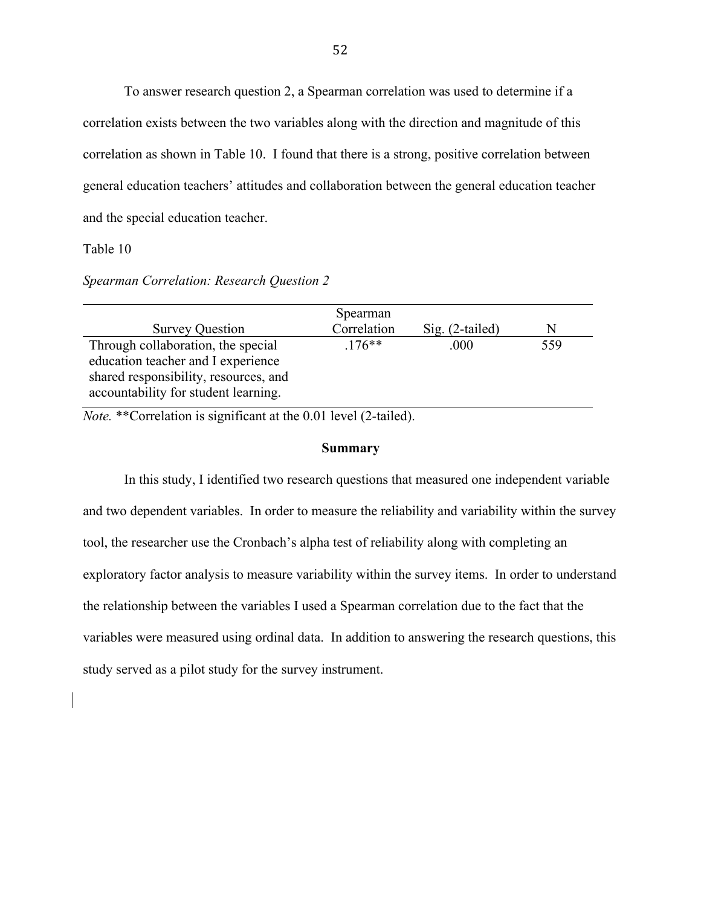To answer research question 2, a Spearman correlation was used to determine if a correlation exists between the two variables along with the direction and magnitude of this correlation as shown in Table 10. I found that there is a strong, positive correlation between general education teachers' attitudes and collaboration between the general education teacher and the special education teacher.

Table 10

*Spearman Correlation: Research Question 2*

| Survey Question | Spearman Correlation | Sig. (2-tailed) | N |
|---|---|---|---|
| Through collaboration, the special education teacher and I experience shared responsibility, resources, and accountability for student learning. | .176** | .000 | 559 |

*Note.* **Correlation is significant at the 0.01 level (2-tailed).

**Summary**

In this study, I identified two research questions that measured one independent variable and two dependent variables. In order to measure the reliability and variability within the survey tool, the researcher use the Cronbach's alpha test of reliability along with completing an exploratory factor analysis to measure variability within the survey items. In order to understand the relationship between the variables I used a Spearman correlation due to the fact that the variables were measured using ordinal data. In addition to answering the research questions, this study served as a pilot study for the survey instrument.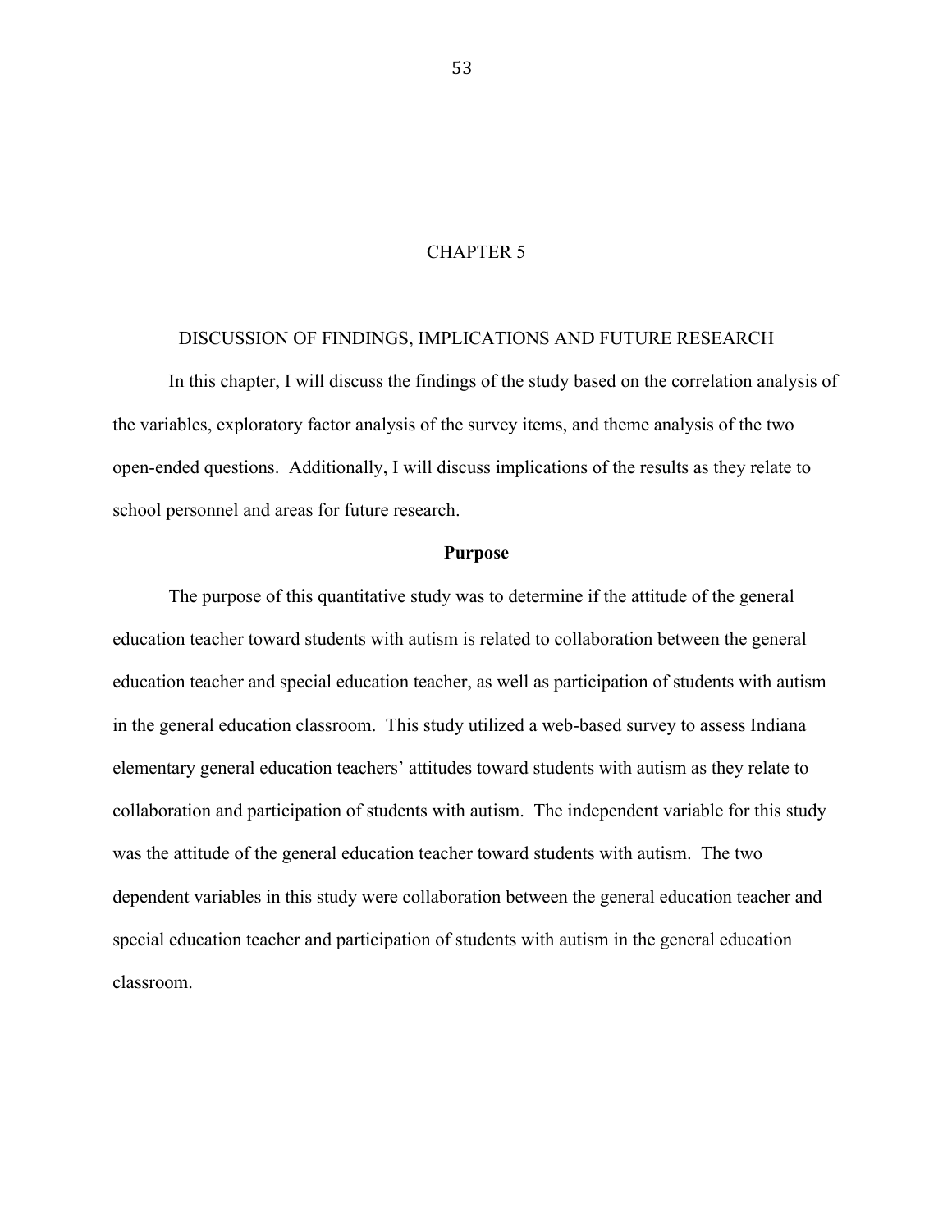# CHAPTER 5

## DISCUSSION OF FINDINGS, IMPLICATIONS AND FUTURE RESEARCH

In this chapter, I will discuss the findings of the study based on the correlation analysis of the variables, exploratory factor analysis of the survey items, and theme analysis of the two open-ended questions. Additionally, I will discuss implications of the results as they relate to school personnel and areas for future research.

### Purpose

The purpose of this quantitative study was to determine if the attitude of the general education teacher toward students with autism is related to collaboration between the general education teacher and special education teacher, as well as participation of students with autism in the general education classroom. This study utilized a web-based survey to assess Indiana elementary general education teachers' attitudes toward students with autism as they relate to collaboration and participation of students with autism. The independent variable for this study was the attitude of the general education teacher toward students with autism. The two dependent variables in this study were collaboration between the general education teacher and special education teacher and participation of students with autism in the general education classroom.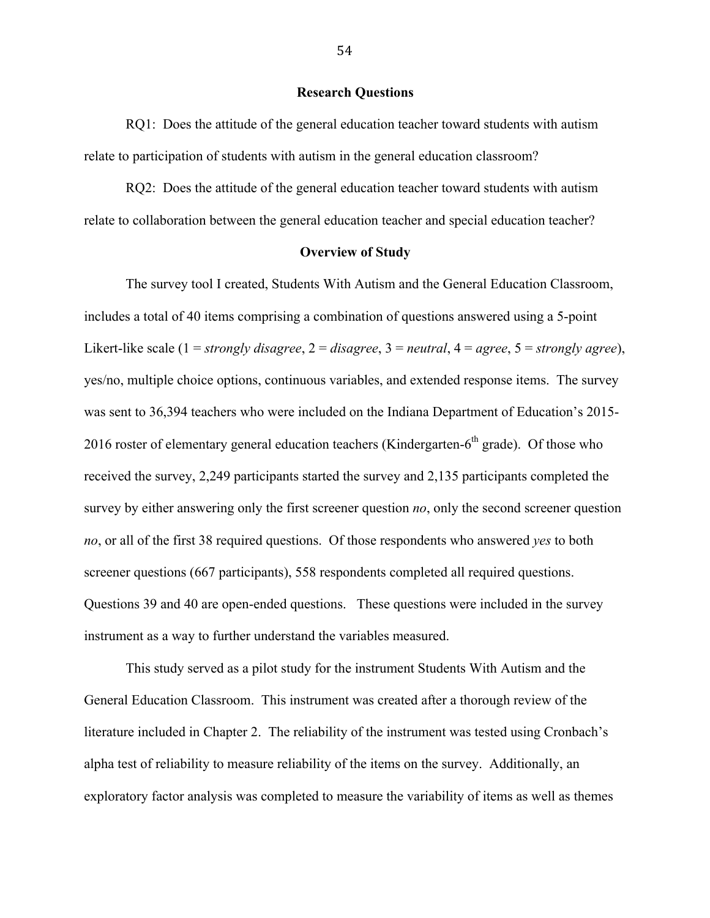## Research Questions

RQ1: Does the attitude of the general education teacher toward students with autism relate to participation of students with autism in the general education classroom?

RQ2: Does the attitude of the general education teacher toward students with autism relate to collaboration between the general education teacher and special education teacher?

## Overview of Study

The survey tool I created, Students With Autism and the General Education Classroom, includes a total of 40 items comprising a combination of questions answered using a 5-point Likert-like scale (1 = *strongly disagree*, 2 = *disagree*, 3 = *neutral*, 4 = *agree*, 5 = *strongly agree*), yes/no, multiple choice options, continuous variables, and extended response items. The survey was sent to 36,394 teachers who were included on the Indiana Department of Education's 2015-2016 roster of elementary general education teachers (Kindergarten-6$^{th}$ grade). Of those who received the survey, 2,249 participants started the survey and 2,135 participants completed the survey by either answering only the first screener question *no*, only the second screener question *no*, or all of the first 38 required questions. Of those respondents who answered *yes* to both screener questions (667 participants), 558 respondents completed all required questions. Questions 39 and 40 are open-ended questions. These questions were included in the survey instrument as a way to further understand the variables measured.

This study served as a pilot study for the instrument Students With Autism and the General Education Classroom. This instrument was created after a thorough review of the literature included in Chapter 2. The reliability of the instrument was tested using Cronbach's alpha test of reliability to measure reliability of the items on the survey. Additionally, an exploratory factor analysis was completed to measure the variability of items as well as themes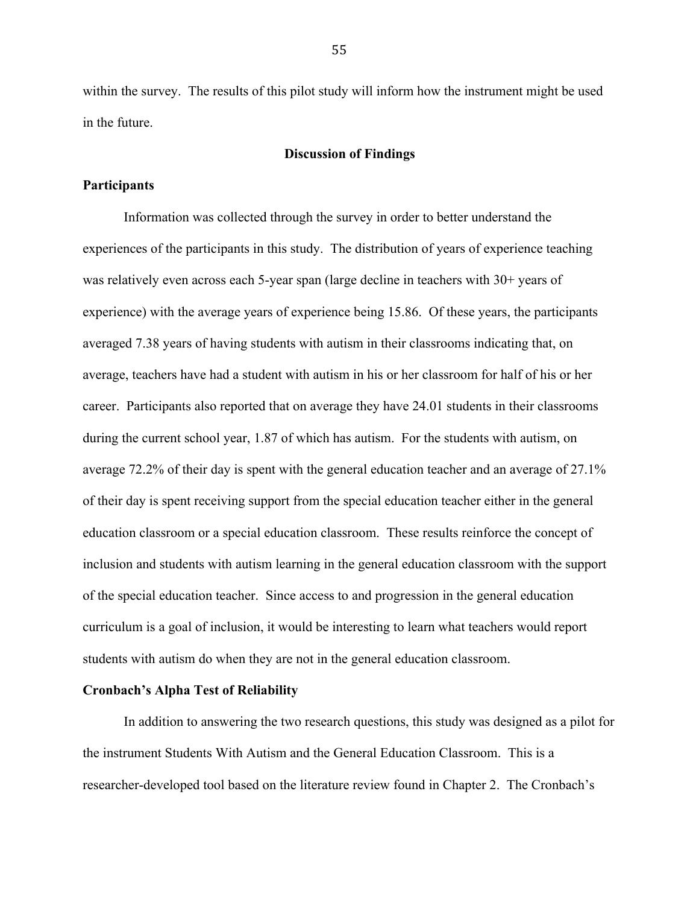within the survey. The results of this pilot study will inform how the instrument might be used in the future.

## Discussion of Findings

### Participants

Information was collected through the survey in order to better understand the experiences of the participants in this study. The distribution of years of experience teaching was relatively even across each 5-year span (large decline in teachers with 30+ years of experience) with the average years of experience being 15.86. Of these years, the participants averaged 7.38 years of having students with autism in their classrooms indicating that, on average, teachers have had a student with autism in his or her classroom for half of his or her career. Participants also reported that on average they have 24.01 students in their classrooms during the current school year, 1.87 of which has autism. For the students with autism, on average 72.2% of their day is spent with the general education teacher and an average of 27.1% of their day is spent receiving support from the special education teacher either in the general education classroom or a special education classroom. These results reinforce the concept of inclusion and students with autism learning in the general education classroom with the support of the special education teacher. Since access to and progression in the general education curriculum is a goal of inclusion, it would be interesting to learn what teachers would report students with autism do when they are not in the general education classroom.

### Cronbach's Alpha Test of Reliability

In addition to answering the two research questions, this study was designed as a pilot for the instrument Students With Autism and the General Education Classroom. This is a researcher-developed tool based on the literature review found in Chapter 2. The Cronbach's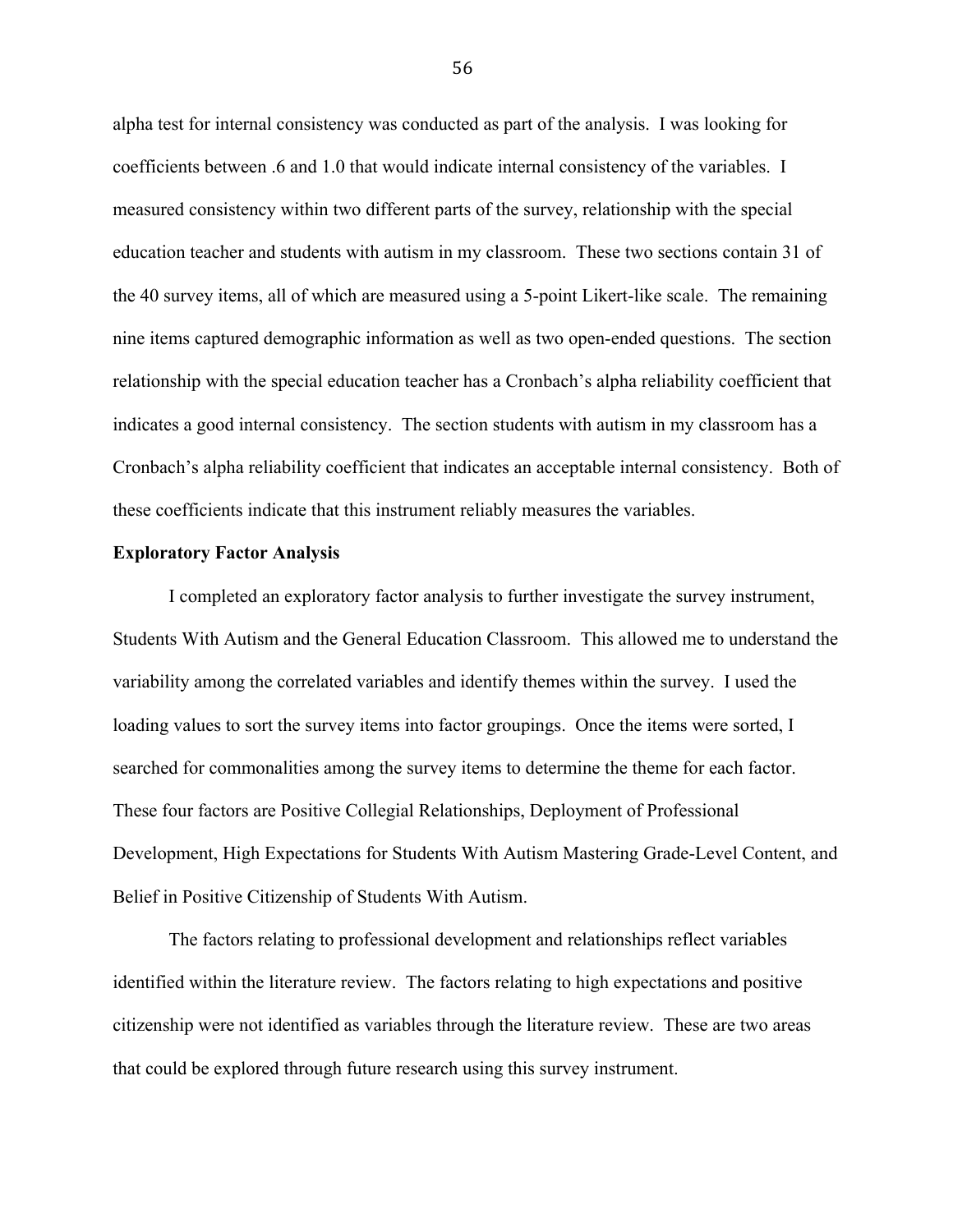alpha test for internal consistency was conducted as part of the analysis. I was looking for coefficients between .6 and 1.0 that would indicate internal consistency of the variables. I measured consistency within two different parts of the survey, relationship with the special education teacher and students with autism in my classroom. These two sections contain 31 of the 40 survey items, all of which are measured using a 5-point Likert-like scale. The remaining nine items captured demographic information as well as two open-ended questions. The section relationship with the special education teacher has a Cronbach's alpha reliability coefficient that indicates a good internal consistency. The section students with autism in my classroom has a Cronbach's alpha reliability coefficient that indicates an acceptable internal consistency. Both of these coefficients indicate that this instrument reliably measures the variables.

**Exploratory Factor Analysis**

I completed an exploratory factor analysis to further investigate the survey instrument, Students With Autism and the General Education Classroom. This allowed me to understand the variability among the correlated variables and identify themes within the survey. I used the loading values to sort the survey items into factor groupings. Once the items were sorted, I searched for commonalities among the survey items to determine the theme for each factor. These four factors are Positive Collegial Relationships, Deployment of Professional Development, High Expectations for Students With Autism Mastering Grade-Level Content, and Belief in Positive Citizenship of Students With Autism.

The factors relating to professional development and relationships reflect variables identified within the literature review. The factors relating to high expectations and positive citizenship were not identified as variables through the literature review. These are two areas that could be explored through future research using this survey instrument.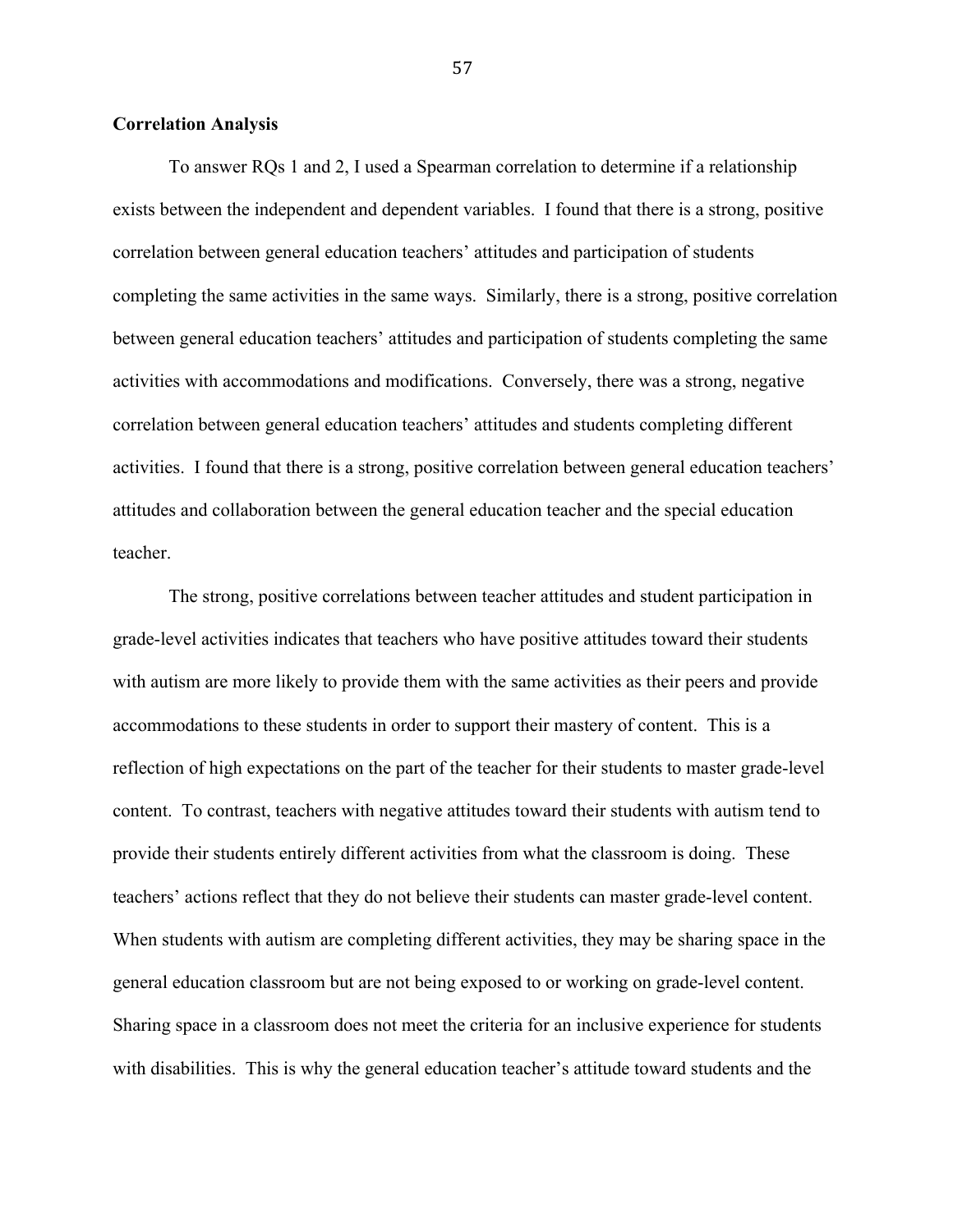**Correlation Analysis**

To answer RQs 1 and 2, I used a Spearman correlation to determine if a relationship exists between the independent and dependent variables. I found that there is a strong, positive correlation between general education teachers' attitudes and participation of students completing the same activities in the same ways. Similarly, there is a strong, positive correlation between general education teachers' attitudes and participation of students completing the same activities with accommodations and modifications. Conversely, there was a strong, negative correlation between general education teachers' attitudes and students completing different activities. I found that there is a strong, positive correlation between general education teachers' attitudes and collaboration between the general education teacher and the special education teacher.

The strong, positive correlations between teacher attitudes and student participation in grade-level activities indicates that teachers who have positive attitudes toward their students with autism are more likely to provide them with the same activities as their peers and provide accommodations to these students in order to support their mastery of content. This is a reflection of high expectations on the part of the teacher for their students to master grade-level content. To contrast, teachers with negative attitudes toward their students with autism tend to provide their students entirely different activities from what the classroom is doing. These teachers' actions reflect that they do not believe their students can master grade-level content. When students with autism are completing different activities, they may be sharing space in the general education classroom but are not being exposed to or working on grade-level content. Sharing space in a classroom does not meet the criteria for an inclusive experience for students with disabilities. This is why the general education teacher's attitude toward students and the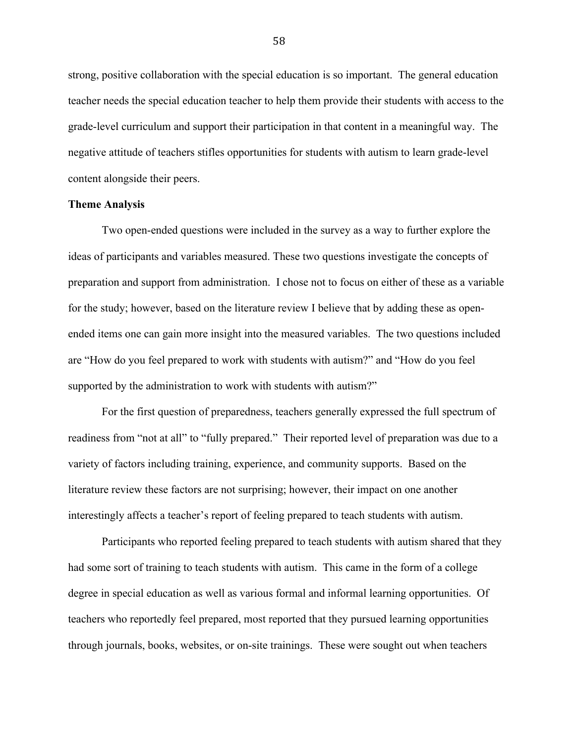strong, positive collaboration with the special education is so important. The general education teacher needs the special education teacher to help them provide their students with access to the grade-level curriculum and support their participation in that content in a meaningful way. The negative attitude of teachers stifles opportunities for students with autism to learn grade-level content alongside their peers.

**Theme Analysis**

Two open-ended questions were included in the survey as a way to further explore the ideas of participants and variables measured. These two questions investigate the concepts of preparation and support from administration. I chose not to focus on either of these as a variable for the study; however, based on the literature review I believe that by adding these as open-ended items one can gain more insight into the measured variables. The two questions included are "How do you feel prepared to work with students with autism?" and "How do you feel supported by the administration to work with students with autism?"

For the first question of preparedness, teachers generally expressed the full spectrum of readiness from "not at all" to "fully prepared." Their reported level of preparation was due to a variety of factors including training, experience, and community supports. Based on the literature review these factors are not surprising; however, their impact on one another interestingly affects a teacher's report of feeling prepared to teach students with autism.

Participants who reported feeling prepared to teach students with autism shared that they had some sort of training to teach students with autism. This came in the form of a college degree in special education as well as various formal and informal learning opportunities. Of teachers who reportedly feel prepared, most reported that they pursued learning opportunities through journals, books, websites, or on-site trainings. These were sought out when teachers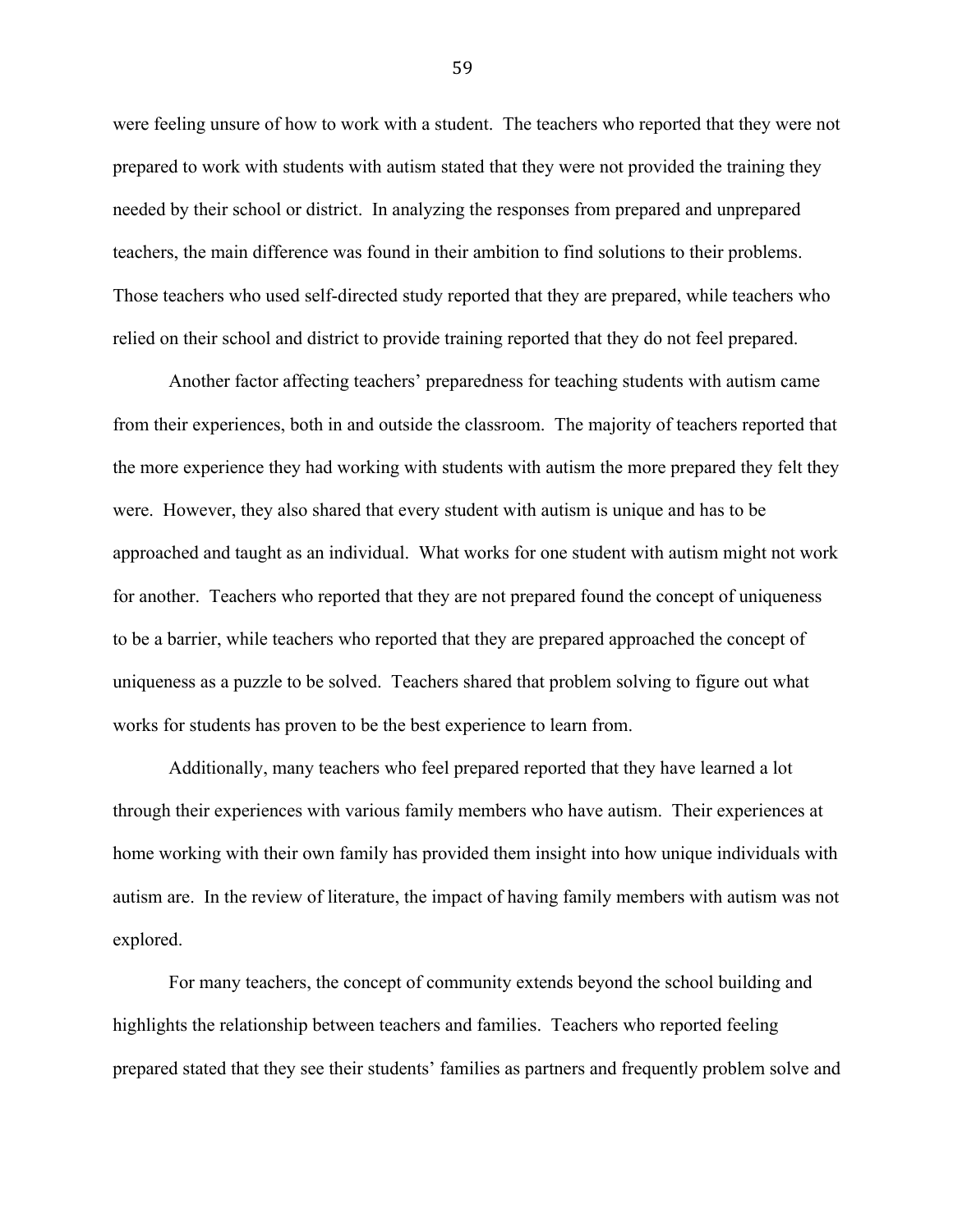were feeling unsure of how to work with a student. The teachers who reported that they were not prepared to work with students with autism stated that they were not provided the training they needed by their school or district. In analyzing the responses from prepared and unprepared teachers, the main difference was found in their ambition to find solutions to their problems. Those teachers who used self-directed study reported that they are prepared, while teachers who relied on their school and district to provide training reported that they do not feel prepared.

Another factor affecting teachers' preparedness for teaching students with autism came from their experiences, both in and outside the classroom. The majority of teachers reported that the more experience they had working with students with autism the more prepared they felt they were. However, they also shared that every student with autism is unique and has to be approached and taught as an individual. What works for one student with autism might not work for another. Teachers who reported that they are not prepared found the concept of uniqueness to be a barrier, while teachers who reported that they are prepared approached the concept of uniqueness as a puzzle to be solved. Teachers shared that problem solving to figure out what works for students has proven to be the best experience to learn from.

Additionally, many teachers who feel prepared reported that they have learned a lot through their experiences with various family members who have autism. Their experiences at home working with their own family has provided them insight into how unique individuals with autism are. In the review of literature, the impact of having family members with autism was not explored.

For many teachers, the concept of community extends beyond the school building and highlights the relationship between teachers and families. Teachers who reported feeling prepared stated that they see their students' families as partners and frequently problem solve and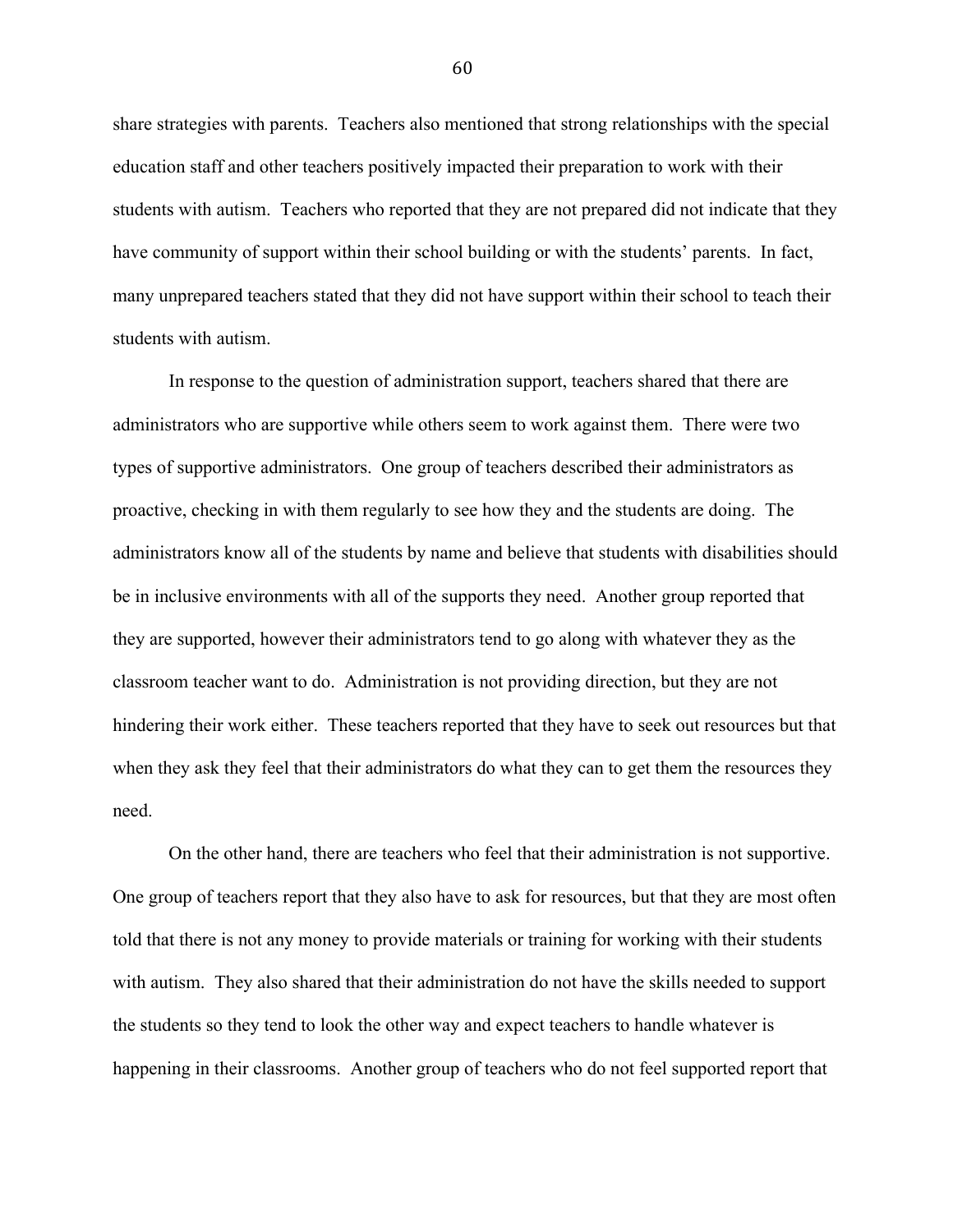share strategies with parents. Teachers also mentioned that strong relationships with the special education staff and other teachers positively impacted their preparation to work with their students with autism. Teachers who reported that they are not prepared did not indicate that they have community of support within their school building or with the students' parents. In fact, many unprepared teachers stated that they did not have support within their school to teach their students with autism.

In response to the question of administration support, teachers shared that there are administrators who are supportive while others seem to work against them. There were two types of supportive administrators. One group of teachers described their administrators as proactive, checking in with them regularly to see how they and the students are doing. The administrators know all of the students by name and believe that students with disabilities should be in inclusive environments with all of the supports they need. Another group reported that they are supported, however their administrators tend to go along with whatever they as the classroom teacher want to do. Administration is not providing direction, but they are not hindering their work either. These teachers reported that they have to seek out resources but that when they ask they feel that their administrators do what they can to get them the resources they need.

On the other hand, there are teachers who feel that their administration is not supportive. One group of teachers report that they also have to ask for resources, but that they are most often told that there is not any money to provide materials or training for working with their students with autism. They also shared that their administration do not have the skills needed to support the students so they tend to look the other way and expect teachers to handle whatever is happening in their classrooms. Another group of teachers who do not feel supported report that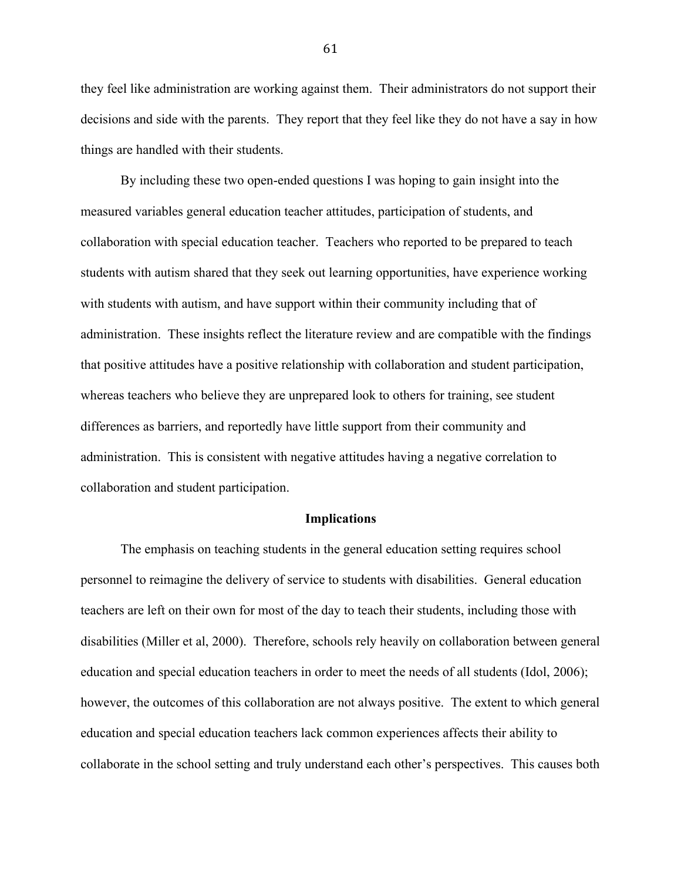they feel like administration are working against them. Their administrators do not support their decisions and side with the parents. They report that they feel like they do not have a say in how things are handled with their students.

By including these two open-ended questions I was hoping to gain insight into the measured variables general education teacher attitudes, participation of students, and collaboration with special education teacher. Teachers who reported to be prepared to teach students with autism shared that they seek out learning opportunities, have experience working with students with autism, and have support within their community including that of administration. These insights reflect the literature review and are compatible with the findings that positive attitudes have a positive relationship with collaboration and student participation, whereas teachers who believe they are unprepared look to others for training, see student differences as barriers, and reportedly have little support from their community and administration. This is consistent with negative attitudes having a negative correlation to collaboration and student participation.

## Implications

The emphasis on teaching students in the general education setting requires school personnel to reimagine the delivery of service to students with disabilities. General education teachers are left on their own for most of the day to teach their students, including those with disabilities (Miller et al, 2000). Therefore, schools rely heavily on collaboration between general education and special education teachers in order to meet the needs of all students (Idol, 2006); however, the outcomes of this collaboration are not always positive. The extent to which general education and special education teachers lack common experiences affects their ability to collaborate in the school setting and truly understand each other's perspectives. This causes both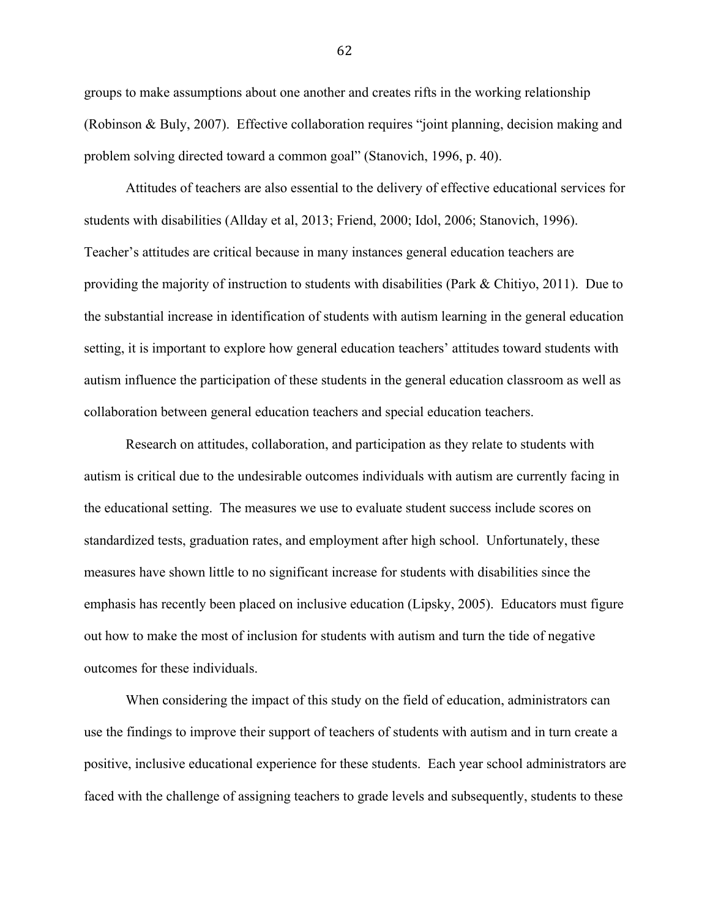groups to make assumptions about one another and creates rifts in the working relationship (Robinson & Buly, 2007). Effective collaboration requires "joint planning, decision making and problem solving directed toward a common goal" (Stanovich, 1996, p. 40).

Attitudes of teachers are also essential to the delivery of effective educational services for students with disabilities (Allday et al, 2013; Friend, 2000; Idol, 2006; Stanovich, 1996). Teacher's attitudes are critical because in many instances general education teachers are providing the majority of instruction to students with disabilities (Park & Chitiyo, 2011). Due to the substantial increase in identification of students with autism learning in the general education setting, it is important to explore how general education teachers' attitudes toward students with autism influence the participation of these students in the general education classroom as well as collaboration between general education teachers and special education teachers.

Research on attitudes, collaboration, and participation as they relate to students with autism is critical due to the undesirable outcomes individuals with autism are currently facing in the educational setting. The measures we use to evaluate student success include scores on standardized tests, graduation rates, and employment after high school. Unfortunately, these measures have shown little to no significant increase for students with disabilities since the emphasis has recently been placed on inclusive education (Lipsky, 2005). Educators must figure out how to make the most of inclusion for students with autism and turn the tide of negative outcomes for these individuals.

When considering the impact of this study on the field of education, administrators can use the findings to improve their support of teachers of students with autism and in turn create a positive, inclusive educational experience for these students. Each year school administrators are faced with the challenge of assigning teachers to grade levels and subsequently, students to these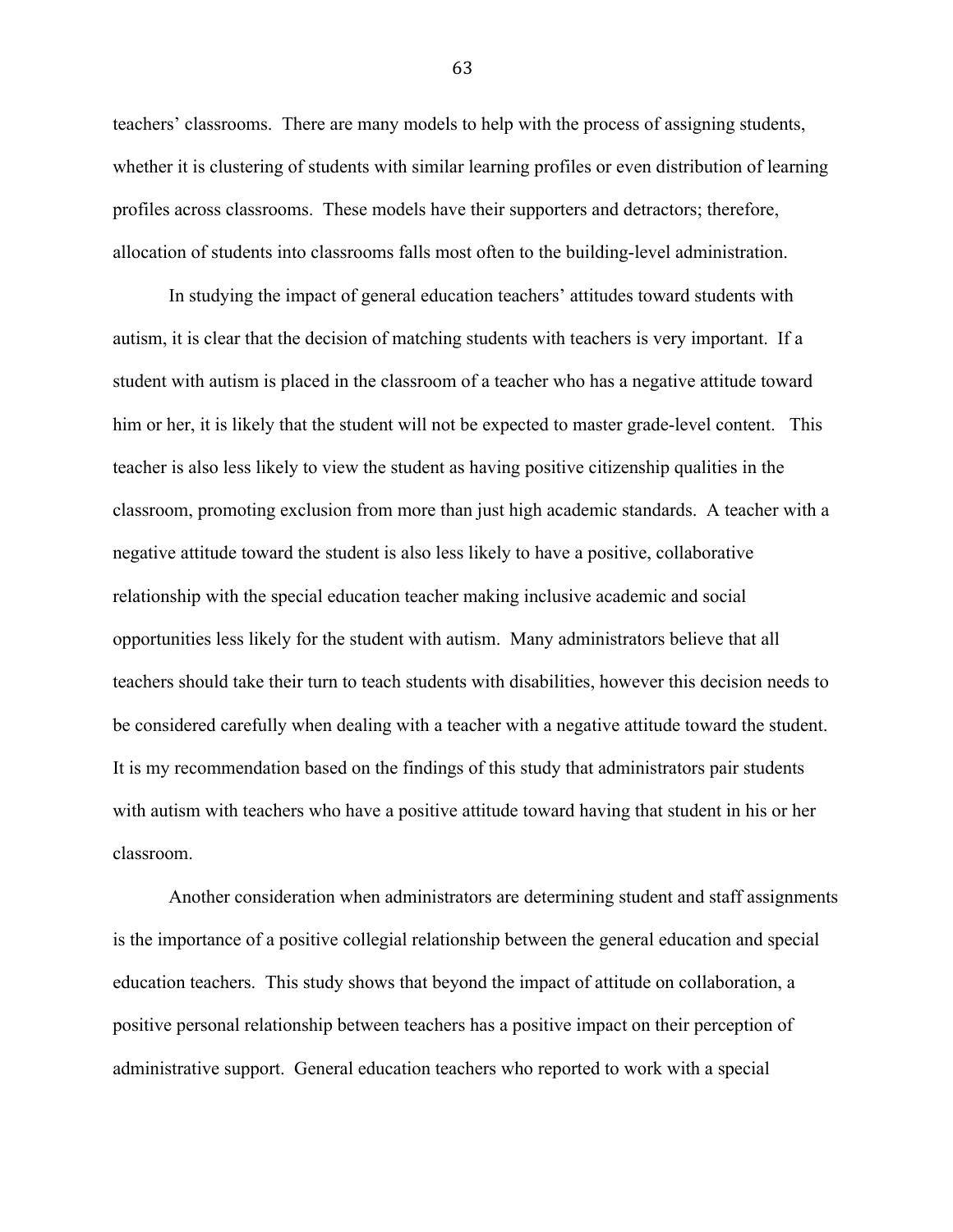teachers' classrooms. There are many models to help with the process of assigning students, whether it is clustering of students with similar learning profiles or even distribution of learning profiles across classrooms. These models have their supporters and detractors; therefore, allocation of students into classrooms falls most often to the building-level administration.

In studying the impact of general education teachers' attitudes toward students with autism, it is clear that the decision of matching students with teachers is very important. If a student with autism is placed in the classroom of a teacher who has a negative attitude toward him or her, it is likely that the student will not be expected to master grade-level content. This teacher is also less likely to view the student as having positive citizenship qualities in the classroom, promoting exclusion from more than just high academic standards. A teacher with a negative attitude toward the student is also less likely to have a positive, collaborative relationship with the special education teacher making inclusive academic and social opportunities less likely for the student with autism. Many administrators believe that all teachers should take their turn to teach students with disabilities, however this decision needs to be considered carefully when dealing with a teacher with a negative attitude toward the student. It is my recommendation based on the findings of this study that administrators pair students with autism with teachers who have a positive attitude toward having that student in his or her classroom.

Another consideration when administrators are determining student and staff assignments is the importance of a positive collegial relationship between the general education and special education teachers. This study shows that beyond the impact of attitude on collaboration, a positive personal relationship between teachers has a positive impact on their perception of administrative support. General education teachers who reported to work with a special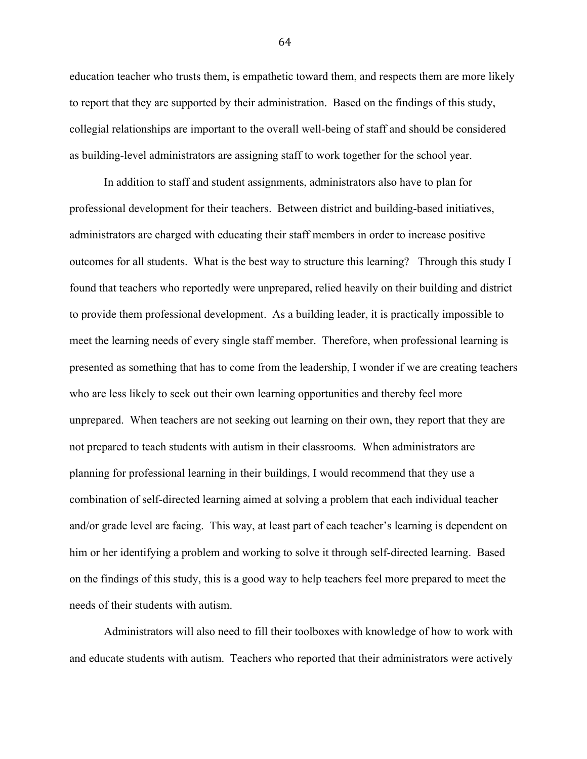education teacher who trusts them, is empathetic toward them, and respects them are more likely to report that they are supported by their administration. Based on the findings of this study, collegial relationships are important to the overall well-being of staff and should be considered as building-level administrators are assigning staff to work together for the school year.

In addition to staff and student assignments, administrators also have to plan for professional development for their teachers. Between district and building-based initiatives, administrators are charged with educating their staff members in order to increase positive outcomes for all students. What is the best way to structure this learning? Through this study I found that teachers who reportedly were unprepared, relied heavily on their building and district to provide them professional development. As a building leader, it is practically impossible to meet the learning needs of every single staff member. Therefore, when professional learning is presented as something that has to come from the leadership, I wonder if we are creating teachers who are less likely to seek out their own learning opportunities and thereby feel more unprepared. When teachers are not seeking out learning on their own, they report that they are not prepared to teach students with autism in their classrooms. When administrators are planning for professional learning in their buildings, I would recommend that they use a combination of self-directed learning aimed at solving a problem that each individual teacher and/or grade level are facing. This way, at least part of each teacher's learning is dependent on him or her identifying a problem and working to solve it through self-directed learning. Based on the findings of this study, this is a good way to help teachers feel more prepared to meet the needs of their students with autism.

Administrators will also need to fill their toolboxes with knowledge of how to work with and educate students with autism. Teachers who reported that their administrators were actively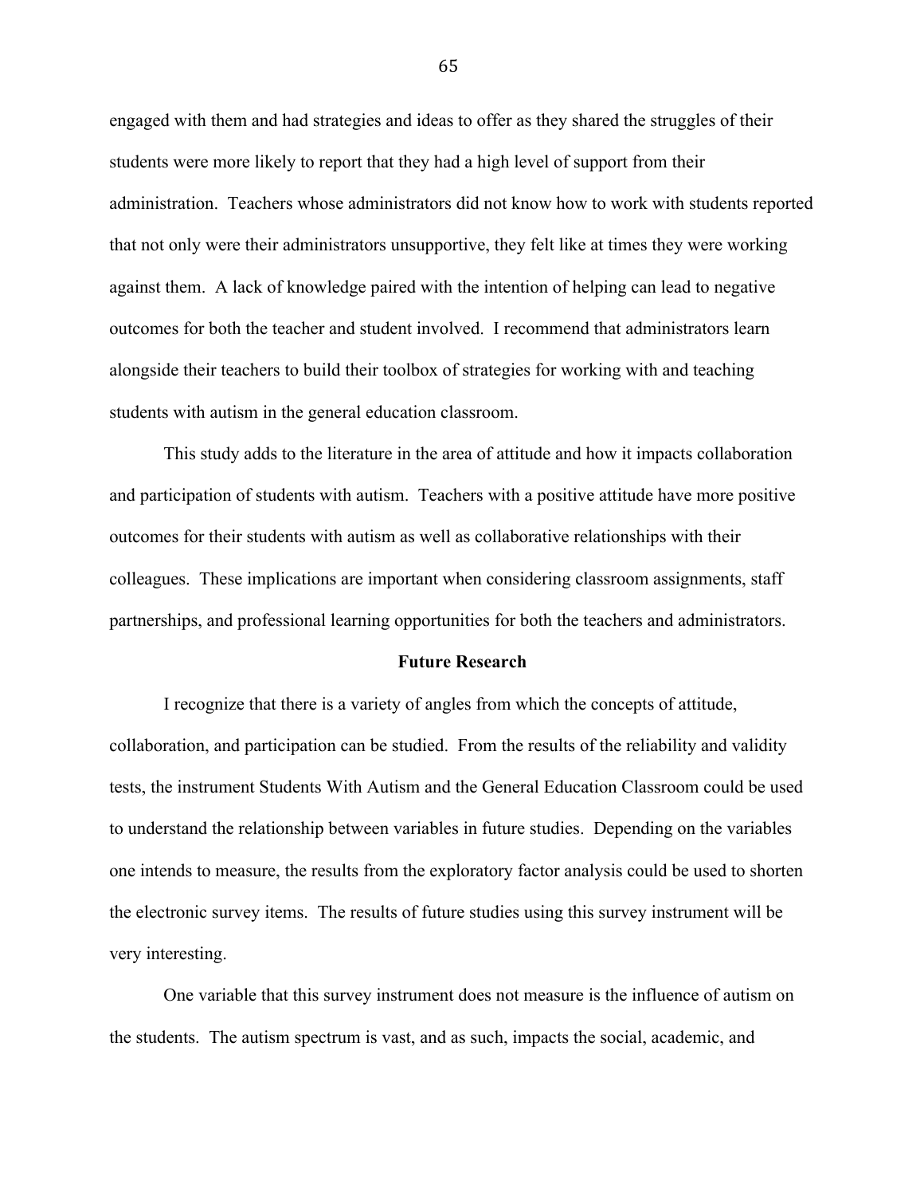engaged with them and had strategies and ideas to offer as they shared the struggles of their students were more likely to report that they had a high level of support from their administration. Teachers whose administrators did not know how to work with students reported that not only were their administrators unsupportive, they felt like at times they were working against them. A lack of knowledge paired with the intention of helping can lead to negative outcomes for both the teacher and student involved. I recommend that administrators learn alongside their teachers to build their toolbox of strategies for working with and teaching students with autism in the general education classroom.

This study adds to the literature in the area of attitude and how it impacts collaboration and participation of students with autism. Teachers with a positive attitude have more positive outcomes for their students with autism as well as collaborative relationships with their colleagues. These implications are important when considering classroom assignments, staff partnerships, and professional learning opportunities for both the teachers and administrators.

## Future Research

I recognize that there is a variety of angles from which the concepts of attitude, collaboration, and participation can be studied. From the results of the reliability and validity tests, the instrument Students With Autism and the General Education Classroom could be used to understand the relationship between variables in future studies. Depending on the variables one intends to measure, the results from the exploratory factor analysis could be used to shorten the electronic survey items. The results of future studies using this survey instrument will be very interesting.

One variable that this survey instrument does not measure is the influence of autism on the students. The autism spectrum is vast, and as such, impacts the social, academic, and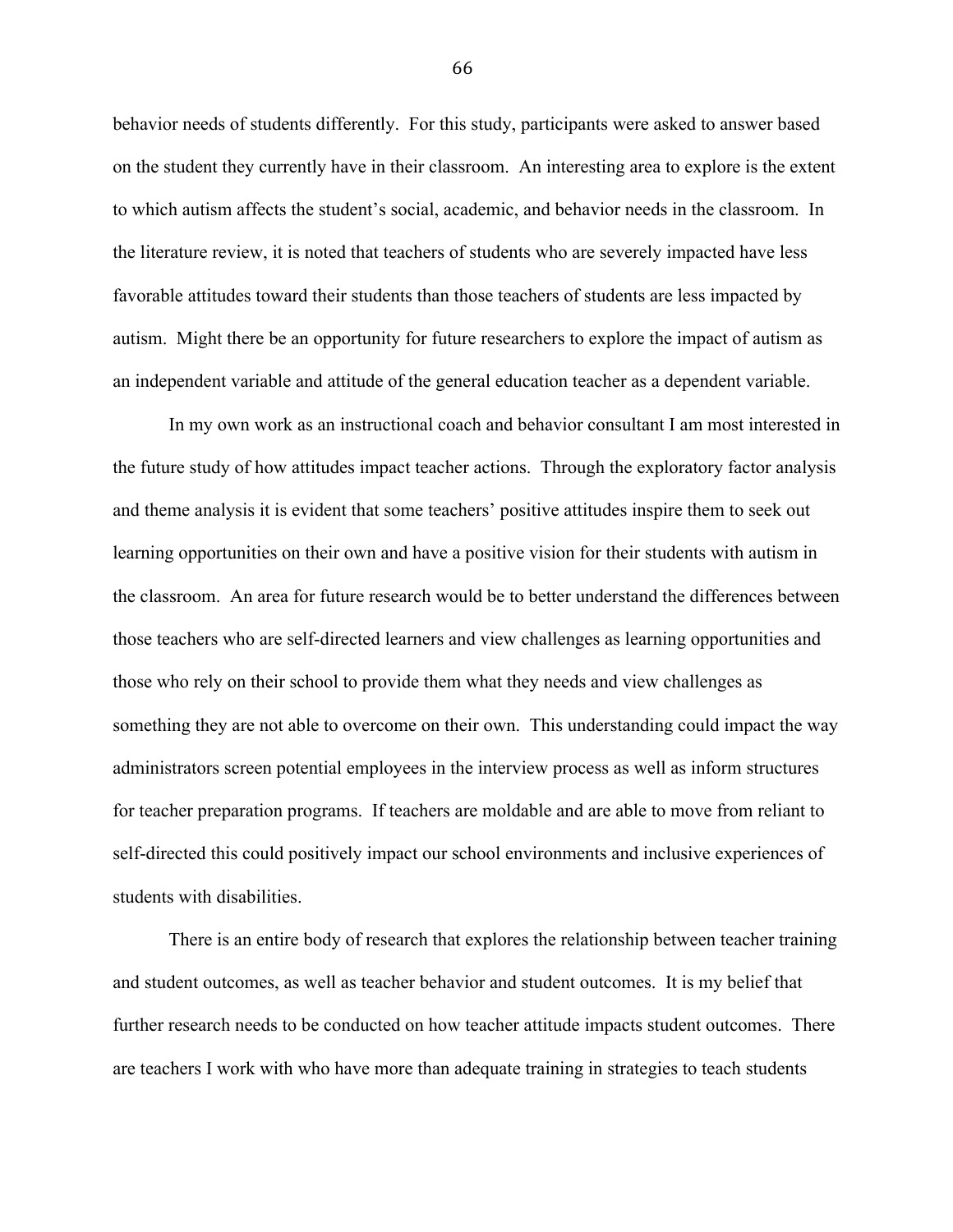behavior needs of students differently. For this study, participants were asked to answer based on the student they currently have in their classroom. An interesting area to explore is the extent to which autism affects the student's social, academic, and behavior needs in the classroom. In the literature review, it is noted that teachers of students who are severely impacted have less favorable attitudes toward their students than those teachers of students are less impacted by autism. Might there be an opportunity for future researchers to explore the impact of autism as an independent variable and attitude of the general education teacher as a dependent variable.

In my own work as an instructional coach and behavior consultant I am most interested in the future study of how attitudes impact teacher actions. Through the exploratory factor analysis and theme analysis it is evident that some teachers' positive attitudes inspire them to seek out learning opportunities on their own and have a positive vision for their students with autism in the classroom. An area for future research would be to better understand the differences between those teachers who are self-directed learners and view challenges as learning opportunities and those who rely on their school to provide them what they needs and view challenges as something they are not able to overcome on their own. This understanding could impact the way administrators screen potential employees in the interview process as well as inform structures for teacher preparation programs. If teachers are moldable and are able to move from reliant to self-directed this could positively impact our school environments and inclusive experiences of students with disabilities.

There is an entire body of research that explores the relationship between teacher training and student outcomes, as well as teacher behavior and student outcomes. It is my belief that further research needs to be conducted on how teacher attitude impacts student outcomes. There are teachers I work with who have more than adequate training in strategies to teach students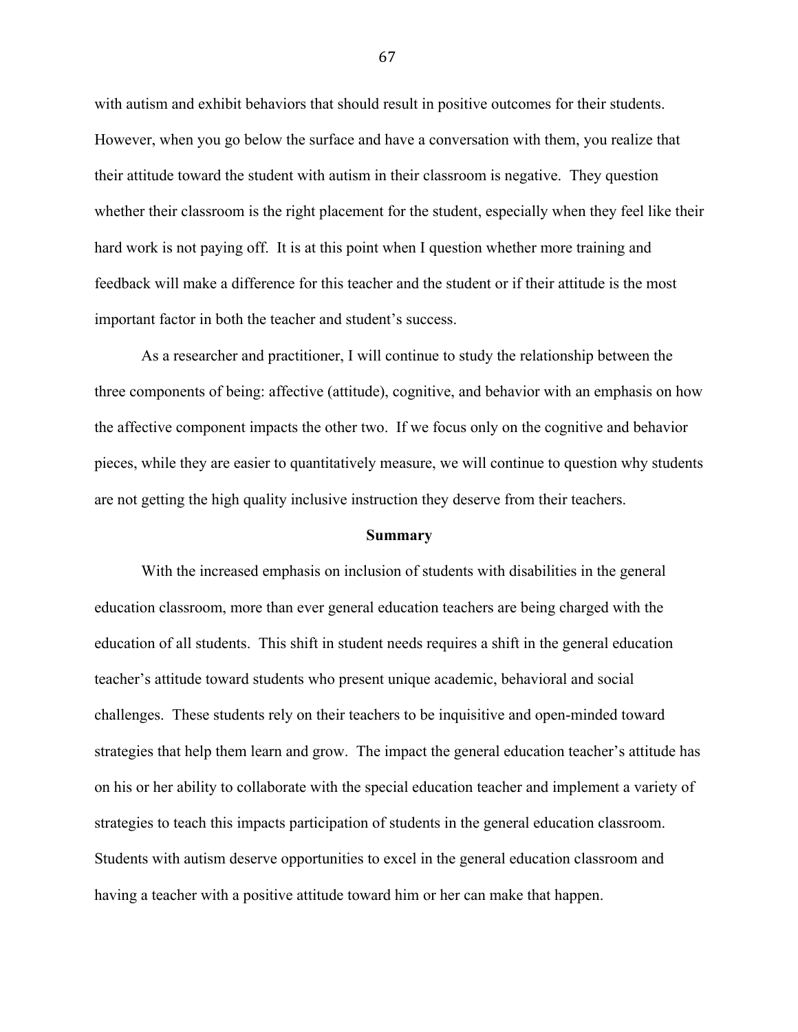with autism and exhibit behaviors that should result in positive outcomes for their students. However, when you go below the surface and have a conversation with them, you realize that their attitude toward the student with autism in their classroom is negative. They question whether their classroom is the right placement for the student, especially when they feel like their hard work is not paying off. It is at this point when I question whether more training and feedback will make a difference for this teacher and the student or if their attitude is the most important factor in both the teacher and student's success.

As a researcher and practitioner, I will continue to study the relationship between the three components of being: affective (attitude), cognitive, and behavior with an emphasis on how the affective component impacts the other two. If we focus only on the cognitive and behavior pieces, while they are easier to quantitatively measure, we will continue to question why students are not getting the high quality inclusive instruction they deserve from their teachers.

## Summary

With the increased emphasis on inclusion of students with disabilities in the general education classroom, more than ever general education teachers are being charged with the education of all students. This shift in student needs requires a shift in the general education teacher's attitude toward students who present unique academic, behavioral and social challenges. These students rely on their teachers to be inquisitive and open-minded toward strategies that help them learn and grow. The impact the general education teacher's attitude has on his or her ability to collaborate with the special education teacher and implement a variety of strategies to teach this impacts participation of students in the general education classroom. Students with autism deserve opportunities to excel in the general education classroom and having a teacher with a positive attitude toward him or her can make that happen.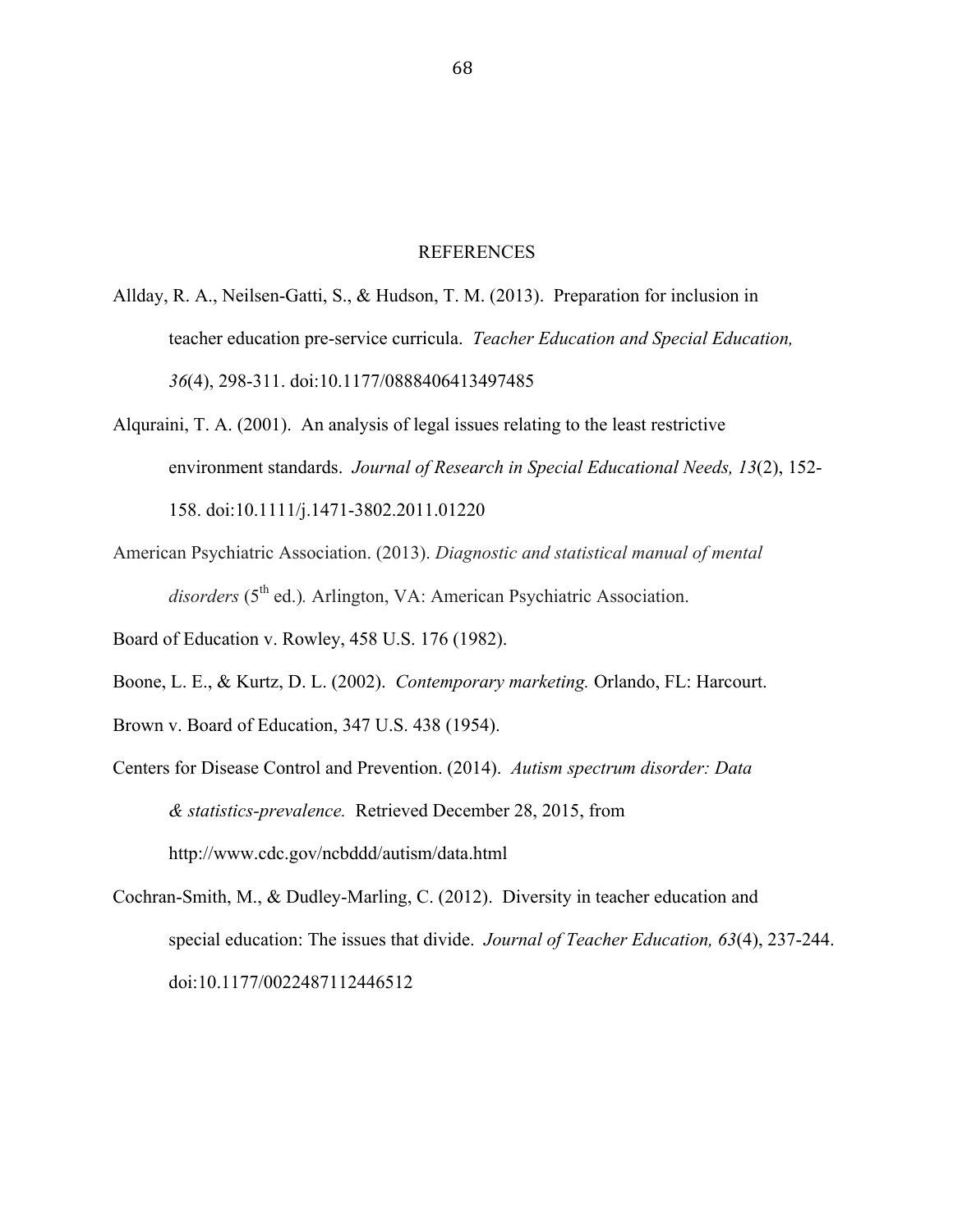# REFERENCES

Allday, R. A., Neilsen-Gatti, S., & Hudson, T. M. (2013). Preparation for inclusion in teacher education pre-service curricula. *Teacher Education and Special Education, 36*(4), 298-311. doi:10.1177/0888406413497485

Alquraini, T. A. (2001). An analysis of legal issues relating to the least restrictive environment standards. *Journal of Research in Special Educational Needs, 13*(2), 152-158. doi:10.1111/j.1471-3802.2011.01220

American Psychiatric Association. (2013). *Diagnostic and statistical manual of mental disorders* (5th ed.)*.* Arlington, VA: American Psychiatric Association.

Board of Education v. Rowley, 458 U.S. 176 (1982).

Boone, L. E., & Kurtz, D. L. (2002). *Contemporary marketing.* Orlando, FL: Harcourt.

Brown v. Board of Education, 347 U.S. 438 (1954).

Centers for Disease Control and Prevention. (2014). *Autism spectrum disorder: Data & statistics-prevalence.* Retrieved December 28, 2015, from http://www.cdc.gov/ncbddd/autism/data.html

Cochran-Smith, M., & Dudley-Marling, C. (2012). Diversity in teacher education and special education: The issues that divide. *Journal of Teacher Education, 63*(4), 237-244. doi:10.1177/0022487112446512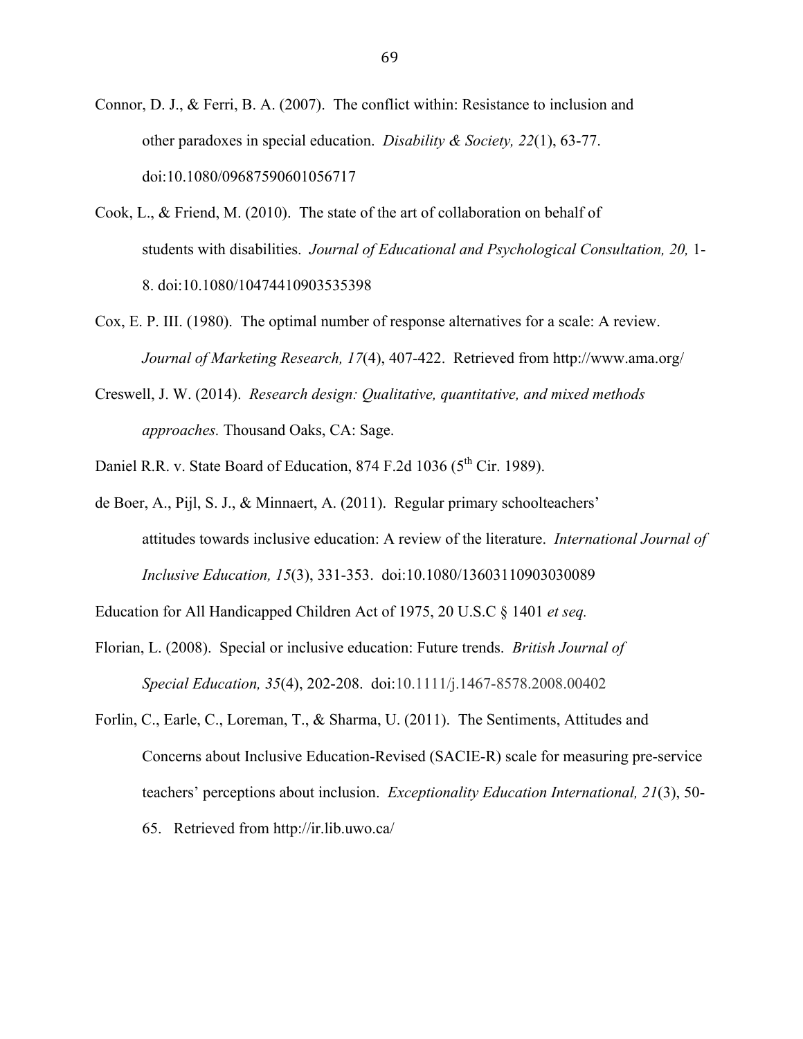Connor, D. J., & Ferri, B. A. (2007). The conflict within: Resistance to inclusion and other paradoxes in special education. *Disability & Society, 22*(1), 63-77. doi:10.1080/09687590601056717

Cook, L., & Friend, M. (2010). The state of the art of collaboration on behalf of students with disabilities. *Journal of Educational and Psychological Consultation, 20,* 1-8. doi:10.1080/10474410903535398

Cox, E. P. III. (1980). The optimal number of response alternatives for a scale: A review. *Journal of Marketing Research, 17*(4), 407-422. Retrieved from http://www.ama.org/

Creswell, J. W. (2014). *Research design: Qualitative, quantitative, and mixed methods approaches.* Thousand Oaks, CA: Sage.

Daniel R.R. v. State Board of Education, 874 F.2d 1036 (5th Cir. 1989).

de Boer, A., Pijl, S. J., & Minnaert, A. (2011). Regular primary schoolteachers' attitudes towards inclusive education: A review of the literature. *International Journal of Inclusive Education, 15*(3), 331-353. doi:10.1080/13603110903030089

Education for All Handicapped Children Act of 1975, 20 U.S.C § 1401 *et seq.*

Florian, L. (2008). Special or inclusive education: Future trends. *British Journal of Special Education, 35*(4), 202-208. doi:10.1111/j.1467-8578.2008.00402

Forlin, C., Earle, C., Loreman, T., & Sharma, U. (2011). The Sentiments, Attitudes and Concerns about Inclusive Education-Revised (SACIE-R) scale for measuring pre-service teachers' perceptions about inclusion. *Exceptionality Education International, 21*(3), 50-65. Retrieved from http://ir.lib.uwo.ca/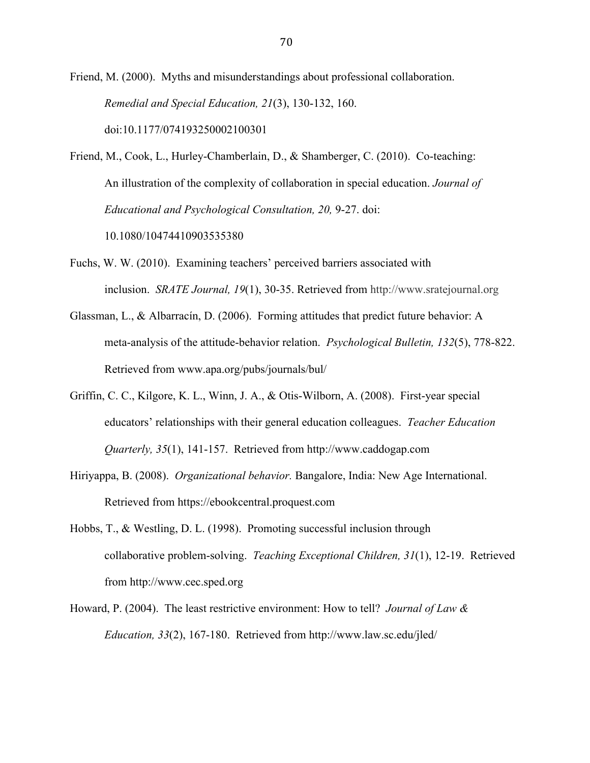Friend, M. (2000). Myths and misunderstandings about professional collaboration. *Remedial and Special Education, 21*(3), 130-132, 160. doi:10.1177/074193250002100301

Friend, M., Cook, L., Hurley-Chamberlain, D., & Shamberger, C. (2010). Co-teaching: An illustration of the complexity of collaboration in special education. *Journal of Educational and Psychological Consultation, 20,* 9-27. doi: 10.1080/10474410903535380

Fuchs, W. W. (2010). Examining teachers' perceived barriers associated with inclusion. *SRATE Journal, 19*(1), 30-35. Retrieved from http://www.sratejournal.org

Glassman, L., & Albarracín, D. (2006). Forming attitudes that predict future behavior: A meta-analysis of the attitude-behavior relation. *Psychological Bulletin, 132*(5), 778-822. Retrieved from www.apa.org/pubs/journals/bul/

Griffin, C. C., Kilgore, K. L., Winn, J. A., & Otis-Wilborn, A. (2008). First-year special educators' relationships with their general education colleagues. *Teacher Education Quarterly, 35*(1), 141-157. Retrieved from http://www.caddogap.com

Hiriyappa, B. (2008). *Organizational behavior.* Bangalore, India: New Age International. Retrieved from https://ebookcentral.proquest.com

Hobbs, T., & Westling, D. L. (1998). Promoting successful inclusion through collaborative problem-solving. *Teaching Exceptional Children, 31*(1), 12-19. Retrieved from http://www.cec.sped.org

Howard, P. (2004). The least restrictive environment: How to tell? *Journal of Law & Education, 33*(2), 167-180. Retrieved from http://www.law.sc.edu/jled/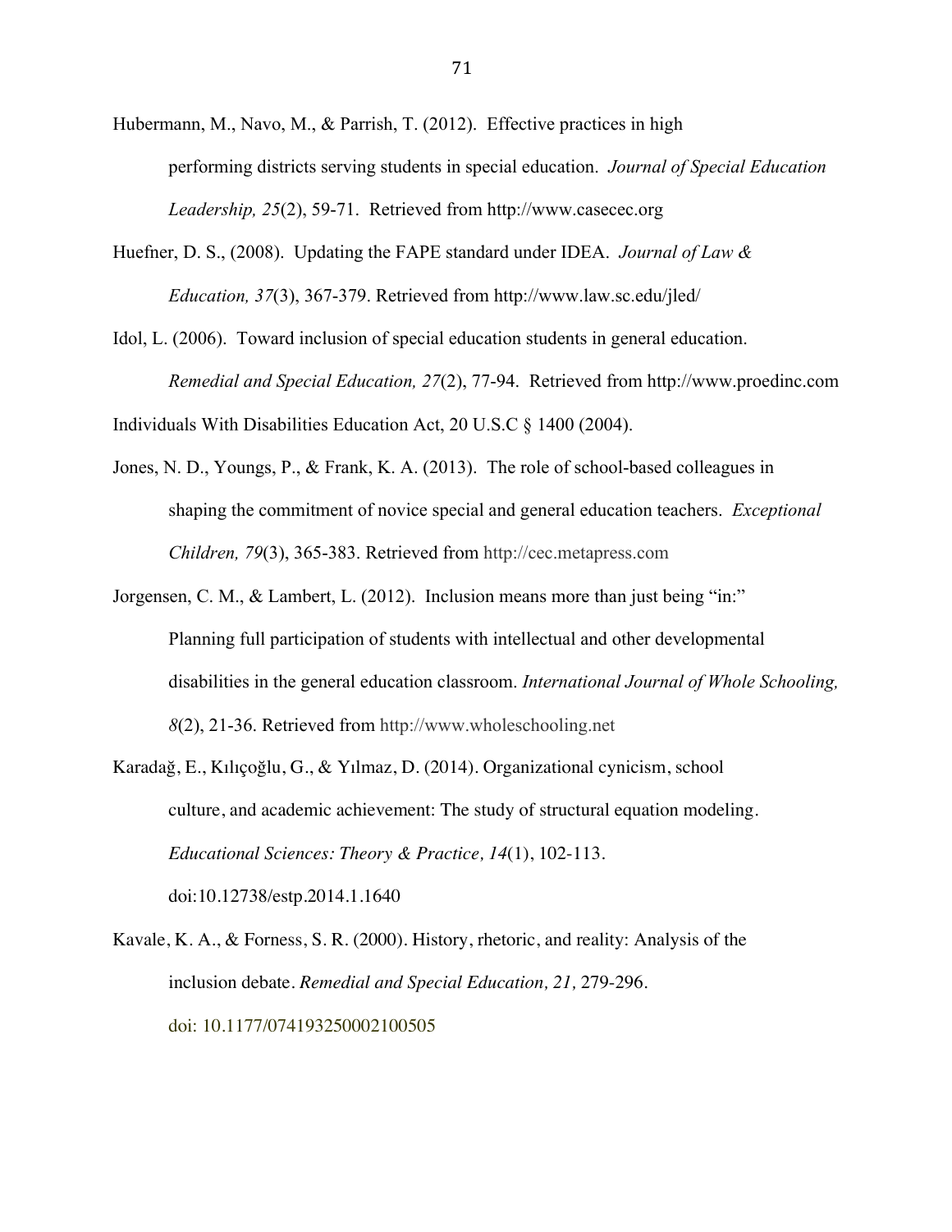Hubermann, M., Navo, M., & Parrish, T. (2012). Effective practices in high performing districts serving students in special education. *Journal of Special Education Leadership, 25*(2), 59-71. Retrieved from http://www.casecec.org

Huefner, D. S., (2008). Updating the FAPE standard under IDEA. *Journal of Law & Education, 37*(3), 367-379. Retrieved from http://www.law.sc.edu/jled/

Idol, L. (2006). Toward inclusion of special education students in general education. *Remedial and Special Education, 27*(2), 77-94. Retrieved from http://www.proedinc.com

Individuals With Disabilities Education Act, 20 U.S.C § 1400 (2004).

Jones, N. D., Youngs, P., & Frank, K. A. (2013). The role of school-based colleagues in shaping the commitment of novice special and general education teachers. *Exceptional Children, 79*(3), 365-383. Retrieved from http://cec.metapress.com

Jorgensen, C. M., & Lambert, L. (2012). Inclusion means more than just being "in:" Planning full participation of students with intellectual and other developmental disabilities in the general education classroom. *International Journal of Whole Schooling, 8*(2), 21-36. Retrieved from http://www.wholeschooling.net

Karadağ, E., Kılıçoğlu, G., & Yılmaz, D. (2014). Organizational cynicism, school culture, and academic achievement: The study of structural equation modeling. *Educational Sciences: Theory & Practice, 14*(1), 102-113. doi:10.12738/estp.2014.1.1640

Kavale, K. A., & Forness, S. R. (2000). History, rhetoric, and reality: Analysis of the inclusion debate. *Remedial and Special Education, 21,* 279-296. doi: 10.1177/074193250002100505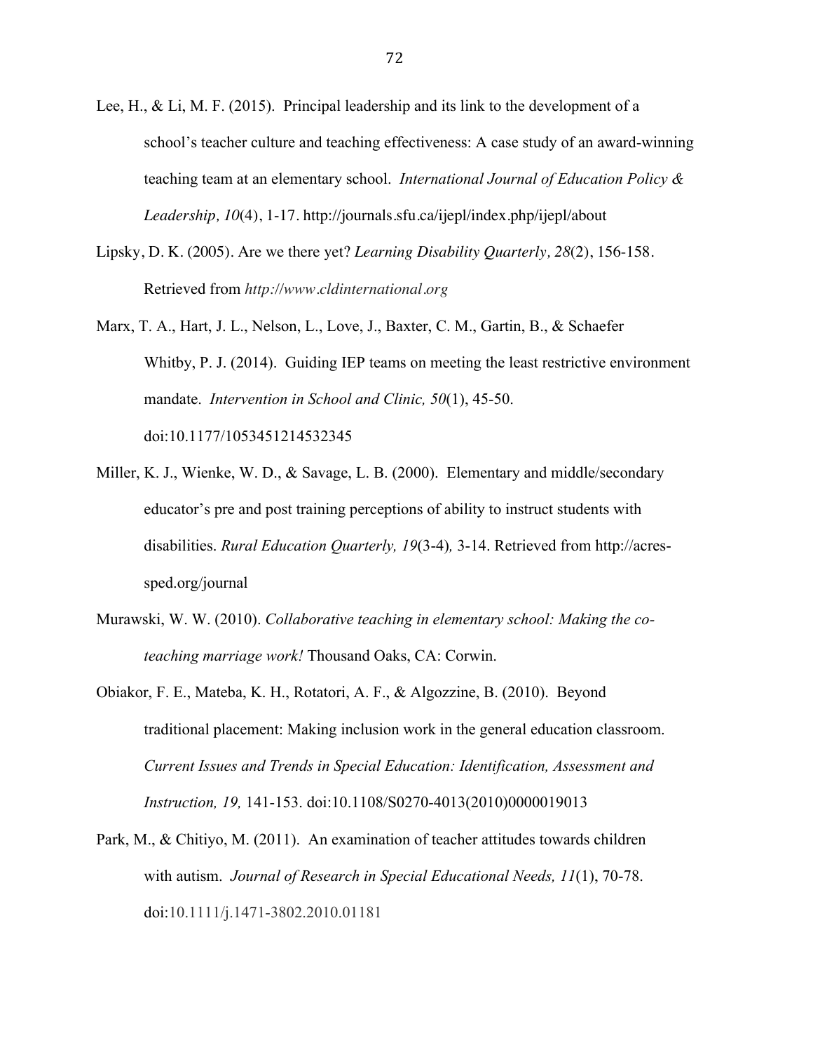Lee, H., & Li, M. F. (2015). Principal leadership and its link to the development of a school's teacher culture and teaching effectiveness: A case study of an award-winning teaching team at an elementary school. *International Journal of Education Policy & Leadership, 10*(4), 1-17. http://journals.sfu.ca/ijepl/index.php/ijepl/about

Lipsky, D. K. (2005). Are we there yet? *Learning Disability Quarterly, 28*(2), 156-158. Retrieved from *http://www.cldinternational.org*

Marx, T. A., Hart, J. L., Nelson, L., Love, J., Baxter, C. M., Gartin, B., & Schaefer Whitby, P. J. (2014). Guiding IEP teams on meeting the least restrictive environment mandate. *Intervention in School and Clinic, 50*(1), 45-50. doi:10.1177/1053451214532345

Miller, K. J., Wienke, W. D., & Savage, L. B. (2000). Elementary and middle/secondary educator's pre and post training perceptions of ability to instruct students with disabilities. *Rural Education Quarterly, 19*(3-4)*,* 3-14. Retrieved from http://acres-sped.org/journal

Murawski, W. W. (2010). *Collaborative teaching in elementary school: Making the co-teaching marriage work!* Thousand Oaks, CA: Corwin.

Obiakor, F. E., Mateba, K. H., Rotatori, A. F., & Algozzine, B. (2010). Beyond traditional placement: Making inclusion work in the general education classroom. *Current Issues and Trends in Special Education: Identification, Assessment and Instruction, 19,* 141-153. doi:10.1108/S0270-4013(2010)0000019013

Park, M., & Chitiyo, M. (2011). An examination of teacher attitudes towards children with autism. *Journal of Research in Special Educational Needs, 11*(1), 70-78. doi:10.1111/j.1471-3802.2010.01181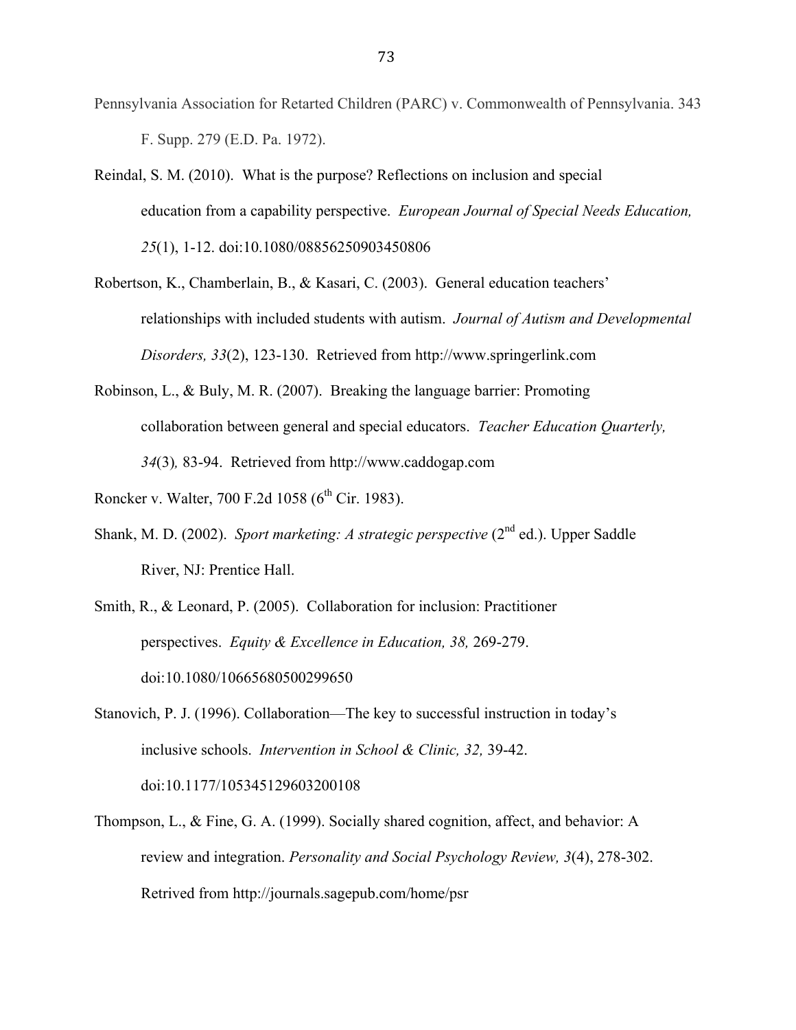Pennsylvania Association for Retarted Children (PARC) v. Commonwealth of Pennsylvania. 343 F. Supp. 279 (E.D. Pa. 1972).

Reindal, S. M. (2010). What is the purpose? Reflections on inclusion and special education from a capability perspective. *European Journal of Special Needs Education, 25*(1), 1-12. doi:10.1080/08856250903450806

Robertson, K., Chamberlain, B., & Kasari, C. (2003). General education teachers' relationships with included students with autism. *Journal of Autism and Developmental Disorders, 33*(2), 123-130. Retrieved from http://www.springerlink.com

Robinson, L., & Buly, M. R. (2007). Breaking the language barrier: Promoting collaboration between general and special educators. *Teacher Education Quarterly, 34*(3)*,* 83-94. Retrieved from http://www.caddogap.com

Roncker v. Walter, 700 F.2d 1058 (6th Cir. 1983).

Shank, M. D. (2002). *Sport marketing: A strategic perspective* (2nd ed.). Upper Saddle River, NJ: Prentice Hall.

Smith, R., & Leonard, P. (2005). Collaboration for inclusion: Practitioner perspectives. *Equity & Excellence in Education, 38,* 269-279. doi:10.1080/10665680500299650

Stanovich, P. J. (1996). Collaboration—The key to successful instruction in today's inclusive schools. *Intervention in School & Clinic, 32,* 39-42. doi:10.1177/105345129603200108

Thompson, L., & Fine, G. A. (1999). Socially shared cognition, affect, and behavior: A review and integration. *Personality and Social Psychology Review, 3*(4), 278-302. Retrived from http://journals.sagepub.com/home/psr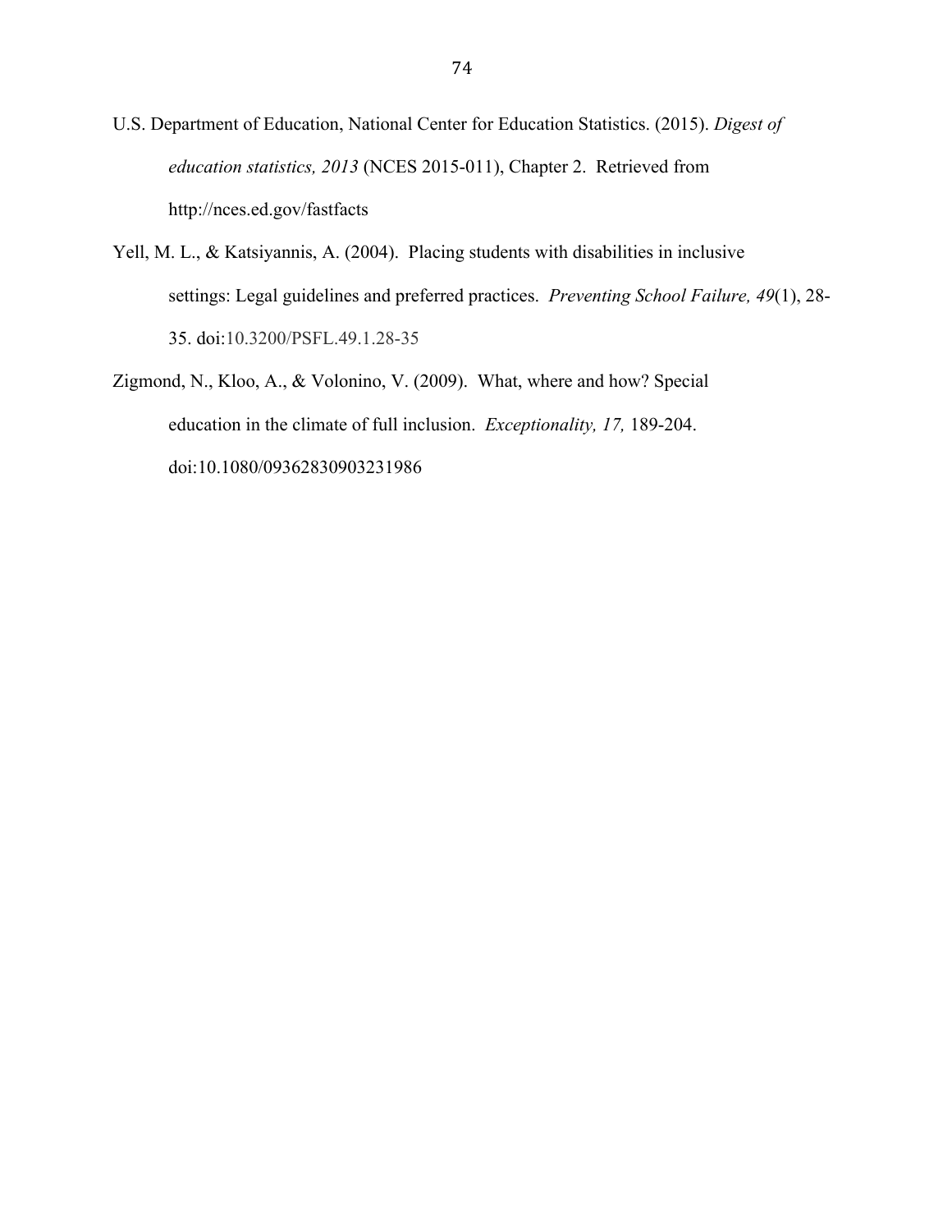U.S. Department of Education, National Center for Education Statistics. (2015). *Digest of education statistics, 2013* (NCES 2015-011), Chapter 2. Retrieved from http://nces.ed.gov/fastfacts

Yell, M. L., & Katsiyannis, A. (2004). Placing students with disabilities in inclusive settings: Legal guidelines and preferred practices. *Preventing School Failure, 49*(1), 28-35. doi:10.3200/PSFL.49.1.28-35

Zigmond, N., Kloo, A., & Volonino, V. (2009). What, where and how? Special education in the climate of full inclusion. *Exceptionality, 17,* 189-204. doi:10.1080/09362830903231986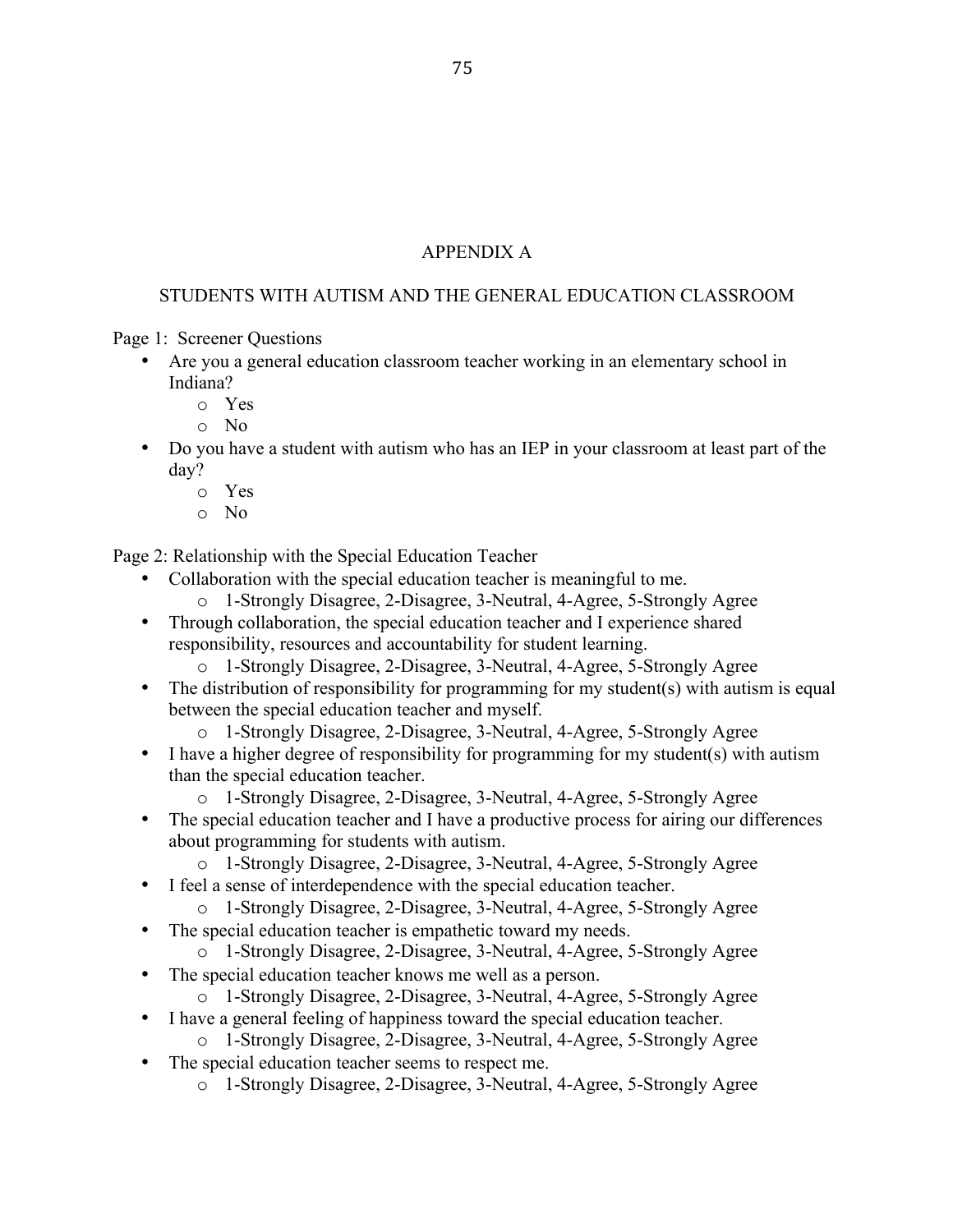# APPENDIX A

## STUDENTS WITH AUTISM AND THE GENERAL EDUCATION CLASSROOM

Page 1: Screener Questions

- Are you a general education classroom teacher working in an elementary school in Indiana?
    - Yes
    - No
- Do you have a student with autism who has an IEP in your classroom at least part of the day?
    - Yes
    - No

Page 2: Relationship with the Special Education Teacher

- Collaboration with the special education teacher is meaningful to me.
    - 1-Strongly Disagree, 2-Disagree, 3-Neutral, 4-Agree, 5-Strongly Agree
- Through collaboration, the special education teacher and I experience shared responsibility, resources and accountability for student learning.
    - 1-Strongly Disagree, 2-Disagree, 3-Neutral, 4-Agree, 5-Strongly Agree
- The distribution of responsibility for programming for my student(s) with autism is equal between the special education teacher and myself.
    - 1-Strongly Disagree, 2-Disagree, 3-Neutral, 4-Agree, 5-Strongly Agree
- I have a higher degree of responsibility for programming for my student(s) with autism than the special education teacher.
    - 1-Strongly Disagree, 2-Disagree, 3-Neutral, 4-Agree, 5-Strongly Agree
- The special education teacher and I have a productive process for airing our differences about programming for students with autism.
    - 1-Strongly Disagree, 2-Disagree, 3-Neutral, 4-Agree, 5-Strongly Agree
- I feel a sense of interdependence with the special education teacher.
    - 1-Strongly Disagree, 2-Disagree, 3-Neutral, 4-Agree, 5-Strongly Agree
- The special education teacher is empathetic toward my needs.
    - 1-Strongly Disagree, 2-Disagree, 3-Neutral, 4-Agree, 5-Strongly Agree
- The special education teacher knows me well as a person.
    - 1-Strongly Disagree, 2-Disagree, 3-Neutral, 4-Agree, 5-Strongly Agree
- I have a general feeling of happiness toward the special education teacher.
    - 1-Strongly Disagree, 2-Disagree, 3-Neutral, 4-Agree, 5-Strongly Agree
- The special education teacher seems to respect me.
    - 1-Strongly Disagree, 2-Disagree, 3-Neutral, 4-Agree, 5-Strongly Agree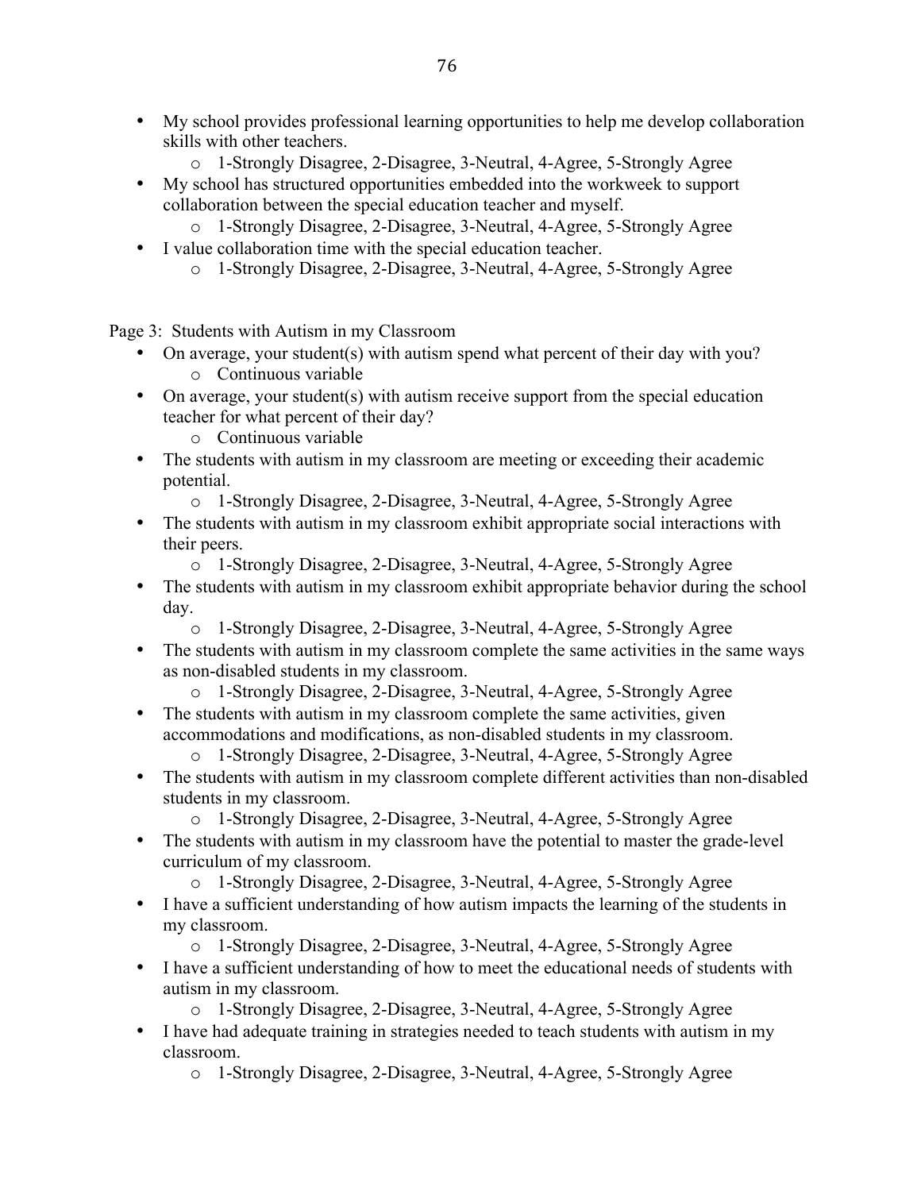- My school provides professional learning opportunities to help me develop collaboration skills with other teachers.
    - 1-Strongly Disagree, 2-Disagree, 3-Neutral, 4-Agree, 5-Strongly Agree
- My school has structured opportunities embedded into the workweek to support collaboration between the special education teacher and myself.
    - 1-Strongly Disagree, 2-Disagree, 3-Neutral, 4-Agree, 5-Strongly Agree
- I value collaboration time with the special education teacher.
    - 1-Strongly Disagree, 2-Disagree, 3-Neutral, 4-Agree, 5-Strongly Agree

Page 3: Students with Autism in my Classroom

- On average, your student(s) with autism spend what percent of their day with you?
    - Continuous variable
- On average, your student(s) with autism receive support from the special education teacher for what percent of their day?
    - Continuous variable
- The students with autism in my classroom are meeting or exceeding their academic potential.
    - 1-Strongly Disagree, 2-Disagree, 3-Neutral, 4-Agree, 5-Strongly Agree
- The students with autism in my classroom exhibit appropriate social interactions with their peers.
    - 1-Strongly Disagree, 2-Disagree, 3-Neutral, 4-Agree, 5-Strongly Agree
- The students with autism in my classroom exhibit appropriate behavior during the school day.
    - 1-Strongly Disagree, 2-Disagree, 3-Neutral, 4-Agree, 5-Strongly Agree
- The students with autism in my classroom complete the same activities in the same ways as non-disabled students in my classroom.
    - 1-Strongly Disagree, 2-Disagree, 3-Neutral, 4-Agree, 5-Strongly Agree
- The students with autism in my classroom complete the same activities, given accommodations and modifications, as non-disabled students in my classroom.
    - 1-Strongly Disagree, 2-Disagree, 3-Neutral, 4-Agree, 5-Strongly Agree
- The students with autism in my classroom complete different activities than non-disabled students in my classroom.
    - 1-Strongly Disagree, 2-Disagree, 3-Neutral, 4-Agree, 5-Strongly Agree
- The students with autism in my classroom have the potential to master the grade-level curriculum of my classroom.
    - 1-Strongly Disagree, 2-Disagree, 3-Neutral, 4-Agree, 5-Strongly Agree
- I have a sufficient understanding of how autism impacts the learning of the students in my classroom.
    - 1-Strongly Disagree, 2-Disagree, 3-Neutral, 4-Agree, 5-Strongly Agree
- I have a sufficient understanding of how to meet the educational needs of students with autism in my classroom.
    - 1-Strongly Disagree, 2-Disagree, 3-Neutral, 4-Agree, 5-Strongly Agree
- I have had adequate training in strategies needed to teach students with autism in my classroom.
    - 1-Strongly Disagree, 2-Disagree, 3-Neutral, 4-Agree, 5-Strongly Agree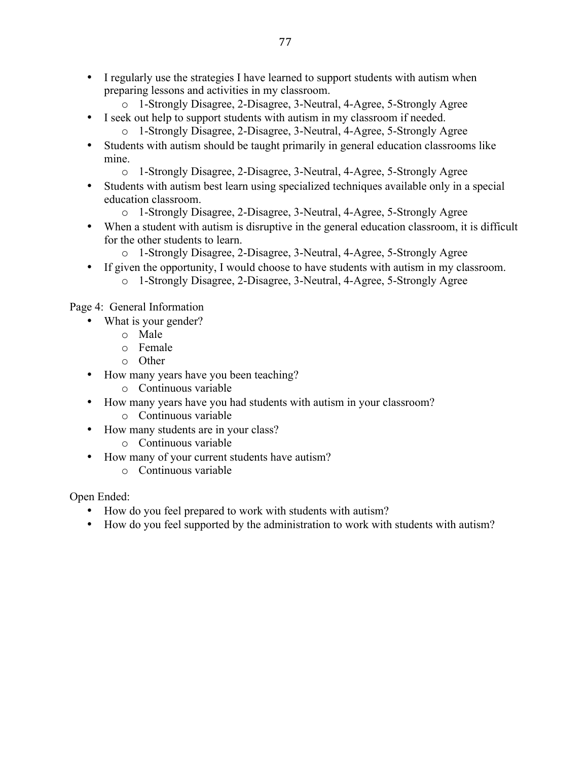- I regularly use the strategies I have learned to support students with autism when preparing lessons and activities in my classroom.
    - 1-Strongly Disagree, 2-Disagree, 3-Neutral, 4-Agree, 5-Strongly Agree
- I seek out help to support students with autism in my classroom if needed.
    - 1-Strongly Disagree, 2-Disagree, 3-Neutral, 4-Agree, 5-Strongly Agree
- Students with autism should be taught primarily in general education classrooms like mine.
    - 1-Strongly Disagree, 2-Disagree, 3-Neutral, 4-Agree, 5-Strongly Agree
- Students with autism best learn using specialized techniques available only in a special education classroom.
    - 1-Strongly Disagree, 2-Disagree, 3-Neutral, 4-Agree, 5-Strongly Agree
- When a student with autism is disruptive in the general education classroom, it is difficult for the other students to learn.
    - 1-Strongly Disagree, 2-Disagree, 3-Neutral, 4-Agree, 5-Strongly Agree
- If given the opportunity, I would choose to have students with autism in my classroom.
    - 1-Strongly Disagree, 2-Disagree, 3-Neutral, 4-Agree, 5-Strongly Agree

Page 4: General Information

- What is your gender?
    - Male
    - Female
    - Other
- How many years have you been teaching?
    - Continuous variable
- How many years have you had students with autism in your classroom?
    - Continuous variable
- How many students are in your class?
    - Continuous variable
- How many of your current students have autism?
    - Continuous variable

Open Ended:

- How do you feel prepared to work with students with autism?
- How do you feel supported by the administration to work with students with autism?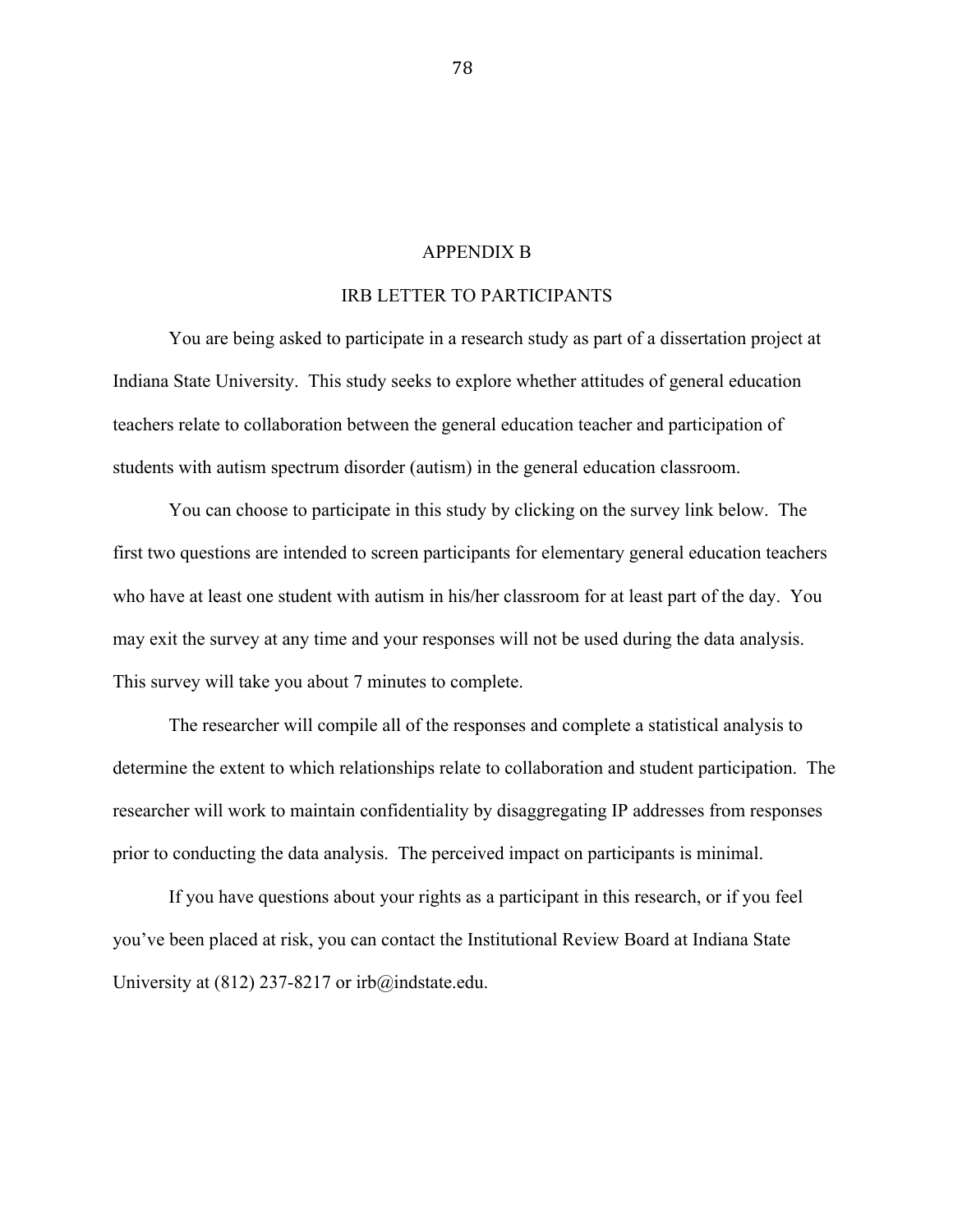# APPENDIX B

## IRB LETTER TO PARTICIPANTS

You are being asked to participate in a research study as part of a dissertation project at Indiana State University. This study seeks to explore whether attitudes of general education teachers relate to collaboration between the general education teacher and participation of students with autism spectrum disorder (autism) in the general education classroom.

You can choose to participate in this study by clicking on the survey link below. The first two questions are intended to screen participants for elementary general education teachers who have at least one student with autism in his/her classroom for at least part of the day. You may exit the survey at any time and your responses will not be used during the data analysis. This survey will take you about 7 minutes to complete.

The researcher will compile all of the responses and complete a statistical analysis to determine the extent to which relationships relate to collaboration and student participation. The researcher will work to maintain confidentiality by disaggregating IP addresses from responses prior to conducting the data analysis. The perceived impact on participants is minimal.

If you have questions about your rights as a participant in this research, or if you feel you've been placed at risk, you can contact the Institutional Review Board at Indiana State University at (812) 237-8217 or irb@indstate.edu.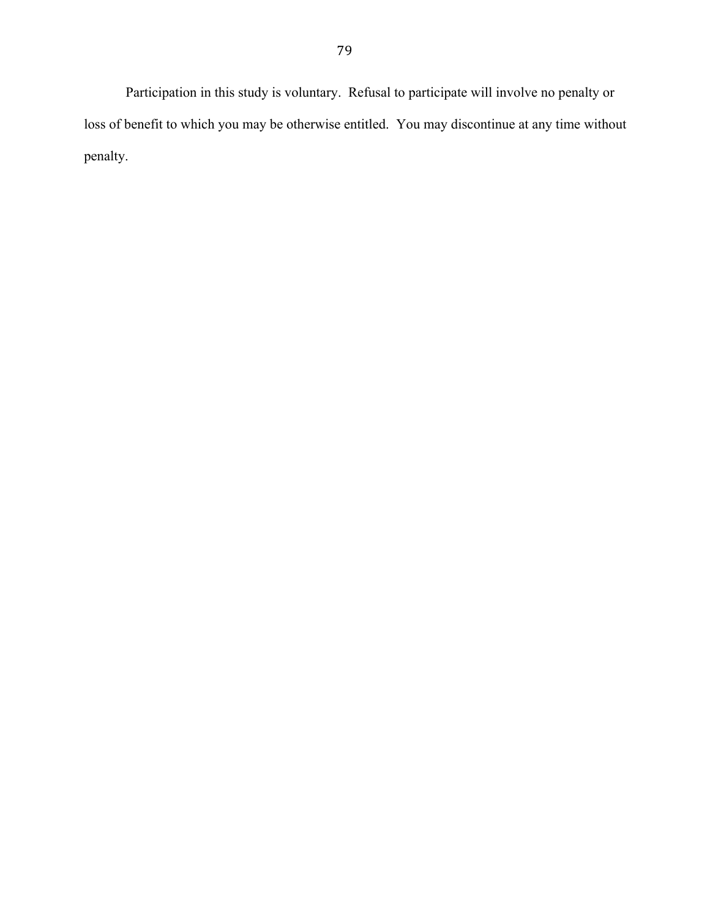Participation in this study is voluntary. Refusal to participate will involve no penalty or loss of benefit to which you may be otherwise entitled. You may discontinue at any time without penalty.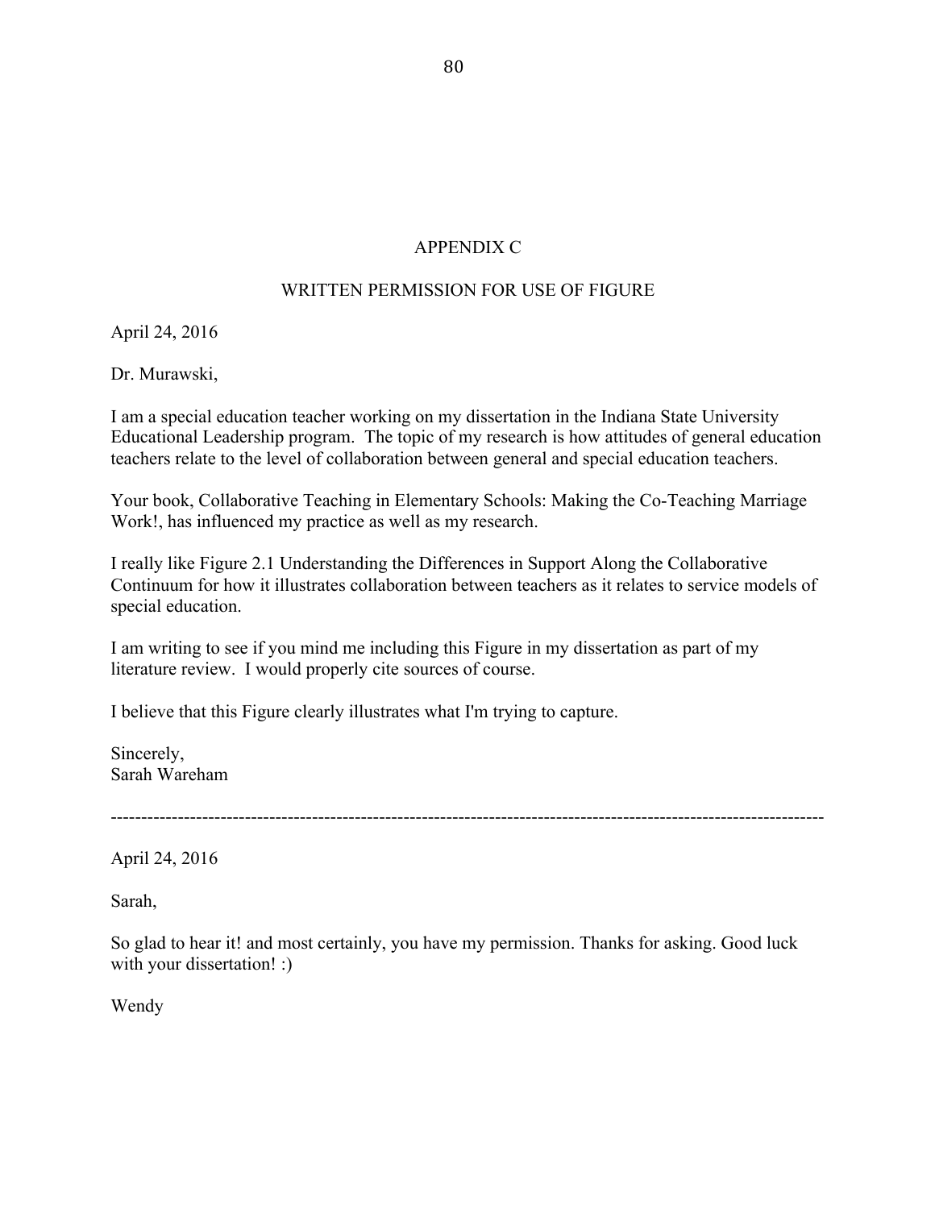# APPENDIX C

## WRITTEN PERMISSION FOR USE OF FIGURE

April 24, 2016

Dr. Murawski,

I am a special education teacher working on my dissertation in the Indiana State University Educational Leadership program. The topic of my research is how attitudes of general education teachers relate to the level of collaboration between general and special education teachers.

Your book, Collaborative Teaching in Elementary Schools: Making the Co-Teaching Marriage Work!, has influenced my practice as well as my research.

I really like Figure 2.1 Understanding the Differences in Support Along the Collaborative Continuum for how it illustrates collaboration between teachers as it relates to service models of special education.

I am writing to see if you mind me including this Figure in my dissertation as part of my literature review. I would properly cite sources of course.

I believe that this Figure clearly illustrates what I'm trying to capture.

Sincerely,
Sarah Wareham

---

April 24, 2016

Sarah,

So glad to hear it! and most certainly, you have my permission. Thanks for asking. Good luck with your dissertation! :)

Wendy